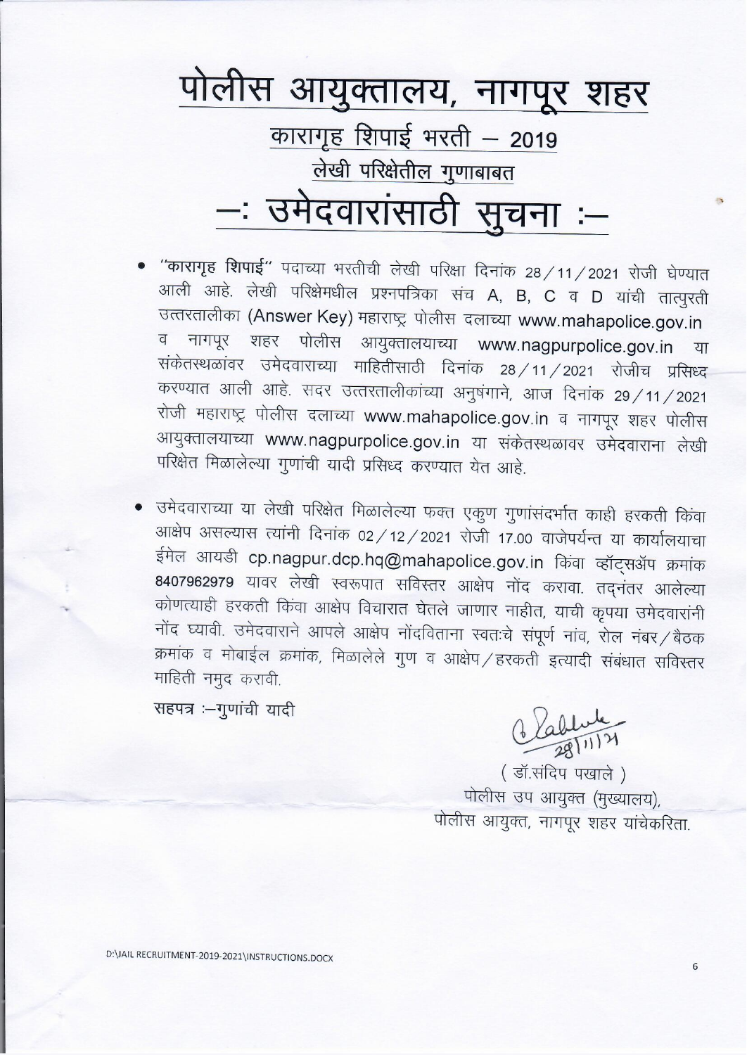# पोलीस आयुक्तालय, नागपूर शहर

## कारागृह शिपाई भरती – 2019

### लेखी परिक्षेतील गुणाबाबत

# –: उमेदवारांसाठी सुचना :–

- **"कारागृह शिपाई"** पदाच्या भरतीची लेखी परिक्षा दिनांक 28/11/2021 रोजी घेण्यात आली आहे. लेखी परिक्षेमधील प्रश्नपत्रिका संच A, B, C व D यांची तात्पुरती उत्तरतालीका (Answer Key) महाराष्ट्र पोलीस दलाच्या www.mahapolice.gov.in व नागपूर शहर पोलीस आयुक्तालयाच्या www.nagpurpolice.gov.in या संकेतस्थळांवर उमेदवाराच्या माहितीसाठी दिनांक 28/11/2021 रोजीच प्रसिध्द करण्यात आली आहे. सदर उत्तरतालीकांच्या अनुषंगाने, आज दिनांक 29/11/2021 रोजी महाराष्ट्र पोलीस दलाच्या www.mahapolice.gov.in व नागपूर शहर पोलीस आयुक्तालयाच्या www.nagpurpolice.gov.in या संकेतस्थळावर उमेदवाराना लेखी परिक्षेत मिळालेल्या गुणांची यादी प्रसिध्द करण्यात येत आहे.

- उमेदवाराच्या या लेखी परिक्षेत मिळालेल्या फक्त एकुण गुणांसंदर्भात काही हरकती किंवा आक्षेप असल्यास त्यांनी दिनांक 02/12/2021 रोजी 17.00 वाजेपर्यन्त या कार्यालयाचा ईमेल आयडी cp.nagpur.dcp.hq@mahapolice.gov.in किंवा व्हॉट्सॲप क्रमांक 8407962979 यावर लेखी स्वरूपात सविस्तर आक्षेप नोंद करावा. तद्नंतर आलेल्या कोणत्याही हरकती किंवा आक्षेप विचारात घेतले जाणार नाहीत, याची कृपया उमेदवारांनी नोंद घ्यावी. उमेदवाराने आपले आक्षेप नोंदविताना स्वतःचे संपूर्ण नांव, रोल नंबर/बैठक क्रमांक व मोबाईल क्रमांक, मिळालेले गुण व आक्षेप/हरकती इत्यादी संबंधात सविस्तर माहिती नमुद करावी.

सहपत्र :–गुणांची यादी

28/11/21

( डॉ.संदिप पखाले )
पोलीस उप आयुक्त (मुख्यालय),
पोलीस आयुक्त, नागपूर शहर यांचेकरिता.

D:\JAIL RECRUITMENT-2019-2021\INSTRUCTIONS.DOCX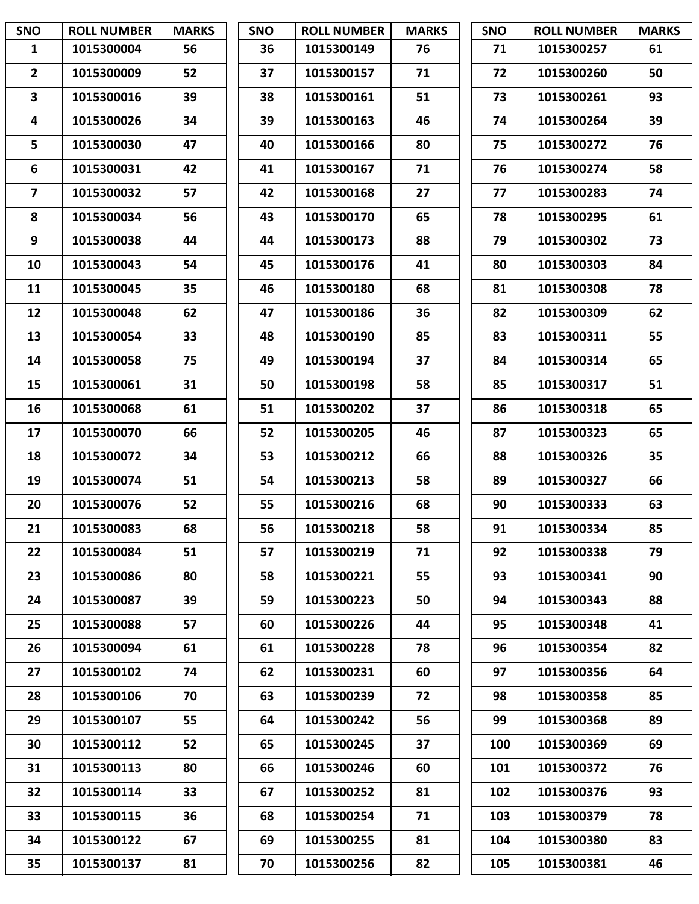| SNO | ROLL NUMBER | MARKS |
|---|---|---|
| 1 | 1015300004 | 56 |
| 2 | 1015300009 | 52 |
| 3 | 1015300016 | 39 |
| 4 | 1015300026 | 34 |
| 5 | 1015300030 | 47 |
| 6 | 1015300031 | 42 |
| 7 | 1015300032 | 57 |
| 8 | 1015300034 | 56 |
| 9 | 1015300038 | 44 |
| 10 | 1015300043 | 54 |
| 11 | 1015300045 | 35 |
| 12 | 1015300048 | 62 |
| 13 | 1015300054 | 33 |
| 14 | 1015300058 | 75 |
| 15 | 1015300061 | 31 |
| 16 | 1015300068 | 61 |
| 17 | 1015300070 | 66 |
| 18 | 1015300072 | 34 |
| 19 | 1015300074 | 51 |
| 20 | 1015300076 | 52 |
| 21 | 1015300083 | 68 |
| 22 | 1015300084 | 51 |
| 23 | 1015300086 | 80 |
| 24 | 1015300087 | 39 |
| 25 | 1015300088 | 57 |
| 26 | 1015300094 | 61 |
| 27 | 1015300102 | 74 |
| 28 | 1015300106 | 70 |
| 29 | 1015300107 | 55 |
| 30 | 1015300112 | 52 |
| 31 | 1015300113 | 80 |
| 32 | 1015300114 | 33 |
| 33 | 1015300115 | 36 |
| 34 | 1015300122 | 67 |
| 35 | 1015300137 | 81 |
| 36 | 1015300149 | 76 |
| 37 | 1015300157 | 71 |
| 38 | 1015300161 | 51 |
| 39 | 1015300163 | 46 |
| 40 | 1015300166 | 80 |
| 41 | 1015300167 | 71 |
| 42 | 1015300168 | 27 |
| 43 | 1015300170 | 65 |
| 44 | 1015300173 | 88 |
| 45 | 1015300176 | 41 |
| 46 | 1015300180 | 68 |
| 47 | 1015300186 | 36 |
| 48 | 1015300190 | 85 |
| 49 | 1015300194 | 37 |
| 50 | 1015300198 | 58 |
| 51 | 1015300202 | 37 |
| 52 | 1015300205 | 46 |
| 53 | 1015300212 | 66 |
| 54 | 1015300213 | 58 |
| 55 | 1015300216 | 68 |
| 56 | 1015300218 | 58 |
| 57 | 1015300219 | 71 |
| 58 | 1015300221 | 55 |
| 59 | 1015300223 | 50 |
| 60 | 1015300226 | 44 |
| 61 | 1015300228 | 78 |
| 62 | 1015300231 | 60 |
| 63 | 1015300239 | 72 |
| 64 | 1015300242 | 56 |
| 65 | 1015300245 | 37 |
| 66 | 1015300246 | 60 |
| 67 | 1015300252 | 81 |
| 68 | 1015300254 | 71 |
| 69 | 1015300255 | 81 |
| 70 | 1015300256 | 82 |
| 71 | 1015300257 | 61 |
| 72 | 1015300260 | 50 |
| 73 | 1015300261 | 93 |
| 74 | 1015300264 | 39 |
| 75 | 1015300272 | 76 |
| 76 | 1015300274 | 58 |
| 77 | 1015300283 | 74 |
| 78 | 1015300295 | 61 |
| 79 | 1015300302 | 73 |
| 80 | 1015300303 | 84 |
| 81 | 1015300308 | 78 |
| 82 | 1015300309 | 62 |
| 83 | 1015300311 | 55 |
| 84 | 1015300314 | 65 |
| 85 | 1015300317 | 51 |
| 86 | 1015300318 | 65 |
| 87 | 1015300323 | 65 |
| 88 | 1015300326 | 35 |
| 89 | 1015300327 | 66 |
| 90 | 1015300333 | 63 |
| 91 | 1015300334 | 85 |
| 92 | 1015300338 | 79 |
| 93 | 1015300341 | 90 |
| 94 | 1015300343 | 88 |
| 95 | 1015300348 | 41 |
| 96 | 1015300354 | 82 |
| 97 | 1015300356 | 64 |
| 98 | 1015300358 | 85 |
| 99 | 1015300368 | 89 |
| 100 | 1015300369 | 69 |
| 101 | 1015300372 | 76 |
| 102 | 1015300376 | 93 |
| 103 | 1015300379 | 78 |
| 104 | 1015300380 | 83 |
| 105 | 1015300381 | 46 |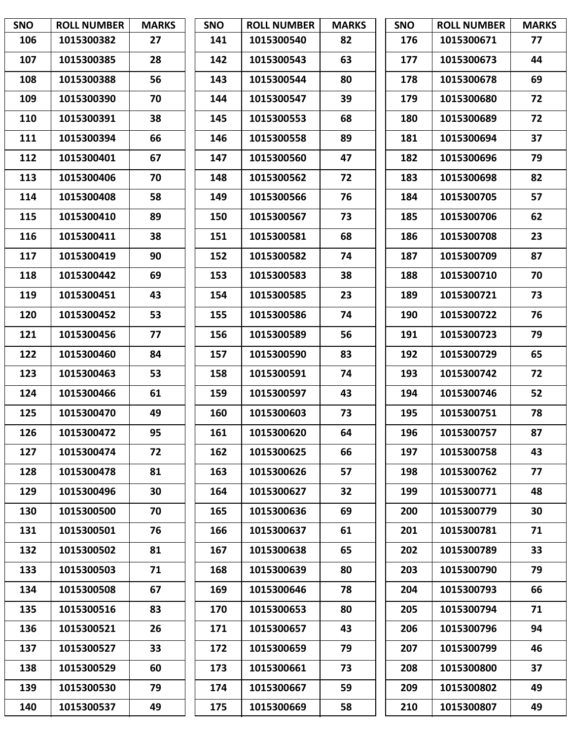| SNO | ROLL NUMBER | MARKS |
|---|---|---|
| 106 | 1015300382 | 27 |
| 107 | 1015300385 | 28 |
| 108 | 1015300388 | 56 |
| 109 | 1015300390 | 70 |
| 110 | 1015300391 | 38 |
| 111 | 1015300394 | 66 |
| 112 | 1015300401 | 67 |
| 113 | 1015300406 | 70 |
| 114 | 1015300408 | 58 |
| 115 | 1015300410 | 89 |
| 116 | 1015300411 | 38 |
| 117 | 1015300419 | 90 |
| 118 | 1015300442 | 69 |
| 119 | 1015300451 | 43 |
| 120 | 1015300452 | 53 |
| 121 | 1015300456 | 77 |
| 122 | 1015300460 | 84 |
| 123 | 1015300463 | 53 |
| 124 | 1015300466 | 61 |
| 125 | 1015300470 | 49 |
| 126 | 1015300472 | 95 |
| 127 | 1015300474 | 72 |
| 128 | 1015300478 | 81 |
| 129 | 1015300496 | 30 |
| 130 | 1015300500 | 70 |
| 131 | 1015300501 | 76 |
| 132 | 1015300502 | 81 |
| 133 | 1015300503 | 71 |
| 134 | 1015300508 | 67 |
| 135 | 1015300516 | 83 |
| 136 | 1015300521 | 26 |
| 137 | 1015300527 | 33 |
| 138 | 1015300529 | 60 |
| 139 | 1015300530 | 79 |
| 140 | 1015300537 | 49 |
| 141 | 1015300540 | 82 |
| 142 | 1015300543 | 63 |
| 143 | 1015300544 | 80 |
| 144 | 1015300547 | 39 |
| 145 | 1015300553 | 68 |
| 146 | 1015300558 | 89 |
| 147 | 1015300560 | 47 |
| 148 | 1015300562 | 72 |
| 149 | 1015300566 | 76 |
| 150 | 1015300567 | 73 |
| 151 | 1015300581 | 68 |
| 152 | 1015300582 | 74 |
| 153 | 1015300583 | 38 |
| 154 | 1015300585 | 23 |
| 155 | 1015300586 | 74 |
| 156 | 1015300589 | 56 |
| 157 | 1015300590 | 83 |
| 158 | 1015300591 | 74 |
| 159 | 1015300597 | 43 |
| 160 | 1015300603 | 73 |
| 161 | 1015300620 | 64 |
| 162 | 1015300625 | 66 |
| 163 | 1015300626 | 57 |
| 164 | 1015300627 | 32 |
| 165 | 1015300636 | 69 |
| 166 | 1015300637 | 61 |
| 167 | 1015300638 | 65 |
| 168 | 1015300639 | 80 |
| 169 | 1015300646 | 78 |
| 170 | 1015300653 | 80 |
| 171 | 1015300657 | 43 |
| 172 | 1015300659 | 79 |
| 173 | 1015300661 | 73 |
| 174 | 1015300667 | 59 |
| 175 | 1015300669 | 58 |
| 176 | 1015300671 | 77 |
| 177 | 1015300673 | 44 |
| 178 | 1015300678 | 69 |
| 179 | 1015300680 | 72 |
| 180 | 1015300689 | 72 |
| 181 | 1015300694 | 37 |
| 182 | 1015300696 | 79 |
| 183 | 1015300698 | 82 |
| 184 | 1015300705 | 57 |
| 185 | 1015300706 | 62 |
| 186 | 1015300708 | 23 |
| 187 | 1015300709 | 87 |
| 188 | 1015300710 | 70 |
| 189 | 1015300721 | 73 |
| 190 | 1015300722 | 76 |
| 191 | 1015300723 | 79 |
| 192 | 1015300729 | 65 |
| 193 | 1015300742 | 72 |
| 194 | 1015300746 | 52 |
| 195 | 1015300751 | 78 |
| 196 | 1015300757 | 87 |
| 197 | 1015300758 | 43 |
| 198 | 1015300762 | 77 |
| 199 | 1015300771 | 48 |
| 200 | 1015300779 | 30 |
| 201 | 1015300781 | 71 |
| 202 | 1015300789 | 33 |
| 203 | 1015300790 | 79 |
| 204 | 1015300793 | 66 |
| 205 | 1015300794 | 71 |
| 206 | 1015300796 | 94 |
| 207 | 1015300799 | 46 |
| 208 | 1015300800 | 37 |
| 209 | 1015300802 | 49 |
| 210 | 1015300807 | 49 |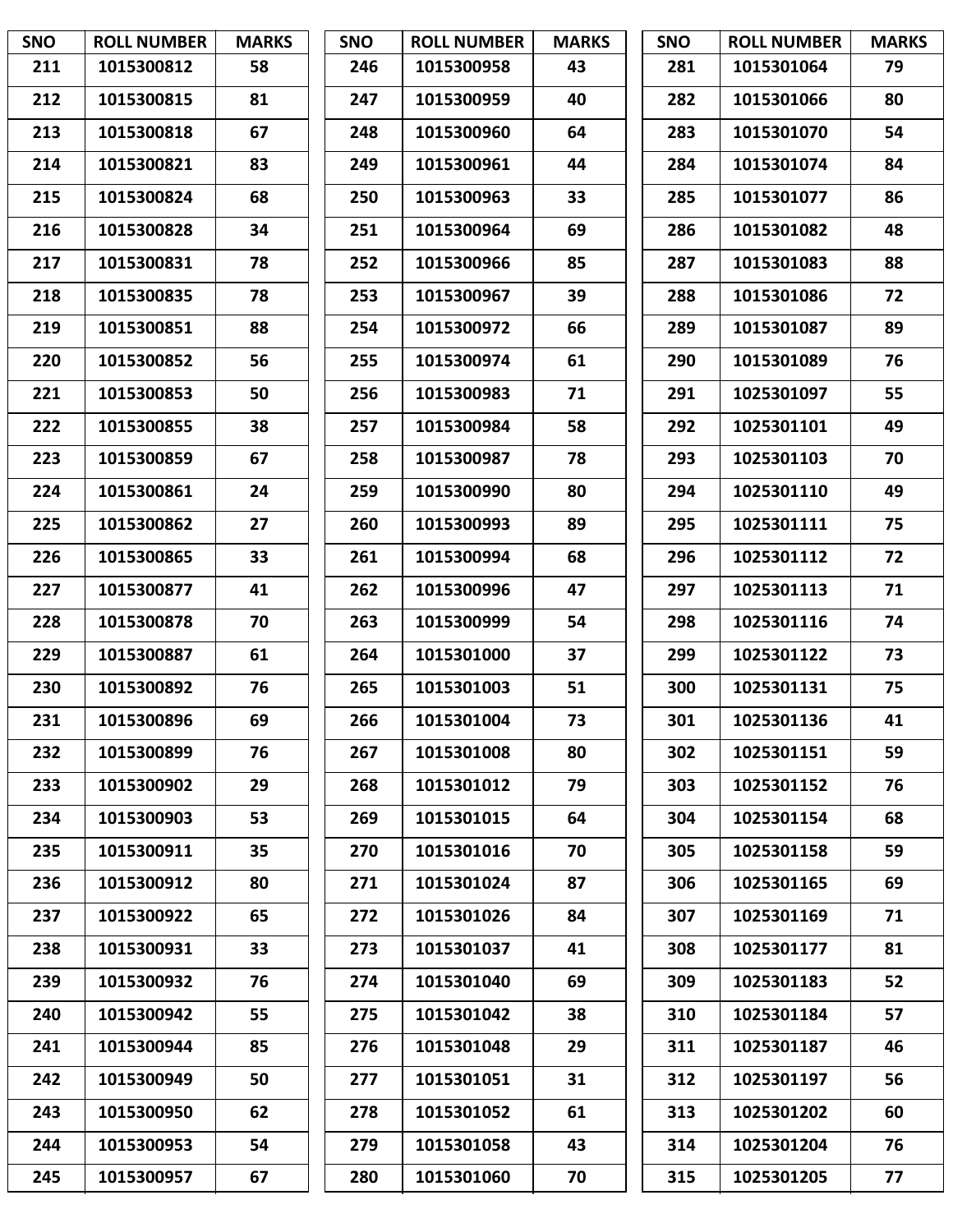| SNO | ROLL NUMBER | MARKS |
|---|---|---|
| 211 | 1015300812 | 58 |
| 212 | 1015300815 | 81 |
| 213 | 1015300818 | 67 |
| 214 | 1015300821 | 83 |
| 215 | 1015300824 | 68 |
| 216 | 1015300828 | 34 |
| 217 | 1015300831 | 78 |
| 218 | 1015300835 | 78 |
| 219 | 1015300851 | 88 |
| 220 | 1015300852 | 56 |
| 221 | 1015300853 | 50 |
| 222 | 1015300855 | 38 |
| 223 | 1015300859 | 67 |
| 224 | 1015300861 | 24 |
| 225 | 1015300862 | 27 |
| 226 | 1015300865 | 33 |
| 227 | 1015300877 | 41 |
| 228 | 1015300878 | 70 |
| 229 | 1015300887 | 61 |
| 230 | 1015300892 | 76 |
| 231 | 1015300896 | 69 |
| 232 | 1015300899 | 76 |
| 233 | 1015300902 | 29 |
| 234 | 1015300903 | 53 |
| 235 | 1015300911 | 35 |
| 236 | 1015300912 | 80 |
| 237 | 1015300922 | 65 |
| 238 | 1015300931 | 33 |
| 239 | 1015300932 | 76 |
| 240 | 1015300942 | 55 |
| 241 | 1015300944 | 85 |
| 242 | 1015300949 | 50 |
| 243 | 1015300950 | 62 |
| 244 | 1015300953 | 54 |
| 245 | 1015300957 | 67 |
| 246 | 1015300958 | 43 |
| 247 | 1015300959 | 40 |
| 248 | 1015300960 | 64 |
| 249 | 1015300961 | 44 |
| 250 | 1015300963 | 33 |
| 251 | 1015300964 | 69 |
| 252 | 1015300966 | 85 |
| 253 | 1015300967 | 39 |
| 254 | 1015300972 | 66 |
| 255 | 1015300974 | 61 |
| 256 | 1015300983 | 71 |
| 257 | 1015300984 | 58 |
| 258 | 1015300987 | 78 |
| 259 | 1015300990 | 80 |
| 260 | 1015300993 | 89 |
| 261 | 1015300994 | 68 |
| 262 | 1015300996 | 47 |
| 263 | 1015300999 | 54 |
| 264 | 1015301000 | 37 |
| 265 | 1015301003 | 51 |
| 266 | 1015301004 | 73 |
| 267 | 1015301008 | 80 |
| 268 | 1015301012 | 79 |
| 269 | 1015301015 | 64 |
| 270 | 1015301016 | 70 |
| 271 | 1015301024 | 87 |
| 272 | 1015301026 | 84 |
| 273 | 1015301037 | 41 |
| 274 | 1015301040 | 69 |
| 275 | 1015301042 | 38 |
| 276 | 1015301048 | 29 |
| 277 | 1015301051 | 31 |
| 278 | 1015301052 | 61 |
| 279 | 1015301058 | 43 |
| 280 | 1015301060 | 70 |
| 281 | 1015301064 | 79 |
| 282 | 1015301066 | 80 |
| 283 | 1015301070 | 54 |
| 284 | 1015301074 | 84 |
| 285 | 1015301077 | 86 |
| 286 | 1015301082 | 48 |
| 287 | 1015301083 | 88 |
| 288 | 1015301086 | 72 |
| 289 | 1015301087 | 89 |
| 290 | 1015301089 | 76 |
| 291 | 1025301097 | 55 |
| 292 | 1025301101 | 49 |
| 293 | 1025301103 | 70 |
| 294 | 1025301110 | 49 |
| 295 | 1025301111 | 75 |
| 296 | 1025301112 | 72 |
| 297 | 1025301113 | 71 |
| 298 | 1025301116 | 74 |
| 299 | 1025301122 | 73 |
| 300 | 1025301131 | 75 |
| 301 | 1025301136 | 41 |
| 302 | 1025301151 | 59 |
| 303 | 1025301152 | 76 |
| 304 | 1025301154 | 68 |
| 305 | 1025301158 | 59 |
| 306 | 1025301165 | 69 |
| 307 | 1025301169 | 71 |
| 308 | 1025301177 | 81 |
| 309 | 1025301183 | 52 |
| 310 | 1025301184 | 57 |
| 311 | 1025301187 | 46 |
| 312 | 1025301197 | 56 |
| 313 | 1025301202 | 60 |
| 314 | 1025301204 | 76 |
| 315 | 1025301205 | 77 |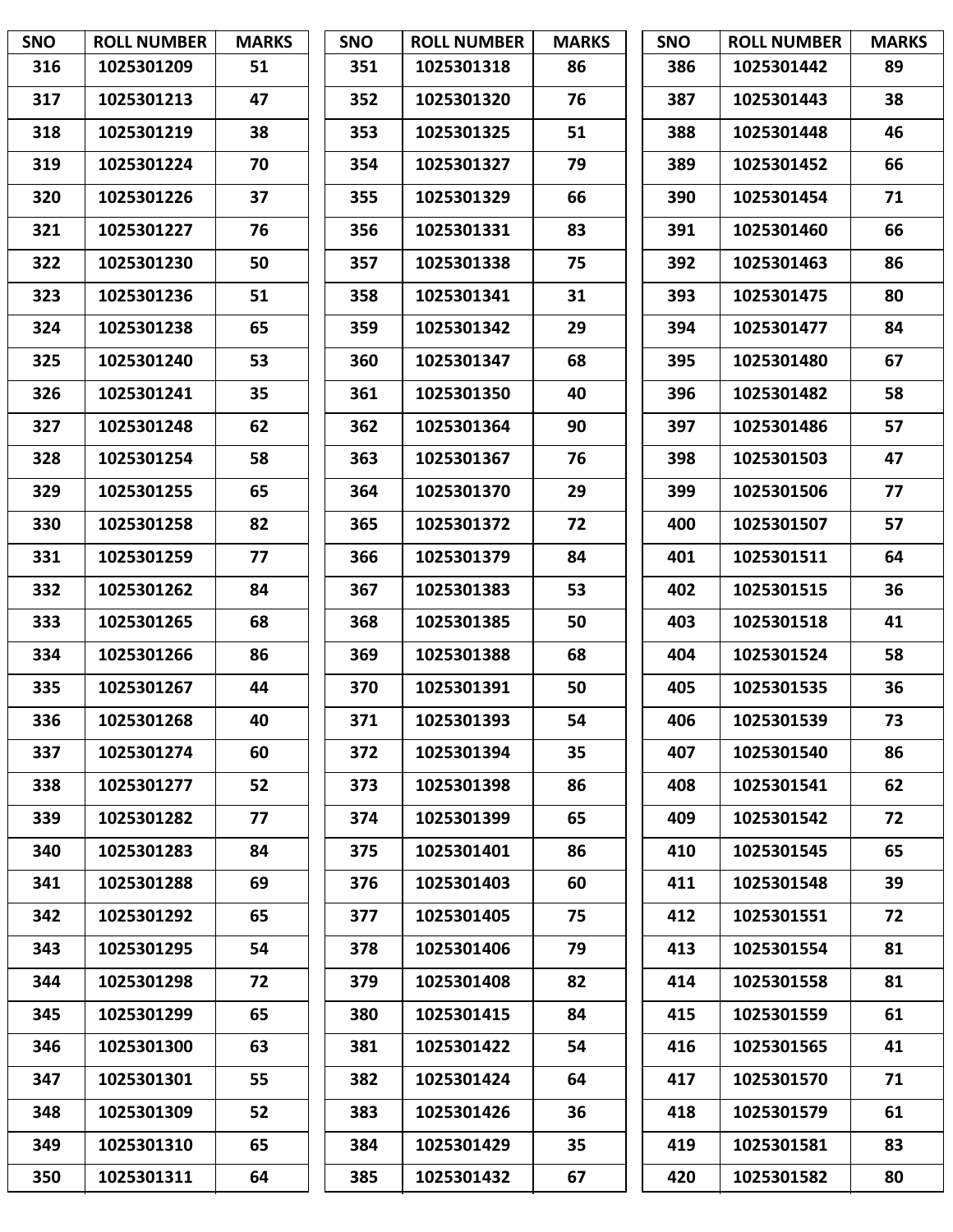| SNO | ROLL NUMBER | MARKS |
|---|---|---|
| 316 | 1025301209 | 51 |
| 317 | 1025301213 | 47 |
| 318 | 1025301219 | 38 |
| 319 | 1025301224 | 70 |
| 320 | 1025301226 | 37 |
| 321 | 1025301227 | 76 |
| 322 | 1025301230 | 50 |
| 323 | 1025301236 | 51 |
| 324 | 1025301238 | 65 |
| 325 | 1025301240 | 53 |
| 326 | 1025301241 | 35 |
| 327 | 1025301248 | 62 |
| 328 | 1025301254 | 58 |
| 329 | 1025301255 | 65 |
| 330 | 1025301258 | 82 |
| 331 | 1025301259 | 77 |
| 332 | 1025301262 | 84 |
| 333 | 1025301265 | 68 |
| 334 | 1025301266 | 86 |
| 335 | 1025301267 | 44 |
| 336 | 1025301268 | 40 |
| 337 | 1025301274 | 60 |
| 338 | 1025301277 | 52 |
| 339 | 1025301282 | 77 |
| 340 | 1025301283 | 84 |
| 341 | 1025301288 | 69 |
| 342 | 1025301292 | 65 |
| 343 | 1025301295 | 54 |
| 344 | 1025301298 | 72 |
| 345 | 1025301299 | 65 |
| 346 | 1025301300 | 63 |
| 347 | 1025301301 | 55 |
| 348 | 1025301309 | 52 |
| 349 | 1025301310 | 65 |
| 350 | 1025301311 | 64 |
| 351 | 1025301318 | 86 |
| 352 | 1025301320 | 76 |
| 353 | 1025301325 | 51 |
| 354 | 1025301327 | 79 |
| 355 | 1025301329 | 66 |
| 356 | 1025301331 | 83 |
| 357 | 1025301338 | 75 |
| 358 | 1025301341 | 31 |
| 359 | 1025301342 | 29 |
| 360 | 1025301347 | 68 |
| 361 | 1025301350 | 40 |
| 362 | 1025301364 | 90 |
| 363 | 1025301367 | 76 |
| 364 | 1025301370 | 29 |
| 365 | 1025301372 | 72 |
| 366 | 1025301379 | 84 |
| 367 | 1025301383 | 53 |
| 368 | 1025301385 | 50 |
| 369 | 1025301388 | 68 |
| 370 | 1025301391 | 50 |
| 371 | 1025301393 | 54 |
| 372 | 1025301394 | 35 |
| 373 | 1025301398 | 86 |
| 374 | 1025301399 | 65 |
| 375 | 1025301401 | 86 |
| 376 | 1025301403 | 60 |
| 377 | 1025301405 | 75 |
| 378 | 1025301406 | 79 |
| 379 | 1025301408 | 82 |
| 380 | 1025301415 | 84 |
| 381 | 1025301422 | 54 |
| 382 | 1025301424 | 64 |
| 383 | 1025301426 | 36 |
| 384 | 1025301429 | 35 |
| 385 | 1025301432 | 67 |
| 386 | 1025301442 | 89 |
| 387 | 1025301443 | 38 |
| 388 | 1025301448 | 46 |
| 389 | 1025301452 | 66 |
| 390 | 1025301454 | 71 |
| 391 | 1025301460 | 66 |
| 392 | 1025301463 | 86 |
| 393 | 1025301475 | 80 |
| 394 | 1025301477 | 84 |
| 395 | 1025301480 | 67 |
| 396 | 1025301482 | 58 |
| 397 | 1025301486 | 57 |
| 398 | 1025301503 | 47 |
| 399 | 1025301506 | 77 |
| 400 | 1025301507 | 57 |
| 401 | 1025301511 | 64 |
| 402 | 1025301515 | 36 |
| 403 | 1025301518 | 41 |
| 404 | 1025301524 | 58 |
| 405 | 1025301535 | 36 |
| 406 | 1025301539 | 73 |
| 407 | 1025301540 | 86 |
| 408 | 1025301541 | 62 |
| 409 | 1025301542 | 72 |
| 410 | 1025301545 | 65 |
| 411 | 1025301548 | 39 |
| 412 | 1025301551 | 72 |
| 413 | 1025301554 | 81 |
| 414 | 1025301558 | 81 |
| 415 | 1025301559 | 61 |
| 416 | 1025301565 | 41 |
| 417 | 1025301570 | 71 |
| 418 | 1025301579 | 61 |
| 419 | 1025301581 | 83 |
| 420 | 1025301582 | 80 |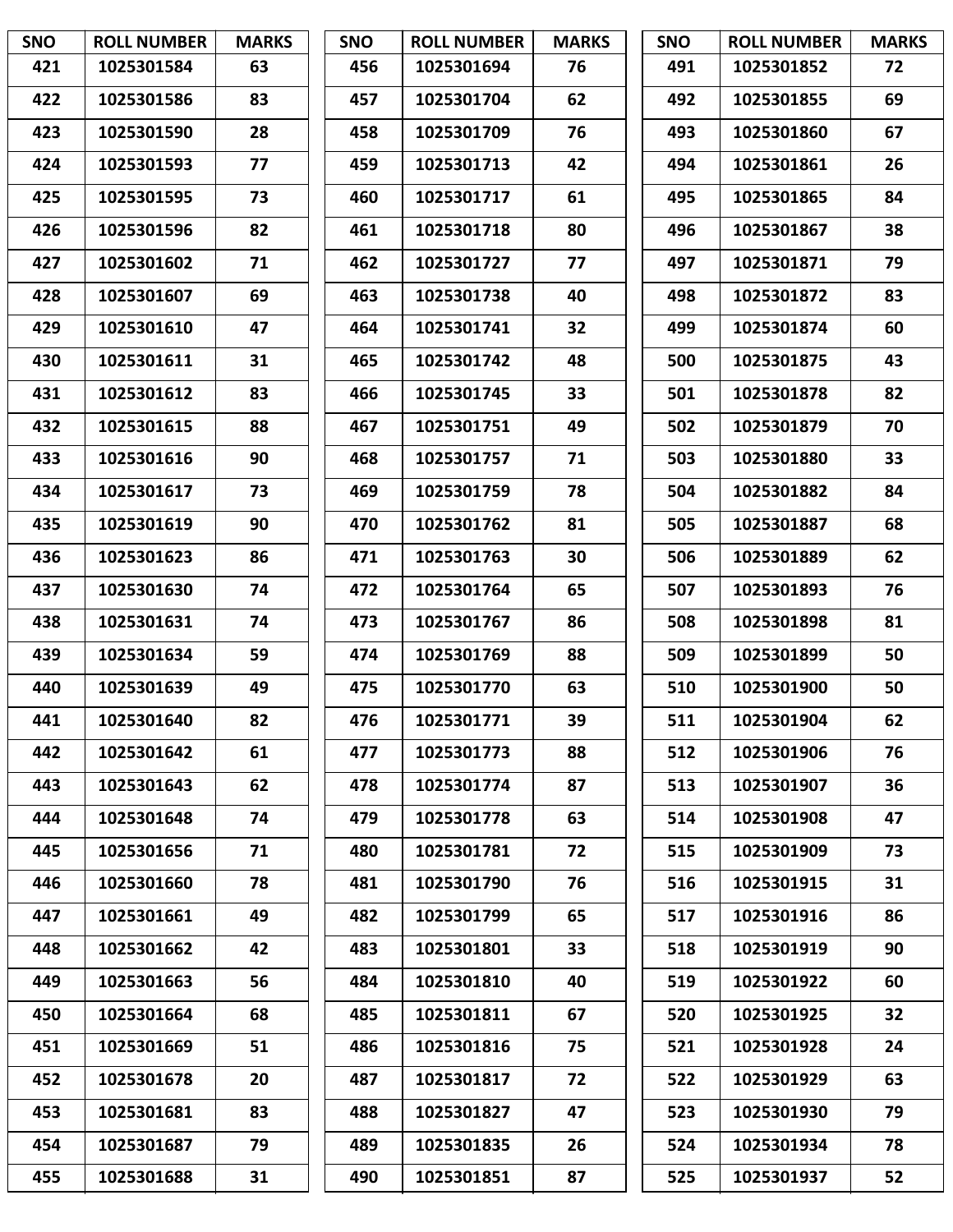| SNO | ROLL NUMBER | MARKS |
|---|---|---|
| 421 | 1025301584 | 63 |
| 422 | 1025301586 | 83 |
| 423 | 1025301590 | 28 |
| 424 | 1025301593 | 77 |
| 425 | 1025301595 | 73 |
| 426 | 1025301596 | 82 |
| 427 | 1025301602 | 71 |
| 428 | 1025301607 | 69 |
| 429 | 1025301610 | 47 |
| 430 | 1025301611 | 31 |
| 431 | 1025301612 | 83 |
| 432 | 1025301615 | 88 |
| 433 | 1025301616 | 90 |
| 434 | 1025301617 | 73 |
| 435 | 1025301619 | 90 |
| 436 | 1025301623 | 86 |
| 437 | 1025301630 | 74 |
| 438 | 1025301631 | 74 |
| 439 | 1025301634 | 59 |
| 440 | 1025301639 | 49 |
| 441 | 1025301640 | 82 |
| 442 | 1025301642 | 61 |
| 443 | 1025301643 | 62 |
| 444 | 1025301648 | 74 |
| 445 | 1025301656 | 71 |
| 446 | 1025301660 | 78 |
| 447 | 1025301661 | 49 |
| 448 | 1025301662 | 42 |
| 449 | 1025301663 | 56 |
| 450 | 1025301664 | 68 |
| 451 | 1025301669 | 51 |
| 452 | 1025301678 | 20 |
| 453 | 1025301681 | 83 |
| 454 | 1025301687 | 79 |
| 455 | 1025301688 | 31 |
| 456 | 1025301694 | 76 |
| 457 | 1025301704 | 62 |
| 458 | 1025301709 | 76 |
| 459 | 1025301713 | 42 |
| 460 | 1025301717 | 61 |
| 461 | 1025301718 | 80 |
| 462 | 1025301727 | 77 |
| 463 | 1025301738 | 40 |
| 464 | 1025301741 | 32 |
| 465 | 1025301742 | 48 |
| 466 | 1025301745 | 33 |
| 467 | 1025301751 | 49 |
| 468 | 1025301757 | 71 |
| 469 | 1025301759 | 78 |
| 470 | 1025301762 | 81 |
| 471 | 1025301763 | 30 |
| 472 | 1025301764 | 65 |
| 473 | 1025301767 | 86 |
| 474 | 1025301769 | 88 |
| 475 | 1025301770 | 63 |
| 476 | 1025301771 | 39 |
| 477 | 1025301773 | 88 |
| 478 | 1025301774 | 87 |
| 479 | 1025301778 | 63 |
| 480 | 1025301781 | 72 |
| 481 | 1025301790 | 76 |
| 482 | 1025301799 | 65 |
| 483 | 1025301801 | 33 |
| 484 | 1025301810 | 40 |
| 485 | 1025301811 | 67 |
| 486 | 1025301816 | 75 |
| 487 | 1025301817 | 72 |
| 488 | 1025301827 | 47 |
| 489 | 1025301835 | 26 |
| 490 | 1025301851 | 87 |
| 491 | 1025301852 | 72 |
| 492 | 1025301855 | 69 |
| 493 | 1025301860 | 67 |
| 494 | 1025301861 | 26 |
| 495 | 1025301865 | 84 |
| 496 | 1025301867 | 38 |
| 497 | 1025301871 | 79 |
| 498 | 1025301872 | 83 |
| 499 | 1025301874 | 60 |
| 500 | 1025301875 | 43 |
| 501 | 1025301878 | 82 |
| 502 | 1025301879 | 70 |
| 503 | 1025301880 | 33 |
| 504 | 1025301882 | 84 |
| 505 | 1025301887 | 68 |
| 506 | 1025301889 | 62 |
| 507 | 1025301893 | 76 |
| 508 | 1025301898 | 81 |
| 509 | 1025301899 | 50 |
| 510 | 1025301900 | 50 |
| 511 | 1025301904 | 62 |
| 512 | 1025301906 | 76 |
| 513 | 1025301907 | 36 |
| 514 | 1025301908 | 47 |
| 515 | 1025301909 | 73 |
| 516 | 1025301915 | 31 |
| 517 | 1025301916 | 86 |
| 518 | 1025301919 | 90 |
| 519 | 1025301922 | 60 |
| 520 | 1025301925 | 32 |
| 521 | 1025301928 | 24 |
| 522 | 1025301929 | 63 |
| 523 | 1025301930 | 79 |
| 524 | 1025301934 | 78 |
| 525 | 1025301937 | 52 |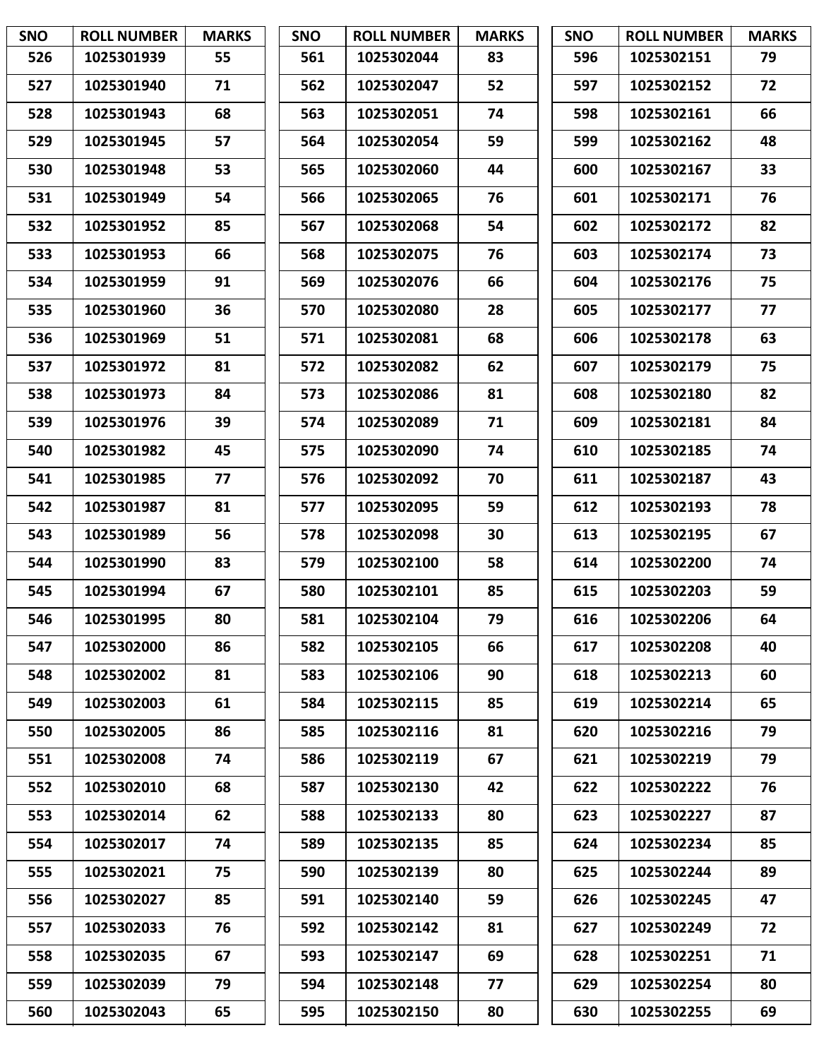| SNO | ROLL NUMBER | MARKS |
|---|---|---|
| 526 | 1025301939 | 55 |
| 527 | 1025301940 | 71 |
| 528 | 1025301943 | 68 |
| 529 | 1025301945 | 57 |
| 530 | 1025301948 | 53 |
| 531 | 1025301949 | 54 |
| 532 | 1025301952 | 85 |
| 533 | 1025301953 | 66 |
| 534 | 1025301959 | 91 |
| 535 | 1025301960 | 36 |
| 536 | 1025301969 | 51 |
| 537 | 1025301972 | 81 |
| 538 | 1025301973 | 84 |
| 539 | 1025301976 | 39 |
| 540 | 1025301982 | 45 |
| 541 | 1025301985 | 77 |
| 542 | 1025301987 | 81 |
| 543 | 1025301989 | 56 |
| 544 | 1025301990 | 83 |
| 545 | 1025301994 | 67 |
| 546 | 1025301995 | 80 |
| 547 | 1025302000 | 86 |
| 548 | 1025302002 | 81 |
| 549 | 1025302003 | 61 |
| 550 | 1025302005 | 86 |
| 551 | 1025302008 | 74 |
| 552 | 1025302010 | 68 |
| 553 | 1025302014 | 62 |
| 554 | 1025302017 | 74 |
| 555 | 1025302021 | 75 |
| 556 | 1025302027 | 85 |
| 557 | 1025302033 | 76 |
| 558 | 1025302035 | 67 |
| 559 | 1025302039 | 79 |
| 560 | 1025302043 | 65 |
| 561 | 1025302044 | 83 |
| 562 | 1025302047 | 52 |
| 563 | 1025302051 | 74 |
| 564 | 1025302054 | 59 |
| 565 | 1025302060 | 44 |
| 566 | 1025302065 | 76 |
| 567 | 1025302068 | 54 |
| 568 | 1025302075 | 76 |
| 569 | 1025302076 | 66 |
| 570 | 1025302080 | 28 |
| 571 | 1025302081 | 68 |
| 572 | 1025302082 | 62 |
| 573 | 1025302086 | 81 |
| 574 | 1025302089 | 71 |
| 575 | 1025302090 | 74 |
| 576 | 1025302092 | 70 |
| 577 | 1025302095 | 59 |
| 578 | 1025302098 | 30 |
| 579 | 1025302100 | 58 |
| 580 | 1025302101 | 85 |
| 581 | 1025302104 | 79 |
| 582 | 1025302105 | 66 |
| 583 | 1025302106 | 90 |
| 584 | 1025302115 | 85 |
| 585 | 1025302116 | 81 |
| 586 | 1025302119 | 67 |
| 587 | 1025302130 | 42 |
| 588 | 1025302133 | 80 |
| 589 | 1025302135 | 85 |
| 590 | 1025302139 | 80 |
| 591 | 1025302140 | 59 |
| 592 | 1025302142 | 81 |
| 593 | 1025302147 | 69 |
| 594 | 1025302148 | 77 |
| 595 | 1025302150 | 80 |
| 596 | 1025302151 | 79 |
| 597 | 1025302152 | 72 |
| 598 | 1025302161 | 66 |
| 599 | 1025302162 | 48 |
| 600 | 1025302167 | 33 |
| 601 | 1025302171 | 76 |
| 602 | 1025302172 | 82 |
| 603 | 1025302174 | 73 |
| 604 | 1025302176 | 75 |
| 605 | 1025302177 | 77 |
| 606 | 1025302178 | 63 |
| 607 | 1025302179 | 75 |
| 608 | 1025302180 | 82 |
| 609 | 1025302181 | 84 |
| 610 | 1025302185 | 74 |
| 611 | 1025302187 | 43 |
| 612 | 1025302193 | 78 |
| 613 | 1025302195 | 67 |
| 614 | 1025302200 | 74 |
| 615 | 1025302203 | 59 |
| 616 | 1025302206 | 64 |
| 617 | 1025302208 | 40 |
| 618 | 1025302213 | 60 |
| 619 | 1025302214 | 65 |
| 620 | 1025302216 | 79 |
| 621 | 1025302219 | 79 |
| 622 | 1025302222 | 76 |
| 623 | 1025302227 | 87 |
| 624 | 1025302234 | 85 |
| 625 | 1025302244 | 89 |
| 626 | 1025302245 | 47 |
| 627 | 1025302249 | 72 |
| 628 | 1025302251 | 71 |
| 629 | 1025302254 | 80 |
| 630 | 1025302255 | 69 |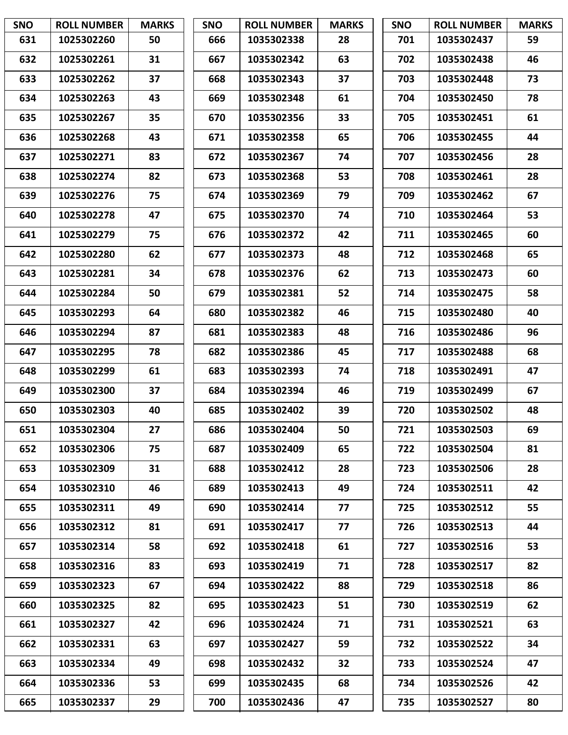| SNO | ROLL NUMBER | MARKS |
|---|---|---|
| 631 | 1025302260 | 50 |
| 632 | 1025302261 | 31 |
| 633 | 1025302262 | 37 |
| 634 | 1025302263 | 43 |
| 635 | 1025302267 | 35 |
| 636 | 1025302268 | 43 |
| 637 | 1025302271 | 83 |
| 638 | 1025302274 | 82 |
| 639 | 1025302276 | 75 |
| 640 | 1025302278 | 47 |
| 641 | 1025302279 | 75 |
| 642 | 1025302280 | 62 |
| 643 | 1025302281 | 34 |
| 644 | 1025302284 | 50 |
| 645 | 1035302293 | 64 |
| 646 | 1035302294 | 87 |
| 647 | 1035302295 | 78 |
| 648 | 1035302299 | 61 |
| 649 | 1035302300 | 37 |
| 650 | 1035302303 | 40 |
| 651 | 1035302304 | 27 |
| 652 | 1035302306 | 75 |
| 653 | 1035302309 | 31 |
| 654 | 1035302310 | 46 |
| 655 | 1035302311 | 49 |
| 656 | 1035302312 | 81 |
| 657 | 1035302314 | 58 |
| 658 | 1035302316 | 83 |
| 659 | 1035302323 | 67 |
| 660 | 1035302325 | 82 |
| 661 | 1035302327 | 42 |
| 662 | 1035302331 | 63 |
| 663 | 1035302334 | 49 |
| 664 | 1035302336 | 53 |
| 665 | 1035302337 | 29 |
| 666 | 1035302338 | 28 |
| 667 | 1035302342 | 63 |
| 668 | 1035302343 | 37 |
| 669 | 1035302348 | 61 |
| 670 | 1035302356 | 33 |
| 671 | 1035302358 | 65 |
| 672 | 1035302367 | 74 |
| 673 | 1035302368 | 53 |
| 674 | 1035302369 | 79 |
| 675 | 1035302370 | 74 |
| 676 | 1035302372 | 42 |
| 677 | 1035302373 | 48 |
| 678 | 1035302376 | 62 |
| 679 | 1035302381 | 52 |
| 680 | 1035302382 | 46 |
| 681 | 1035302383 | 48 |
| 682 | 1035302386 | 45 |
| 683 | 1035302393 | 74 |
| 684 | 1035302394 | 46 |
| 685 | 1035302402 | 39 |
| 686 | 1035302404 | 50 |
| 687 | 1035302409 | 65 |
| 688 | 1035302412 | 28 |
| 689 | 1035302413 | 49 |
| 690 | 1035302414 | 77 |
| 691 | 1035302417 | 77 |
| 692 | 1035302418 | 61 |
| 693 | 1035302419 | 71 |
| 694 | 1035302422 | 88 |
| 695 | 1035302423 | 51 |
| 696 | 1035302424 | 71 |
| 697 | 1035302427 | 59 |
| 698 | 1035302432 | 32 |
| 699 | 1035302435 | 68 |
| 700 | 1035302436 | 47 |
| 701 | 1035302437 | 59 |
| 702 | 1035302438 | 46 |
| 703 | 1035302448 | 73 |
| 704 | 1035302450 | 78 |
| 705 | 1035302451 | 61 |
| 706 | 1035302455 | 44 |
| 707 | 1035302456 | 28 |
| 708 | 1035302461 | 28 |
| 709 | 1035302462 | 67 |
| 710 | 1035302464 | 53 |
| 711 | 1035302465 | 60 |
| 712 | 1035302468 | 65 |
| 713 | 1035302473 | 60 |
| 714 | 1035302475 | 58 |
| 715 | 1035302480 | 40 |
| 716 | 1035302486 | 96 |
| 717 | 1035302488 | 68 |
| 718 | 1035302491 | 47 |
| 719 | 1035302499 | 67 |
| 720 | 1035302502 | 48 |
| 721 | 1035302503 | 69 |
| 722 | 1035302504 | 81 |
| 723 | 1035302506 | 28 |
| 724 | 1035302511 | 42 |
| 725 | 1035302512 | 55 |
| 726 | 1035302513 | 44 |
| 727 | 1035302516 | 53 |
| 728 | 1035302517 | 82 |
| 729 | 1035302518 | 86 |
| 730 | 1035302519 | 62 |
| 731 | 1035302521 | 63 |
| 732 | 1035302522 | 34 |
| 733 | 1035302524 | 47 |
| 734 | 1035302526 | 42 |
| 735 | 1035302527 | 80 |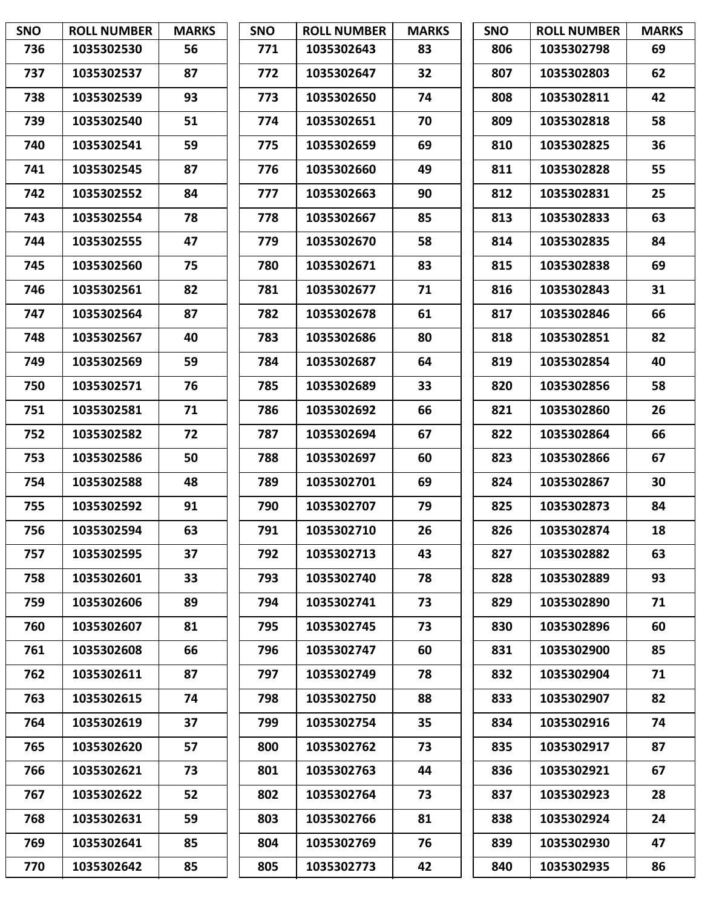| SNO | ROLL NUMBER | MARKS |
|---|---|---|
| 736 | 1035302530 | 56 |
| 737 | 1035302537 | 87 |
| 738 | 1035302539 | 93 |
| 739 | 1035302540 | 51 |
| 740 | 1035302541 | 59 |
| 741 | 1035302545 | 87 |
| 742 | 1035302552 | 84 |
| 743 | 1035302554 | 78 |
| 744 | 1035302555 | 47 |
| 745 | 1035302560 | 75 |
| 746 | 1035302561 | 82 |
| 747 | 1035302564 | 87 |
| 748 | 1035302567 | 40 |
| 749 | 1035302569 | 59 |
| 750 | 1035302571 | 76 |
| 751 | 1035302581 | 71 |
| 752 | 1035302582 | 72 |
| 753 | 1035302586 | 50 |
| 754 | 1035302588 | 48 |
| 755 | 1035302592 | 91 |
| 756 | 1035302594 | 63 |
| 757 | 1035302595 | 37 |
| 758 | 1035302601 | 33 |
| 759 | 1035302606 | 89 |
| 760 | 1035302607 | 81 |
| 761 | 1035302608 | 66 |
| 762 | 1035302611 | 87 |
| 763 | 1035302615 | 74 |
| 764 | 1035302619 | 37 |
| 765 | 1035302620 | 57 |
| 766 | 1035302621 | 73 |
| 767 | 1035302622 | 52 |
| 768 | 1035302631 | 59 |
| 769 | 1035302641 | 85 |
| 770 | 1035302642 | 85 |
| 771 | 1035302643 | 83 |
| 772 | 1035302647 | 32 |
| 773 | 1035302650 | 74 |
| 774 | 1035302651 | 70 |
| 775 | 1035302659 | 69 |
| 776 | 1035302660 | 49 |
| 777 | 1035302663 | 90 |
| 778 | 1035302667 | 85 |
| 779 | 1035302670 | 58 |
| 780 | 1035302671 | 83 |
| 781 | 1035302677 | 71 |
| 782 | 1035302678 | 61 |
| 783 | 1035302686 | 80 |
| 784 | 1035302687 | 64 |
| 785 | 1035302689 | 33 |
| 786 | 1035302692 | 66 |
| 787 | 1035302694 | 67 |
| 788 | 1035302697 | 60 |
| 789 | 1035302701 | 69 |
| 790 | 1035302707 | 79 |
| 791 | 1035302710 | 26 |
| 792 | 1035302713 | 43 |
| 793 | 1035302740 | 78 |
| 794 | 1035302741 | 73 |
| 795 | 1035302745 | 73 |
| 796 | 1035302747 | 60 |
| 797 | 1035302749 | 78 |
| 798 | 1035302750 | 88 |
| 799 | 1035302754 | 35 |
| 800 | 1035302762 | 73 |
| 801 | 1035302763 | 44 |
| 802 | 1035302764 | 73 |
| 803 | 1035302766 | 81 |
| 804 | 1035302769 | 76 |
| 805 | 1035302773 | 42 |
| 806 | 1035302798 | 69 |
| 807 | 1035302803 | 62 |
| 808 | 1035302811 | 42 |
| 809 | 1035302818 | 58 |
| 810 | 1035302825 | 36 |
| 811 | 1035302828 | 55 |
| 812 | 1035302831 | 25 |
| 813 | 1035302833 | 63 |
| 814 | 1035302835 | 84 |
| 815 | 1035302838 | 69 |
| 816 | 1035302843 | 31 |
| 817 | 1035302846 | 66 |
| 818 | 1035302851 | 82 |
| 819 | 1035302854 | 40 |
| 820 | 1035302856 | 58 |
| 821 | 1035302860 | 26 |
| 822 | 1035302864 | 66 |
| 823 | 1035302866 | 67 |
| 824 | 1035302867 | 30 |
| 825 | 1035302873 | 84 |
| 826 | 1035302874 | 18 |
| 827 | 1035302882 | 63 |
| 828 | 1035302889 | 93 |
| 829 | 1035302890 | 71 |
| 830 | 1035302896 | 60 |
| 831 | 1035302900 | 85 |
| 832 | 1035302904 | 71 |
| 833 | 1035302907 | 82 |
| 834 | 1035302916 | 74 |
| 835 | 1035302917 | 87 |
| 836 | 1035302921 | 67 |
| 837 | 1035302923 | 28 |
| 838 | 1035302924 | 24 |
| 839 | 1035302930 | 47 |
| 840 | 1035302935 | 86 |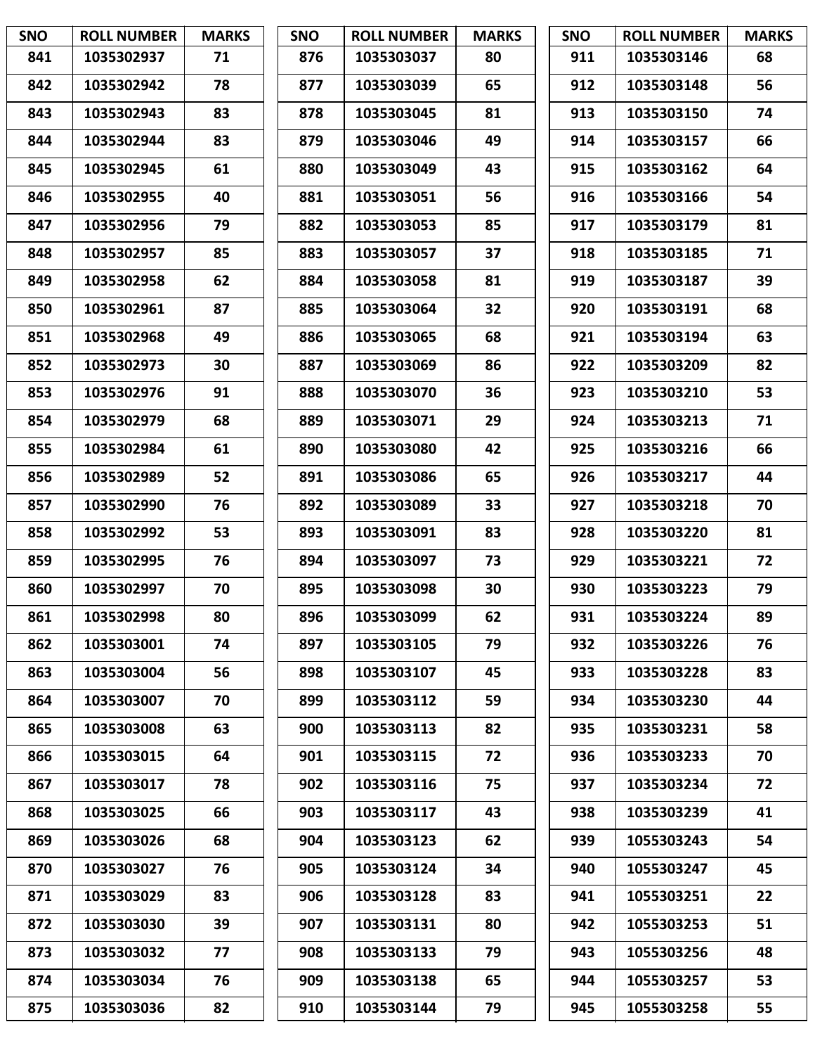| SNO | ROLL NUMBER | MARKS |
|---|---|---|
| 841 | 1035302937 | 71 |
| 842 | 1035302942 | 78 |
| 843 | 1035302943 | 83 |
| 844 | 1035302944 | 83 |
| 845 | 1035302945 | 61 |
| 846 | 1035302955 | 40 |
| 847 | 1035302956 | 79 |
| 848 | 1035302957 | 85 |
| 849 | 1035302958 | 62 |
| 850 | 1035302961 | 87 |
| 851 | 1035302968 | 49 |
| 852 | 1035302973 | 30 |
| 853 | 1035302976 | 91 |
| 854 | 1035302979 | 68 |
| 855 | 1035302984 | 61 |
| 856 | 1035302989 | 52 |
| 857 | 1035302990 | 76 |
| 858 | 1035302992 | 53 |
| 859 | 1035302995 | 76 |
| 860 | 1035302997 | 70 |
| 861 | 1035302998 | 80 |
| 862 | 1035303001 | 74 |
| 863 | 1035303004 | 56 |
| 864 | 1035303007 | 70 |
| 865 | 1035303008 | 63 |
| 866 | 1035303015 | 64 |
| 867 | 1035303017 | 78 |
| 868 | 1035303025 | 66 |
| 869 | 1035303026 | 68 |
| 870 | 1035303027 | 76 |
| 871 | 1035303029 | 83 |
| 872 | 1035303030 | 39 |
| 873 | 1035303032 | 77 |
| 874 | 1035303034 | 76 |
| 875 | 1035303036 | 82 |
| 876 | 1035303037 | 80 |
| 877 | 1035303039 | 65 |
| 878 | 1035303045 | 81 |
| 879 | 1035303046 | 49 |
| 880 | 1035303049 | 43 |
| 881 | 1035303051 | 56 |
| 882 | 1035303053 | 85 |
| 883 | 1035303057 | 37 |
| 884 | 1035303058 | 81 |
| 885 | 1035303064 | 32 |
| 886 | 1035303065 | 68 |
| 887 | 1035303069 | 86 |
| 888 | 1035303070 | 36 |
| 889 | 1035303071 | 29 |
| 890 | 1035303080 | 42 |
| 891 | 1035303086 | 65 |
| 892 | 1035303089 | 33 |
| 893 | 1035303091 | 83 |
| 894 | 1035303097 | 73 |
| 895 | 1035303098 | 30 |
| 896 | 1035303099 | 62 |
| 897 | 1035303105 | 79 |
| 898 | 1035303107 | 45 |
| 899 | 1035303112 | 59 |
| 900 | 1035303113 | 82 |
| 901 | 1035303115 | 72 |
| 902 | 1035303116 | 75 |
| 903 | 1035303117 | 43 |
| 904 | 1035303123 | 62 |
| 905 | 1035303124 | 34 |
| 906 | 1035303128 | 83 |
| 907 | 1035303131 | 80 |
| 908 | 1035303133 | 79 |
| 909 | 1035303138 | 65 |
| 910 | 1035303144 | 79 |
| 911 | 1035303146 | 68 |
| 912 | 1035303148 | 56 |
| 913 | 1035303150 | 74 |
| 914 | 1035303157 | 66 |
| 915 | 1035303162 | 64 |
| 916 | 1035303166 | 54 |
| 917 | 1035303179 | 81 |
| 918 | 1035303185 | 71 |
| 919 | 1035303187 | 39 |
| 920 | 1035303191 | 68 |
| 921 | 1035303194 | 63 |
| 922 | 1035303209 | 82 |
| 923 | 1035303210 | 53 |
| 924 | 1035303213 | 71 |
| 925 | 1035303216 | 66 |
| 926 | 1035303217 | 44 |
| 927 | 1035303218 | 70 |
| 928 | 1035303220 | 81 |
| 929 | 1035303221 | 72 |
| 930 | 1035303223 | 79 |
| 931 | 1035303224 | 89 |
| 932 | 1035303226 | 76 |
| 933 | 1035303228 | 83 |
| 934 | 1035303230 | 44 |
| 935 | 1035303231 | 58 |
| 936 | 1035303233 | 70 |
| 937 | 1035303234 | 72 |
| 938 | 1035303239 | 41 |
| 939 | 1055303243 | 54 |
| 940 | 1055303247 | 45 |
| 941 | 1055303251 | 22 |
| 942 | 1055303253 | 51 |
| 943 | 1055303256 | 48 |
| 944 | 1055303257 | 53 |
| 945 | 1055303258 | 55 |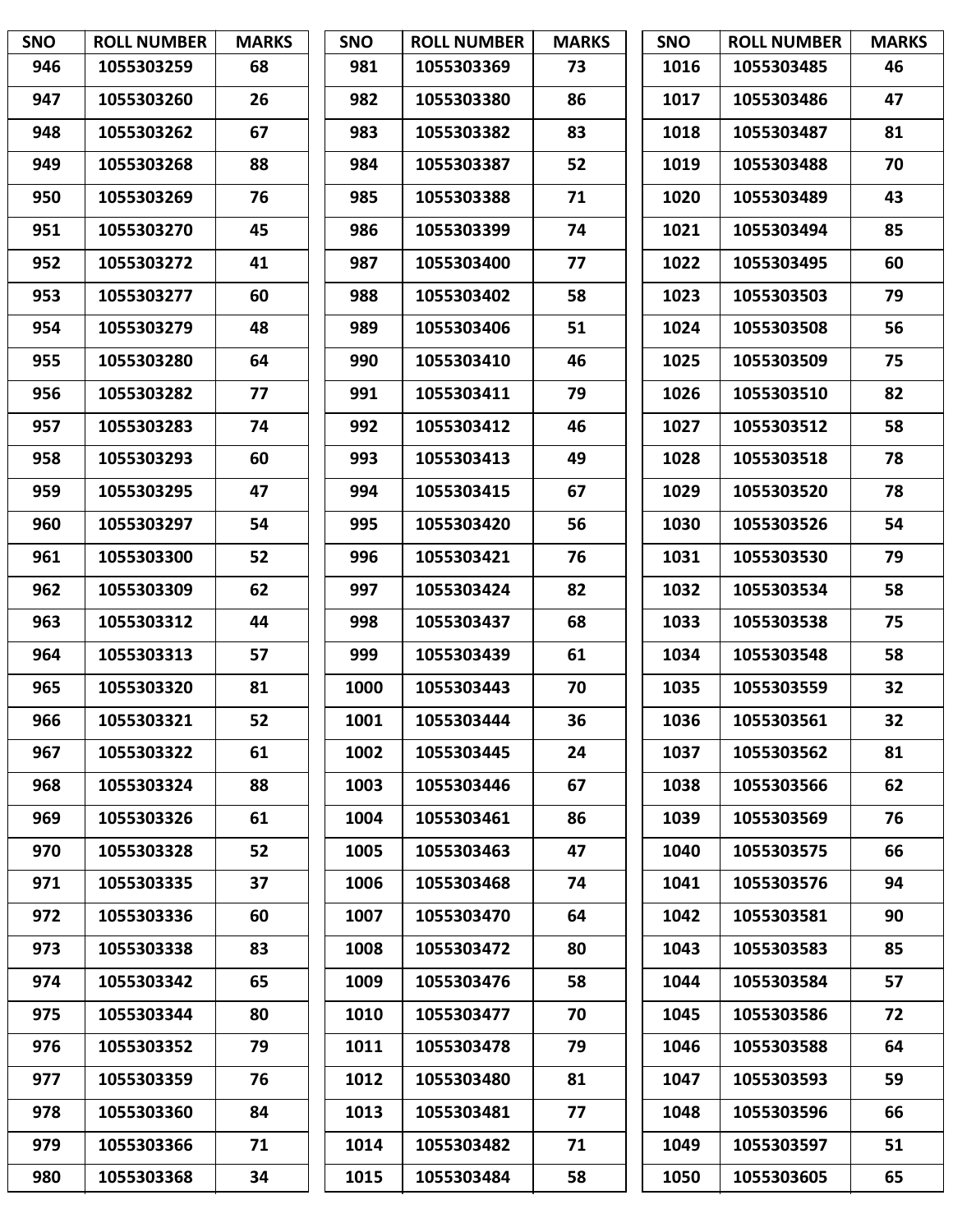| SNO | ROLL NUMBER | MARKS |
|---|---|---|
| 946 | 1055303259 | 68 |
| 947 | 1055303260 | 26 |
| 948 | 1055303262 | 67 |
| 949 | 1055303268 | 88 |
| 950 | 1055303269 | 76 |
| 951 | 1055303270 | 45 |
| 952 | 1055303272 | 41 |
| 953 | 1055303277 | 60 |
| 954 | 1055303279 | 48 |
| 955 | 1055303280 | 64 |
| 956 | 1055303282 | 77 |
| 957 | 1055303283 | 74 |
| 958 | 1055303293 | 60 |
| 959 | 1055303295 | 47 |
| 960 | 1055303297 | 54 |
| 961 | 1055303300 | 52 |
| 962 | 1055303309 | 62 |
| 963 | 1055303312 | 44 |
| 964 | 1055303313 | 57 |
| 965 | 1055303320 | 81 |
| 966 | 1055303321 | 52 |
| 967 | 1055303322 | 61 |
| 968 | 1055303324 | 88 |
| 969 | 1055303326 | 61 |
| 970 | 1055303328 | 52 |
| 971 | 1055303335 | 37 |
| 972 | 1055303336 | 60 |
| 973 | 1055303338 | 83 |
| 974 | 1055303342 | 65 |
| 975 | 1055303344 | 80 |
| 976 | 1055303352 | 79 |
| 977 | 1055303359 | 76 |
| 978 | 1055303360 | 84 |
| 979 | 1055303366 | 71 |
| 980 | 1055303368 | 34 |
| 981 | 1055303369 | 73 |
| 982 | 1055303380 | 86 |
| 983 | 1055303382 | 83 |
| 984 | 1055303387 | 52 |
| 985 | 1055303388 | 71 |
| 986 | 1055303399 | 74 |
| 987 | 1055303400 | 77 |
| 988 | 1055303402 | 58 |
| 989 | 1055303406 | 51 |
| 990 | 1055303410 | 46 |
| 991 | 1055303411 | 79 |
| 992 | 1055303412 | 46 |
| 993 | 1055303413 | 49 |
| 994 | 1055303415 | 67 |
| 995 | 1055303420 | 56 |
| 996 | 1055303421 | 76 |
| 997 | 1055303424 | 82 |
| 998 | 1055303437 | 68 |
| 999 | 1055303439 | 61 |
| 1000 | 1055303443 | 70 |
| 1001 | 1055303444 | 36 |
| 1002 | 1055303445 | 24 |
| 1003 | 1055303446 | 67 |
| 1004 | 1055303461 | 86 |
| 1005 | 1055303463 | 47 |
| 1006 | 1055303468 | 74 |
| 1007 | 1055303470 | 64 |
| 1008 | 1055303472 | 80 |
| 1009 | 1055303476 | 58 |
| 1010 | 1055303477 | 70 |
| 1011 | 1055303478 | 79 |
| 1012 | 1055303480 | 81 |
| 1013 | 1055303481 | 77 |
| 1014 | 1055303482 | 71 |
| 1015 | 1055303484 | 58 |
| 1016 | 1055303485 | 46 |
| 1017 | 1055303486 | 47 |
| 1018 | 1055303487 | 81 |
| 1019 | 1055303488 | 70 |
| 1020 | 1055303489 | 43 |
| 1021 | 1055303494 | 85 |
| 1022 | 1055303495 | 60 |
| 1023 | 1055303503 | 79 |
| 1024 | 1055303508 | 56 |
| 1025 | 1055303509 | 75 |
| 1026 | 1055303510 | 82 |
| 1027 | 1055303512 | 58 |
| 1028 | 1055303518 | 78 |
| 1029 | 1055303520 | 78 |
| 1030 | 1055303526 | 54 |
| 1031 | 1055303530 | 79 |
| 1032 | 1055303534 | 58 |
| 1033 | 1055303538 | 75 |
| 1034 | 1055303548 | 58 |
| 1035 | 1055303559 | 32 |
| 1036 | 1055303561 | 32 |
| 1037 | 1055303562 | 81 |
| 1038 | 1055303566 | 62 |
| 1039 | 1055303569 | 76 |
| 1040 | 1055303575 | 66 |
| 1041 | 1055303576 | 94 |
| 1042 | 1055303581 | 90 |
| 1043 | 1055303583 | 85 |
| 1044 | 1055303584 | 57 |
| 1045 | 1055303586 | 72 |
| 1046 | 1055303588 | 64 |
| 1047 | 1055303593 | 59 |
| 1048 | 1055303596 | 66 |
| 1049 | 1055303597 | 51 |
| 1050 | 1055303605 | 65 |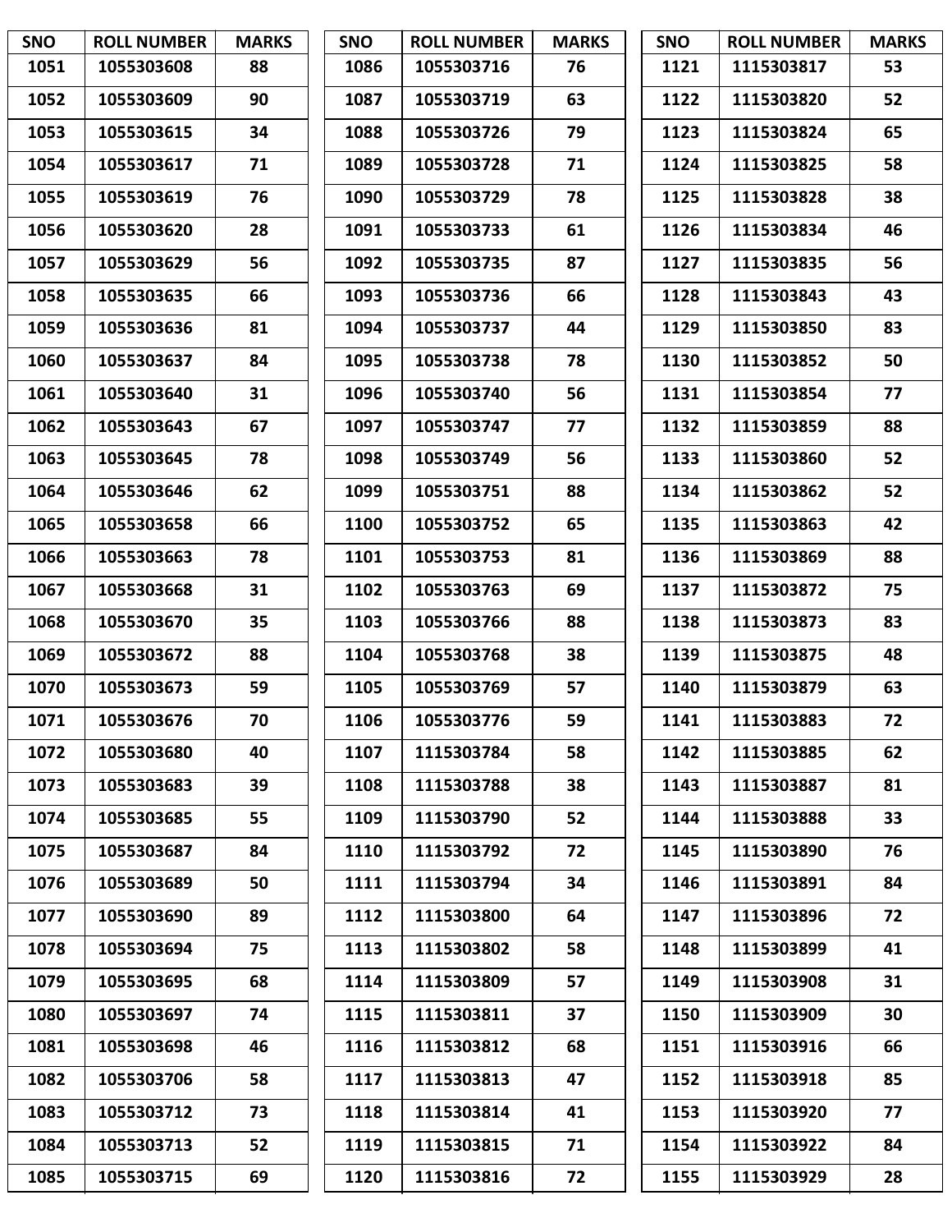| SNO | ROLL NUMBER | MARKS |
|---|---|---|
| 1051 | 1055303608 | 88 |
| 1052 | 1055303609 | 90 |
| 1053 | 1055303615 | 34 |
| 1054 | 1055303617 | 71 |
| 1055 | 1055303619 | 76 |
| 1056 | 1055303620 | 28 |
| 1057 | 1055303629 | 56 |
| 1058 | 1055303635 | 66 |
| 1059 | 1055303636 | 81 |
| 1060 | 1055303637 | 84 |
| 1061 | 1055303640 | 31 |
| 1062 | 1055303643 | 67 |
| 1063 | 1055303645 | 78 |
| 1064 | 1055303646 | 62 |
| 1065 | 1055303658 | 66 |
| 1066 | 1055303663 | 78 |
| 1067 | 1055303668 | 31 |
| 1068 | 1055303670 | 35 |
| 1069 | 1055303672 | 88 |
| 1070 | 1055303673 | 59 |
| 1071 | 1055303676 | 70 |
| 1072 | 1055303680 | 40 |
| 1073 | 1055303683 | 39 |
| 1074 | 1055303685 | 55 |
| 1075 | 1055303687 | 84 |
| 1076 | 1055303689 | 50 |
| 1077 | 1055303690 | 89 |
| 1078 | 1055303694 | 75 |
| 1079 | 1055303695 | 68 |
| 1080 | 1055303697 | 74 |
| 1081 | 1055303698 | 46 |
| 1082 | 1055303706 | 58 |
| 1083 | 1055303712 | 73 |
| 1084 | 1055303713 | 52 |
| 1085 | 1055303715 | 69 |
| 1086 | 1055303716 | 76 |
| 1087 | 1055303719 | 63 |
| 1088 | 1055303726 | 79 |
| 1089 | 1055303728 | 71 |
| 1090 | 1055303729 | 78 |
| 1091 | 1055303733 | 61 |
| 1092 | 1055303735 | 87 |
| 1093 | 1055303736 | 66 |
| 1094 | 1055303737 | 44 |
| 1095 | 1055303738 | 78 |
| 1096 | 1055303740 | 56 |
| 1097 | 1055303747 | 77 |
| 1098 | 1055303749 | 56 |
| 1099 | 1055303751 | 88 |
| 1100 | 1055303752 | 65 |
| 1101 | 1055303753 | 81 |
| 1102 | 1055303763 | 69 |
| 1103 | 1055303766 | 88 |
| 1104 | 1055303768 | 38 |
| 1105 | 1055303769 | 57 |
| 1106 | 1055303776 | 59 |
| 1107 | 1115303784 | 58 |
| 1108 | 1115303788 | 38 |
| 1109 | 1115303790 | 52 |
| 1110 | 1115303792 | 72 |
| 1111 | 1115303794 | 34 |
| 1112 | 1115303800 | 64 |
| 1113 | 1115303802 | 58 |
| 1114 | 1115303809 | 57 |
| 1115 | 1115303811 | 37 |
| 1116 | 1115303812 | 68 |
| 1117 | 1115303813 | 47 |
| 1118 | 1115303814 | 41 |
| 1119 | 1115303815 | 71 |
| 1120 | 1115303816 | 72 |
| 1121 | 1115303817 | 53 |
| 1122 | 1115303820 | 52 |
| 1123 | 1115303824 | 65 |
| 1124 | 1115303825 | 58 |
| 1125 | 1115303828 | 38 |
| 1126 | 1115303834 | 46 |
| 1127 | 1115303835 | 56 |
| 1128 | 1115303843 | 43 |
| 1129 | 1115303850 | 83 |
| 1130 | 1115303852 | 50 |
| 1131 | 1115303854 | 77 |
| 1132 | 1115303859 | 88 |
| 1133 | 1115303860 | 52 |
| 1134 | 1115303862 | 52 |
| 1135 | 1115303863 | 42 |
| 1136 | 1115303869 | 88 |
| 1137 | 1115303872 | 75 |
| 1138 | 1115303873 | 83 |
| 1139 | 1115303875 | 48 |
| 1140 | 1115303879 | 63 |
| 1141 | 1115303883 | 72 |
| 1142 | 1115303885 | 62 |
| 1143 | 1115303887 | 81 |
| 1144 | 1115303888 | 33 |
| 1145 | 1115303890 | 76 |
| 1146 | 1115303891 | 84 |
| 1147 | 1115303896 | 72 |
| 1148 | 1115303899 | 41 |
| 1149 | 1115303908 | 31 |
| 1150 | 1115303909 | 30 |
| 1151 | 1115303916 | 66 |
| 1152 | 1115303918 | 85 |
| 1153 | 1115303920 | 77 |
| 1154 | 1115303922 | 84 |
| 1155 | 1115303929 | 28 |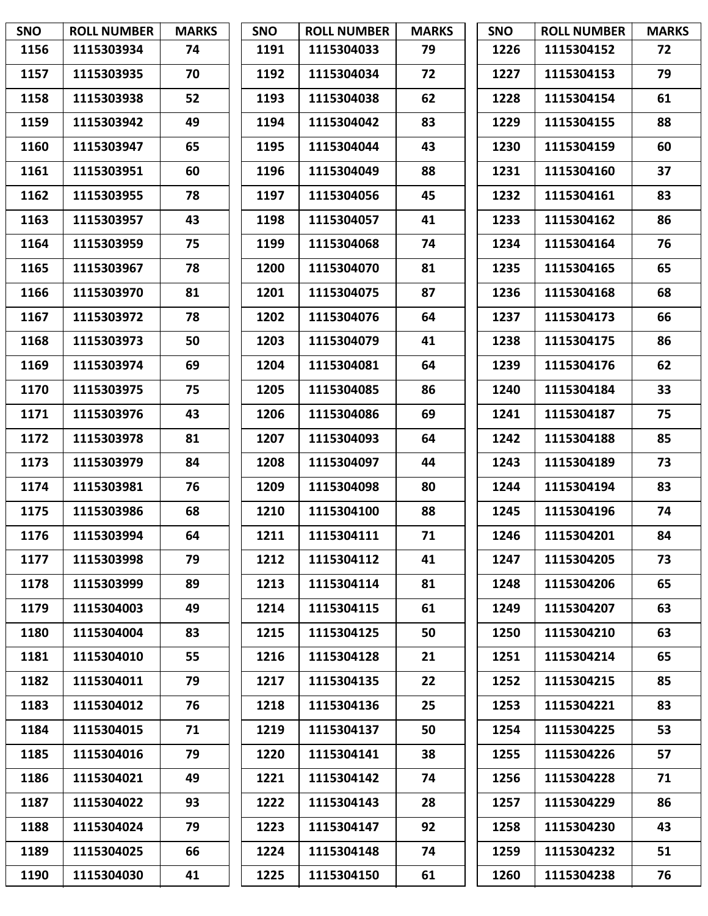| SNO | ROLL NUMBER | MARKS |
|---|---|---|
| 1156 | 1115303934 | 74 |
| 1157 | 1115303935 | 70 |
| 1158 | 1115303938 | 52 |
| 1159 | 1115303942 | 49 |
| 1160 | 1115303947 | 65 |
| 1161 | 1115303951 | 60 |
| 1162 | 1115303955 | 78 |
| 1163 | 1115303957 | 43 |
| 1164 | 1115303959 | 75 |
| 1165 | 1115303967 | 78 |
| 1166 | 1115303970 | 81 |
| 1167 | 1115303972 | 78 |
| 1168 | 1115303973 | 50 |
| 1169 | 1115303974 | 69 |
| 1170 | 1115303975 | 75 |
| 1171 | 1115303976 | 43 |
| 1172 | 1115303978 | 81 |
| 1173 | 1115303979 | 84 |
| 1174 | 1115303981 | 76 |
| 1175 | 1115303986 | 68 |
| 1176 | 1115303994 | 64 |
| 1177 | 1115303998 | 79 |
| 1178 | 1115303999 | 89 |
| 1179 | 1115304003 | 49 |
| 1180 | 1115304004 | 83 |
| 1181 | 1115304010 | 55 |
| 1182 | 1115304011 | 79 |
| 1183 | 1115304012 | 76 |
| 1184 | 1115304015 | 71 |
| 1185 | 1115304016 | 79 |
| 1186 | 1115304021 | 49 |
| 1187 | 1115304022 | 93 |
| 1188 | 1115304024 | 79 |
| 1189 | 1115304025 | 66 |
| 1190 | 1115304030 | 41 |
| 1191 | 1115304033 | 79 |
| 1192 | 1115304034 | 72 |
| 1193 | 1115304038 | 62 |
| 1194 | 1115304042 | 83 |
| 1195 | 1115304044 | 43 |
| 1196 | 1115304049 | 88 |
| 1197 | 1115304056 | 45 |
| 1198 | 1115304057 | 41 |
| 1199 | 1115304068 | 74 |
| 1200 | 1115304070 | 81 |
| 1201 | 1115304075 | 87 |
| 1202 | 1115304076 | 64 |
| 1203 | 1115304079 | 41 |
| 1204 | 1115304081 | 64 |
| 1205 | 1115304085 | 86 |
| 1206 | 1115304086 | 69 |
| 1207 | 1115304093 | 64 |
| 1208 | 1115304097 | 44 |
| 1209 | 1115304098 | 80 |
| 1210 | 1115304100 | 88 |
| 1211 | 1115304111 | 71 |
| 1212 | 1115304112 | 41 |
| 1213 | 1115304114 | 81 |
| 1214 | 1115304115 | 61 |
| 1215 | 1115304125 | 50 |
| 1216 | 1115304128 | 21 |
| 1217 | 1115304135 | 22 |
| 1218 | 1115304136 | 25 |
| 1219 | 1115304137 | 50 |
| 1220 | 1115304141 | 38 |
| 1221 | 1115304142 | 74 |
| 1222 | 1115304143 | 28 |
| 1223 | 1115304147 | 92 |
| 1224 | 1115304148 | 74 |
| 1225 | 1115304150 | 61 |
| 1226 | 1115304152 | 72 |
| 1227 | 1115304153 | 79 |
| 1228 | 1115304154 | 61 |
| 1229 | 1115304155 | 88 |
| 1230 | 1115304159 | 60 |
| 1231 | 1115304160 | 37 |
| 1232 | 1115304161 | 83 |
| 1233 | 1115304162 | 86 |
| 1234 | 1115304164 | 76 |
| 1235 | 1115304165 | 65 |
| 1236 | 1115304168 | 68 |
| 1237 | 1115304173 | 66 |
| 1238 | 1115304175 | 86 |
| 1239 | 1115304176 | 62 |
| 1240 | 1115304184 | 33 |
| 1241 | 1115304187 | 75 |
| 1242 | 1115304188 | 85 |
| 1243 | 1115304189 | 73 |
| 1244 | 1115304194 | 83 |
| 1245 | 1115304196 | 74 |
| 1246 | 1115304201 | 84 |
| 1247 | 1115304205 | 73 |
| 1248 | 1115304206 | 65 |
| 1249 | 1115304207 | 63 |
| 1250 | 1115304210 | 63 |
| 1251 | 1115304214 | 65 |
| 1252 | 1115304215 | 85 |
| 1253 | 1115304221 | 83 |
| 1254 | 1115304225 | 53 |
| 1255 | 1115304226 | 57 |
| 1256 | 1115304228 | 71 |
| 1257 | 1115304229 | 86 |
| 1258 | 1115304230 | 43 |
| 1259 | 1115304232 | 51 |
| 1260 | 1115304238 | 76 |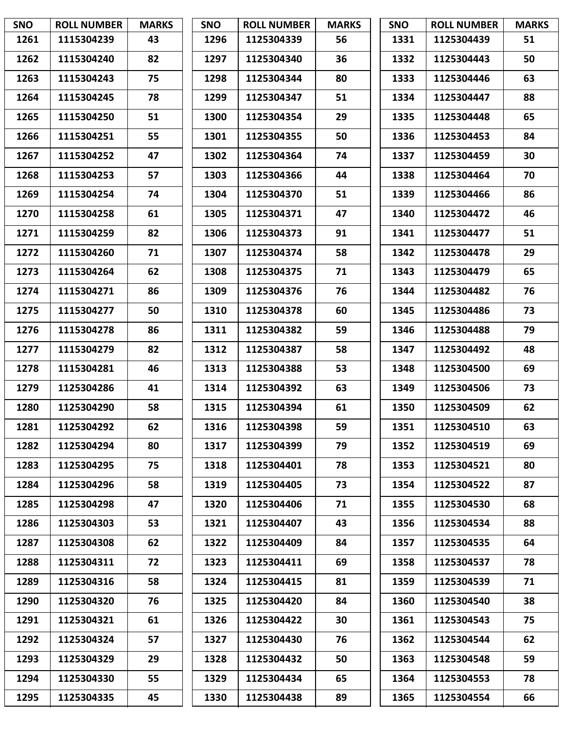| SNO | ROLL NUMBER | MARKS |
|---|---|---|
| 1261 | 1115304239 | 43 |
| 1262 | 1115304240 | 82 |
| 1263 | 1115304243 | 75 |
| 1264 | 1115304245 | 78 |
| 1265 | 1115304250 | 51 |
| 1266 | 1115304251 | 55 |
| 1267 | 1115304252 | 47 |
| 1268 | 1115304253 | 57 |
| 1269 | 1115304254 | 74 |
| 1270 | 1115304258 | 61 |
| 1271 | 1115304259 | 82 |
| 1272 | 1115304260 | 71 |
| 1273 | 1115304264 | 62 |
| 1274 | 1115304271 | 86 |
| 1275 | 1115304277 | 50 |
| 1276 | 1115304278 | 86 |
| 1277 | 1115304279 | 82 |
| 1278 | 1115304281 | 46 |
| 1279 | 1125304286 | 41 |
| 1280 | 1125304290 | 58 |
| 1281 | 1125304292 | 62 |
| 1282 | 1125304294 | 80 |
| 1283 | 1125304295 | 75 |
| 1284 | 1125304296 | 58 |
| 1285 | 1125304298 | 47 |
| 1286 | 1125304303 | 53 |
| 1287 | 1125304308 | 62 |
| 1288 | 1125304311 | 72 |
| 1289 | 1125304316 | 58 |
| 1290 | 1125304320 | 76 |
| 1291 | 1125304321 | 61 |
| 1292 | 1125304324 | 57 |
| 1293 | 1125304329 | 29 |
| 1294 | 1125304330 | 55 |
| 1295 | 1125304335 | 45 |
| 1296 | 1125304339 | 56 |
| 1297 | 1125304340 | 36 |
| 1298 | 1125304344 | 80 |
| 1299 | 1125304347 | 51 |
| 1300 | 1125304354 | 29 |
| 1301 | 1125304355 | 50 |
| 1302 | 1125304364 | 74 |
| 1303 | 1125304366 | 44 |
| 1304 | 1125304370 | 51 |
| 1305 | 1125304371 | 47 |
| 1306 | 1125304373 | 91 |
| 1307 | 1125304374 | 58 |
| 1308 | 1125304375 | 71 |
| 1309 | 1125304376 | 76 |
| 1310 | 1125304378 | 60 |
| 1311 | 1125304382 | 59 |
| 1312 | 1125304387 | 58 |
| 1313 | 1125304388 | 53 |
| 1314 | 1125304392 | 63 |
| 1315 | 1125304394 | 61 |
| 1316 | 1125304398 | 59 |
| 1317 | 1125304399 | 79 |
| 1318 | 1125304401 | 78 |
| 1319 | 1125304405 | 73 |
| 1320 | 1125304406 | 71 |
| 1321 | 1125304407 | 43 |
| 1322 | 1125304409 | 84 |
| 1323 | 1125304411 | 69 |
| 1324 | 1125304415 | 81 |
| 1325 | 1125304420 | 84 |
| 1326 | 1125304422 | 30 |
| 1327 | 1125304430 | 76 |
| 1328 | 1125304432 | 50 |
| 1329 | 1125304434 | 65 |
| 1330 | 1125304438 | 89 |
| 1331 | 1125304439 | 51 |
| 1332 | 1125304443 | 50 |
| 1333 | 1125304446 | 63 |
| 1334 | 1125304447 | 88 |
| 1335 | 1125304448 | 65 |
| 1336 | 1125304453 | 84 |
| 1337 | 1125304459 | 30 |
| 1338 | 1125304464 | 70 |
| 1339 | 1125304466 | 86 |
| 1340 | 1125304472 | 46 |
| 1341 | 1125304477 | 51 |
| 1342 | 1125304478 | 29 |
| 1343 | 1125304479 | 65 |
| 1344 | 1125304482 | 76 |
| 1345 | 1125304486 | 73 |
| 1346 | 1125304488 | 79 |
| 1347 | 1125304492 | 48 |
| 1348 | 1125304500 | 69 |
| 1349 | 1125304506 | 73 |
| 1350 | 1125304509 | 62 |
| 1351 | 1125304510 | 63 |
| 1352 | 1125304519 | 69 |
| 1353 | 1125304521 | 80 |
| 1354 | 1125304522 | 87 |
| 1355 | 1125304530 | 68 |
| 1356 | 1125304534 | 88 |
| 1357 | 1125304535 | 64 |
| 1358 | 1125304537 | 78 |
| 1359 | 1125304539 | 71 |
| 1360 | 1125304540 | 38 |
| 1361 | 1125304543 | 75 |
| 1362 | 1125304544 | 62 |
| 1363 | 1125304548 | 59 |
| 1364 | 1125304553 | 78 |
| 1365 | 1125304554 | 66 |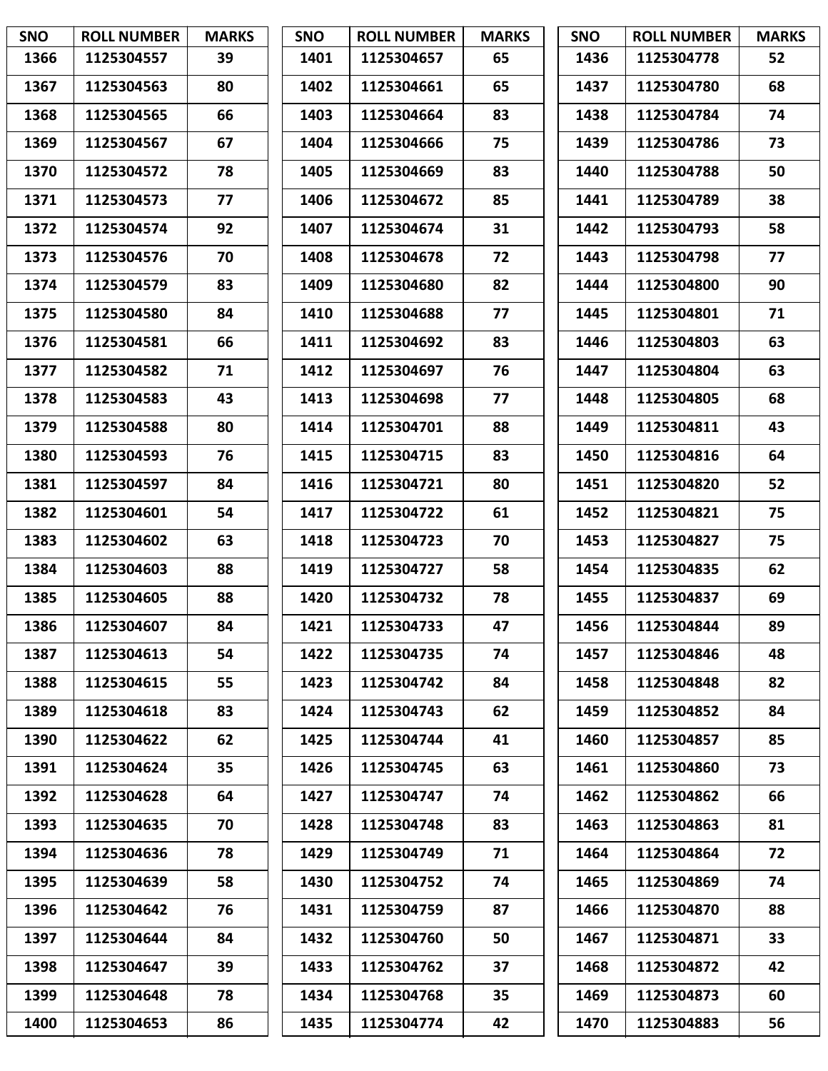| SNO | ROLL NUMBER | MARKS |
|---|---|---|
| 1366 | 1125304557 | 39 |
| 1367 | 1125304563 | 80 |
| 1368 | 1125304565 | 66 |
| 1369 | 1125304567 | 67 |
| 1370 | 1125304572 | 78 |
| 1371 | 1125304573 | 77 |
| 1372 | 1125304574 | 92 |
| 1373 | 1125304576 | 70 |
| 1374 | 1125304579 | 83 |
| 1375 | 1125304580 | 84 |
| 1376 | 1125304581 | 66 |
| 1377 | 1125304582 | 71 |
| 1378 | 1125304583 | 43 |
| 1379 | 1125304588 | 80 |
| 1380 | 1125304593 | 76 |
| 1381 | 1125304597 | 84 |
| 1382 | 1125304601 | 54 |
| 1383 | 1125304602 | 63 |
| 1384 | 1125304603 | 88 |
| 1385 | 1125304605 | 88 |
| 1386 | 1125304607 | 84 |
| 1387 | 1125304613 | 54 |
| 1388 | 1125304615 | 55 |
| 1389 | 1125304618 | 83 |
| 1390 | 1125304622 | 62 |
| 1391 | 1125304624 | 35 |
| 1392 | 1125304628 | 64 |
| 1393 | 1125304635 | 70 |
| 1394 | 1125304636 | 78 |
| 1395 | 1125304639 | 58 |
| 1396 | 1125304642 | 76 |
| 1397 | 1125304644 | 84 |
| 1398 | 1125304647 | 39 |
| 1399 | 1125304648 | 78 |
| 1400 | 1125304653 | 86 |
| 1401 | 1125304657 | 65 |
| 1402 | 1125304661 | 65 |
| 1403 | 1125304664 | 83 |
| 1404 | 1125304666 | 75 |
| 1405 | 1125304669 | 83 |
| 1406 | 1125304672 | 85 |
| 1407 | 1125304674 | 31 |
| 1408 | 1125304678 | 72 |
| 1409 | 1125304680 | 82 |
| 1410 | 1125304688 | 77 |
| 1411 | 1125304692 | 83 |
| 1412 | 1125304697 | 76 |
| 1413 | 1125304698 | 77 |
| 1414 | 1125304701 | 88 |
| 1415 | 1125304715 | 83 |
| 1416 | 1125304721 | 80 |
| 1417 | 1125304722 | 61 |
| 1418 | 1125304723 | 70 |
| 1419 | 1125304727 | 58 |
| 1420 | 1125304732 | 78 |
| 1421 | 1125304733 | 47 |
| 1422 | 1125304735 | 74 |
| 1423 | 1125304742 | 84 |
| 1424 | 1125304743 | 62 |
| 1425 | 1125304744 | 41 |
| 1426 | 1125304745 | 63 |
| 1427 | 1125304747 | 74 |
| 1428 | 1125304748 | 83 |
| 1429 | 1125304749 | 71 |
| 1430 | 1125304752 | 74 |
| 1431 | 1125304759 | 87 |
| 1432 | 1125304760 | 50 |
| 1433 | 1125304762 | 37 |
| 1434 | 1125304768 | 35 |
| 1435 | 1125304774 | 42 |
| 1436 | 1125304778 | 52 |
| 1437 | 1125304780 | 68 |
| 1438 | 1125304784 | 74 |
| 1439 | 1125304786 | 73 |
| 1440 | 1125304788 | 50 |
| 1441 | 1125304789 | 38 |
| 1442 | 1125304793 | 58 |
| 1443 | 1125304798 | 77 |
| 1444 | 1125304800 | 90 |
| 1445 | 1125304801 | 71 |
| 1446 | 1125304803 | 63 |
| 1447 | 1125304804 | 63 |
| 1448 | 1125304805 | 68 |
| 1449 | 1125304811 | 43 |
| 1450 | 1125304816 | 64 |
| 1451 | 1125304820 | 52 |
| 1452 | 1125304821 | 75 |
| 1453 | 1125304827 | 75 |
| 1454 | 1125304835 | 62 |
| 1455 | 1125304837 | 69 |
| 1456 | 1125304844 | 89 |
| 1457 | 1125304846 | 48 |
| 1458 | 1125304848 | 82 |
| 1459 | 1125304852 | 84 |
| 1460 | 1125304857 | 85 |
| 1461 | 1125304860 | 73 |
| 1462 | 1125304862 | 66 |
| 1463 | 1125304863 | 81 |
| 1464 | 1125304864 | 72 |
| 1465 | 1125304869 | 74 |
| 1466 | 1125304870 | 88 |
| 1467 | 1125304871 | 33 |
| 1468 | 1125304872 | 42 |
| 1469 | 1125304873 | 60 |
| 1470 | 1125304883 | 56 |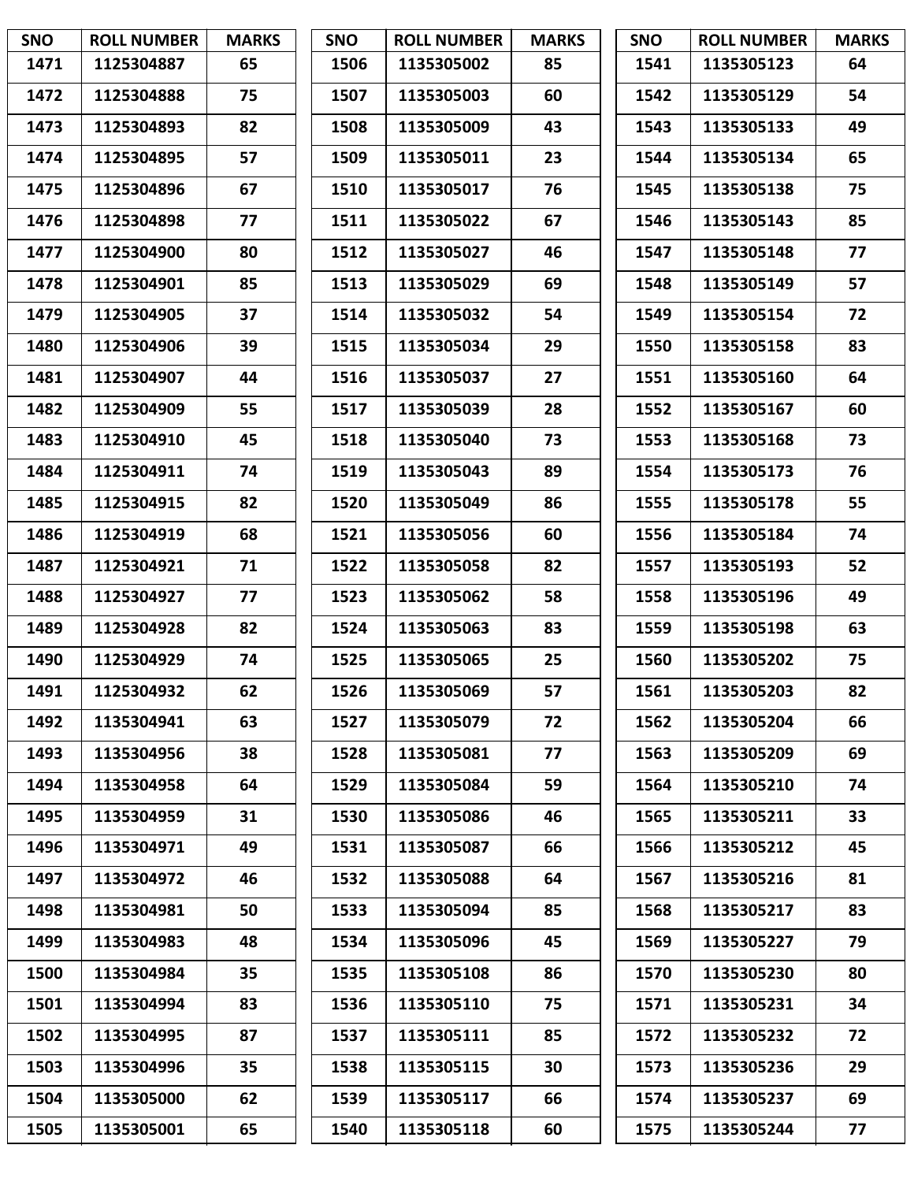| SNO | ROLL NUMBER | MARKS |
|---|---|---|
| 1471 | 1125304887 | 65 |
| 1472 | 1125304888 | 75 |
| 1473 | 1125304893 | 82 |
| 1474 | 1125304895 | 57 |
| 1475 | 1125304896 | 67 |
| 1476 | 1125304898 | 77 |
| 1477 | 1125304900 | 80 |
| 1478 | 1125304901 | 85 |
| 1479 | 1125304905 | 37 |
| 1480 | 1125304906 | 39 |
| 1481 | 1125304907 | 44 |
| 1482 | 1125304909 | 55 |
| 1483 | 1125304910 | 45 |
| 1484 | 1125304911 | 74 |
| 1485 | 1125304915 | 82 |
| 1486 | 1125304919 | 68 |
| 1487 | 1125304921 | 71 |
| 1488 | 1125304927 | 77 |
| 1489 | 1125304928 | 82 |
| 1490 | 1125304929 | 74 |
| 1491 | 1125304932 | 62 |
| 1492 | 1135304941 | 63 |
| 1493 | 1135304956 | 38 |
| 1494 | 1135304958 | 64 |
| 1495 | 1135304959 | 31 |
| 1496 | 1135304971 | 49 |
| 1497 | 1135304972 | 46 |
| 1498 | 1135304981 | 50 |
| 1499 | 1135304983 | 48 |
| 1500 | 1135304984 | 35 |
| 1501 | 1135304994 | 83 |
| 1502 | 1135304995 | 87 |
| 1503 | 1135304996 | 35 |
| 1504 | 1135305000 | 62 |
| 1505 | 1135305001 | 65 |
| 1506 | 1135305002 | 85 |
| 1507 | 1135305003 | 60 |
| 1508 | 1135305009 | 43 |
| 1509 | 1135305011 | 23 |
| 1510 | 1135305017 | 76 |
| 1511 | 1135305022 | 67 |
| 1512 | 1135305027 | 46 |
| 1513 | 1135305029 | 69 |
| 1514 | 1135305032 | 54 |
| 1515 | 1135305034 | 29 |
| 1516 | 1135305037 | 27 |
| 1517 | 1135305039 | 28 |
| 1518 | 1135305040 | 73 |
| 1519 | 1135305043 | 89 |
| 1520 | 1135305049 | 86 |
| 1521 | 1135305056 | 60 |
| 1522 | 1135305058 | 82 |
| 1523 | 1135305062 | 58 |
| 1524 | 1135305063 | 83 |
| 1525 | 1135305065 | 25 |
| 1526 | 1135305069 | 57 |
| 1527 | 1135305079 | 72 |
| 1528 | 1135305081 | 77 |
| 1529 | 1135305084 | 59 |
| 1530 | 1135305086 | 46 |
| 1531 | 1135305087 | 66 |
| 1532 | 1135305088 | 64 |
| 1533 | 1135305094 | 85 |
| 1534 | 1135305096 | 45 |
| 1535 | 1135305108 | 86 |
| 1536 | 1135305110 | 75 |
| 1537 | 1135305111 | 85 |
| 1538 | 1135305115 | 30 |
| 1539 | 1135305117 | 66 |
| 1540 | 1135305118 | 60 |
| 1541 | 1135305123 | 64 |
| 1542 | 1135305129 | 54 |
| 1543 | 1135305133 | 49 |
| 1544 | 1135305134 | 65 |
| 1545 | 1135305138 | 75 |
| 1546 | 1135305143 | 85 |
| 1547 | 1135305148 | 77 |
| 1548 | 1135305149 | 57 |
| 1549 | 1135305154 | 72 |
| 1550 | 1135305158 | 83 |
| 1551 | 1135305160 | 64 |
| 1552 | 1135305167 | 60 |
| 1553 | 1135305168 | 73 |
| 1554 | 1135305173 | 76 |
| 1555 | 1135305178 | 55 |
| 1556 | 1135305184 | 74 |
| 1557 | 1135305193 | 52 |
| 1558 | 1135305196 | 49 |
| 1559 | 1135305198 | 63 |
| 1560 | 1135305202 | 75 |
| 1561 | 1135305203 | 82 |
| 1562 | 1135305204 | 66 |
| 1563 | 1135305209 | 69 |
| 1564 | 1135305210 | 74 |
| 1565 | 1135305211 | 33 |
| 1566 | 1135305212 | 45 |
| 1567 | 1135305216 | 81 |
| 1568 | 1135305217 | 83 |
| 1569 | 1135305227 | 79 |
| 1570 | 1135305230 | 80 |
| 1571 | 1135305231 | 34 |
| 1572 | 1135305232 | 72 |
| 1573 | 1135305236 | 29 |
| 1574 | 1135305237 | 69 |
| 1575 | 1135305244 | 77 |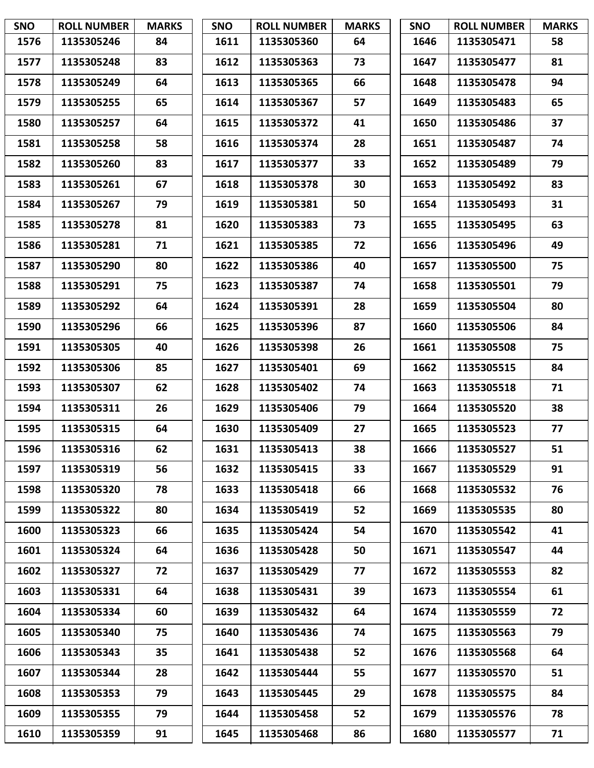| SNO | ROLL NUMBER | MARKS |
|---|---|---|
| 1576 | 1135305246 | 84 |
| 1577 | 1135305248 | 83 |
| 1578 | 1135305249 | 64 |
| 1579 | 1135305255 | 65 |
| 1580 | 1135305257 | 64 |
| 1581 | 1135305258 | 58 |
| 1582 | 1135305260 | 83 |
| 1583 | 1135305261 | 67 |
| 1584 | 1135305267 | 79 |
| 1585 | 1135305278 | 81 |
| 1586 | 1135305281 | 71 |
| 1587 | 1135305290 | 80 |
| 1588 | 1135305291 | 75 |
| 1589 | 1135305292 | 64 |
| 1590 | 1135305296 | 66 |
| 1591 | 1135305305 | 40 |
| 1592 | 1135305306 | 85 |
| 1593 | 1135305307 | 62 |
| 1594 | 1135305311 | 26 |
| 1595 | 1135305315 | 64 |
| 1596 | 1135305316 | 62 |
| 1597 | 1135305319 | 56 |
| 1598 | 1135305320 | 78 |
| 1599 | 1135305322 | 80 |
| 1600 | 1135305323 | 66 |
| 1601 | 1135305324 | 64 |
| 1602 | 1135305327 | 72 |
| 1603 | 1135305331 | 64 |
| 1604 | 1135305334 | 60 |
| 1605 | 1135305340 | 75 |
| 1606 | 1135305343 | 35 |
| 1607 | 1135305344 | 28 |
| 1608 | 1135305353 | 79 |
| 1609 | 1135305355 | 79 |
| 1610 | 1135305359 | 91 |
| 1611 | 1135305360 | 64 |
| 1612 | 1135305363 | 73 |
| 1613 | 1135305365 | 66 |
| 1614 | 1135305367 | 57 |
| 1615 | 1135305372 | 41 |
| 1616 | 1135305374 | 28 |
| 1617 | 1135305377 | 33 |
| 1618 | 1135305378 | 30 |
| 1619 | 1135305381 | 50 |
| 1620 | 1135305383 | 73 |
| 1621 | 1135305385 | 72 |
| 1622 | 1135305386 | 40 |
| 1623 | 1135305387 | 74 |
| 1624 | 1135305391 | 28 |
| 1625 | 1135305396 | 87 |
| 1626 | 1135305398 | 26 |
| 1627 | 1135305401 | 69 |
| 1628 | 1135305402 | 74 |
| 1629 | 1135305406 | 79 |
| 1630 | 1135305409 | 27 |
| 1631 | 1135305413 | 38 |
| 1632 | 1135305415 | 33 |
| 1633 | 1135305418 | 66 |
| 1634 | 1135305419 | 52 |
| 1635 | 1135305424 | 54 |
| 1636 | 1135305428 | 50 |
| 1637 | 1135305429 | 77 |
| 1638 | 1135305431 | 39 |
| 1639 | 1135305432 | 64 |
| 1640 | 1135305436 | 74 |
| 1641 | 1135305438 | 52 |
| 1642 | 1135305444 | 55 |
| 1643 | 1135305445 | 29 |
| 1644 | 1135305458 | 52 |
| 1645 | 1135305468 | 86 |
| 1646 | 1135305471 | 58 |
| 1647 | 1135305477 | 81 |
| 1648 | 1135305478 | 94 |
| 1649 | 1135305483 | 65 |
| 1650 | 1135305486 | 37 |
| 1651 | 1135305487 | 74 |
| 1652 | 1135305489 | 79 |
| 1653 | 1135305492 | 83 |
| 1654 | 1135305493 | 31 |
| 1655 | 1135305495 | 63 |
| 1656 | 1135305496 | 49 |
| 1657 | 1135305500 | 75 |
| 1658 | 1135305501 | 79 |
| 1659 | 1135305504 | 80 |
| 1660 | 1135305506 | 84 |
| 1661 | 1135305508 | 75 |
| 1662 | 1135305515 | 84 |
| 1663 | 1135305518 | 71 |
| 1664 | 1135305520 | 38 |
| 1665 | 1135305523 | 77 |
| 1666 | 1135305527 | 51 |
| 1667 | 1135305529 | 91 |
| 1668 | 1135305532 | 76 |
| 1669 | 1135305535 | 80 |
| 1670 | 1135305542 | 41 |
| 1671 | 1135305547 | 44 |
| 1672 | 1135305553 | 82 |
| 1673 | 1135305554 | 61 |
| 1674 | 1135305559 | 72 |
| 1675 | 1135305563 | 79 |
| 1676 | 1135305568 | 64 |
| 1677 | 1135305570 | 51 |
| 1678 | 1135305575 | 84 |
| 1679 | 1135305576 | 78 |
| 1680 | 1135305577 | 71 |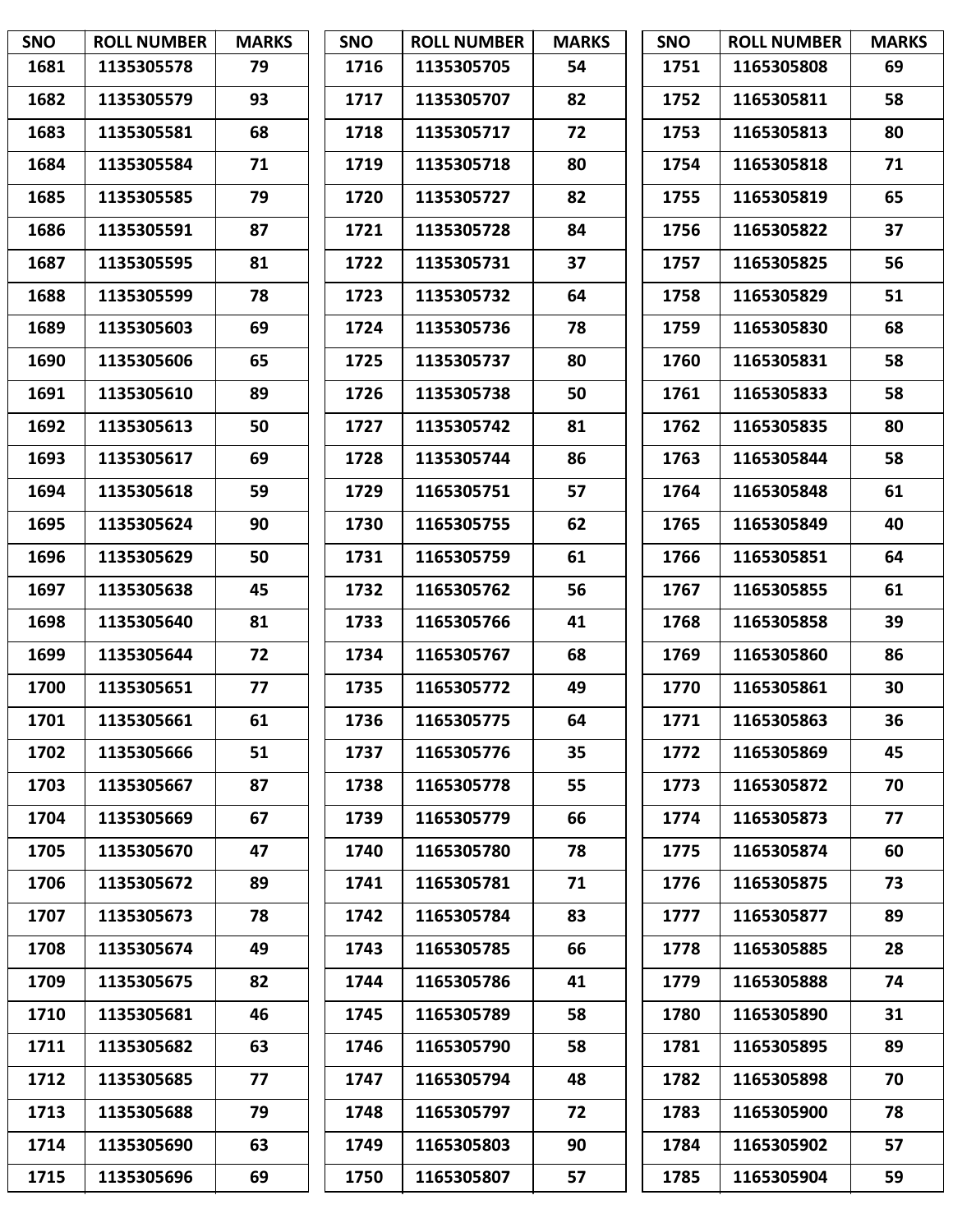| SNO | ROLL NUMBER | MARKS |
|---|---|---|
| 1681 | 1135305578 | 79 |
| 1682 | 1135305579 | 93 |
| 1683 | 1135305581 | 68 |
| 1684 | 1135305584 | 71 |
| 1685 | 1135305585 | 79 |
| 1686 | 1135305591 | 87 |
| 1687 | 1135305595 | 81 |
| 1688 | 1135305599 | 78 |
| 1689 | 1135305603 | 69 |
| 1690 | 1135305606 | 65 |
| 1691 | 1135305610 | 89 |
| 1692 | 1135305613 | 50 |
| 1693 | 1135305617 | 69 |
| 1694 | 1135305618 | 59 |
| 1695 | 1135305624 | 90 |
| 1696 | 1135305629 | 50 |
| 1697 | 1135305638 | 45 |
| 1698 | 1135305640 | 81 |
| 1699 | 1135305644 | 72 |
| 1700 | 1135305651 | 77 |
| 1701 | 1135305661 | 61 |
| 1702 | 1135305666 | 51 |
| 1703 | 1135305667 | 87 |
| 1704 | 1135305669 | 67 |
| 1705 | 1135305670 | 47 |
| 1706 | 1135305672 | 89 |
| 1707 | 1135305673 | 78 |
| 1708 | 1135305674 | 49 |
| 1709 | 1135305675 | 82 |
| 1710 | 1135305681 | 46 |
| 1711 | 1135305682 | 63 |
| 1712 | 1135305685 | 77 |
| 1713 | 1135305688 | 79 |
| 1714 | 1135305690 | 63 |
| 1715 | 1135305696 | 69 |
| 1716 | 1135305705 | 54 |
| 1717 | 1135305707 | 82 |
| 1718 | 1135305717 | 72 |
| 1719 | 1135305718 | 80 |
| 1720 | 1135305727 | 82 |
| 1721 | 1135305728 | 84 |
| 1722 | 1135305731 | 37 |
| 1723 | 1135305732 | 64 |
| 1724 | 1135305736 | 78 |
| 1725 | 1135305737 | 80 |
| 1726 | 1135305738 | 50 |
| 1727 | 1135305742 | 81 |
| 1728 | 1135305744 | 86 |
| 1729 | 1165305751 | 57 |
| 1730 | 1165305755 | 62 |
| 1731 | 1165305759 | 61 |
| 1732 | 1165305762 | 56 |
| 1733 | 1165305766 | 41 |
| 1734 | 1165305767 | 68 |
| 1735 | 1165305772 | 49 |
| 1736 | 1165305775 | 64 |
| 1737 | 1165305776 | 35 |
| 1738 | 1165305778 | 55 |
| 1739 | 1165305779 | 66 |
| 1740 | 1165305780 | 78 |
| 1741 | 1165305781 | 71 |
| 1742 | 1165305784 | 83 |
| 1743 | 1165305785 | 66 |
| 1744 | 1165305786 | 41 |
| 1745 | 1165305789 | 58 |
| 1746 | 1165305790 | 58 |
| 1747 | 1165305794 | 48 |
| 1748 | 1165305797 | 72 |
| 1749 | 1165305803 | 90 |
| 1750 | 1165305807 | 57 |
| 1751 | 1165305808 | 69 |
| 1752 | 1165305811 | 58 |
| 1753 | 1165305813 | 80 |
| 1754 | 1165305818 | 71 |
| 1755 | 1165305819 | 65 |
| 1756 | 1165305822 | 37 |
| 1757 | 1165305825 | 56 |
| 1758 | 1165305829 | 51 |
| 1759 | 1165305830 | 68 |
| 1760 | 1165305831 | 58 |
| 1761 | 1165305833 | 58 |
| 1762 | 1165305835 | 80 |
| 1763 | 1165305844 | 58 |
| 1764 | 1165305848 | 61 |
| 1765 | 1165305849 | 40 |
| 1766 | 1165305851 | 64 |
| 1767 | 1165305855 | 61 |
| 1768 | 1165305858 | 39 |
| 1769 | 1165305860 | 86 |
| 1770 | 1165305861 | 30 |
| 1771 | 1165305863 | 36 |
| 1772 | 1165305869 | 45 |
| 1773 | 1165305872 | 70 |
| 1774 | 1165305873 | 77 |
| 1775 | 1165305874 | 60 |
| 1776 | 1165305875 | 73 |
| 1777 | 1165305877 | 89 |
| 1778 | 1165305885 | 28 |
| 1779 | 1165305888 | 74 |
| 1780 | 1165305890 | 31 |
| 1781 | 1165305895 | 89 |
| 1782 | 1165305898 | 70 |
| 1783 | 1165305900 | 78 |
| 1784 | 1165305902 | 57 |
| 1785 | 1165305904 | 59 |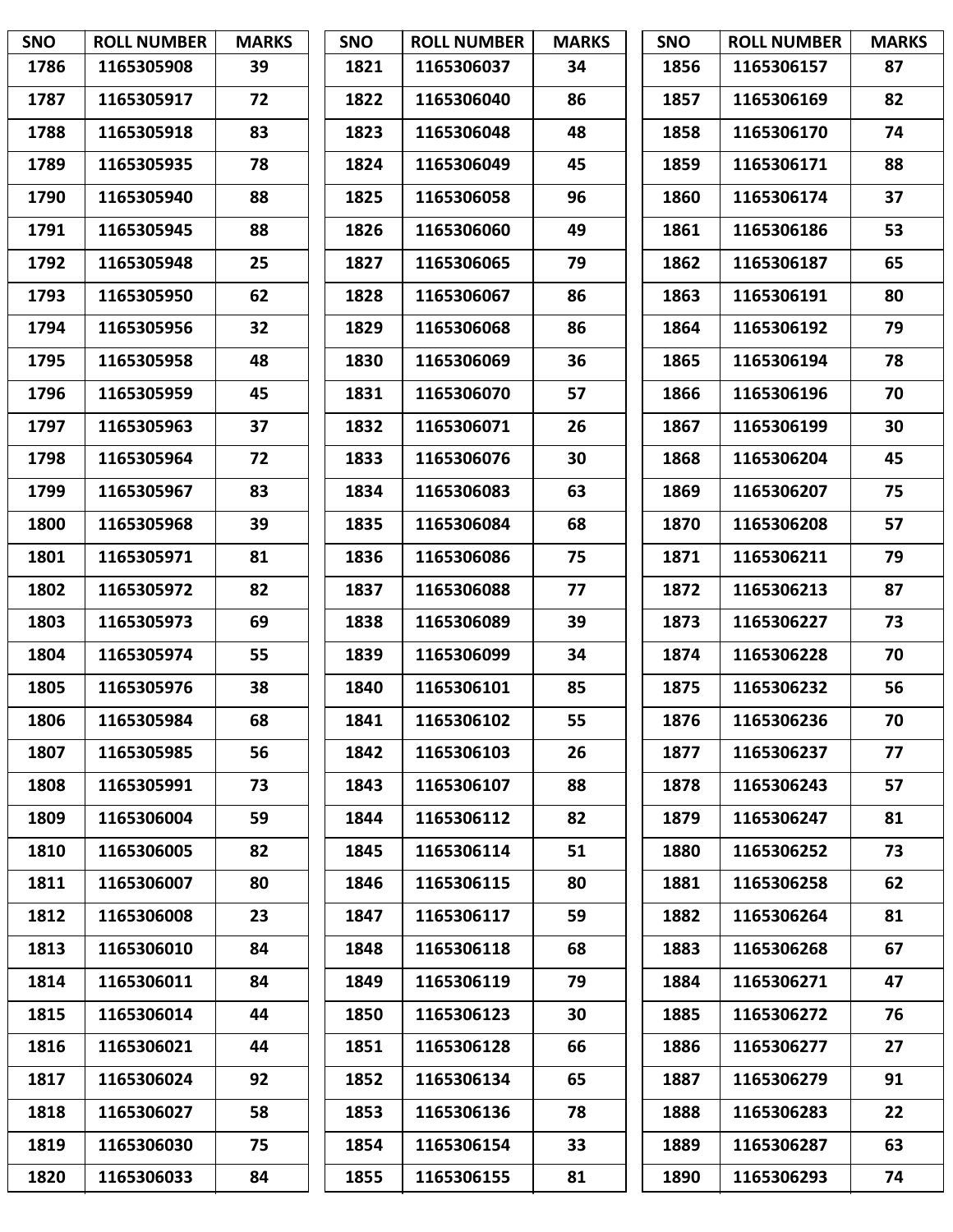| SNO | ROLL NUMBER | MARKS |
|---|---|---|
| 1786 | 1165305908 | 39 |
| 1787 | 1165305917 | 72 |
| 1788 | 1165305918 | 83 |
| 1789 | 1165305935 | 78 |
| 1790 | 1165305940 | 88 |
| 1791 | 1165305945 | 88 |
| 1792 | 1165305948 | 25 |
| 1793 | 1165305950 | 62 |
| 1794 | 1165305956 | 32 |
| 1795 | 1165305958 | 48 |
| 1796 | 1165305959 | 45 |
| 1797 | 1165305963 | 37 |
| 1798 | 1165305964 | 72 |
| 1799 | 1165305967 | 83 |
| 1800 | 1165305968 | 39 |
| 1801 | 1165305971 | 81 |
| 1802 | 1165305972 | 82 |
| 1803 | 1165305973 | 69 |
| 1804 | 1165305974 | 55 |
| 1805 | 1165305976 | 38 |
| 1806 | 1165305984 | 68 |
| 1807 | 1165305985 | 56 |
| 1808 | 1165305991 | 73 |
| 1809 | 1165306004 | 59 |
| 1810 | 1165306005 | 82 |
| 1811 | 1165306007 | 80 |
| 1812 | 1165306008 | 23 |
| 1813 | 1165306010 | 84 |
| 1814 | 1165306011 | 84 |
| 1815 | 1165306014 | 44 |
| 1816 | 1165306021 | 44 |
| 1817 | 1165306024 | 92 |
| 1818 | 1165306027 | 58 |
| 1819 | 1165306030 | 75 |
| 1820 | 1165306033 | 84 |
| 1821 | 1165306037 | 34 |
| 1822 | 1165306040 | 86 |
| 1823 | 1165306048 | 48 |
| 1824 | 1165306049 | 45 |
| 1825 | 1165306058 | 96 |
| 1826 | 1165306060 | 49 |
| 1827 | 1165306065 | 79 |
| 1828 | 1165306067 | 86 |
| 1829 | 1165306068 | 86 |
| 1830 | 1165306069 | 36 |
| 1831 | 1165306070 | 57 |
| 1832 | 1165306071 | 26 |
| 1833 | 1165306076 | 30 |
| 1834 | 1165306083 | 63 |
| 1835 | 1165306084 | 68 |
| 1836 | 1165306086 | 75 |
| 1837 | 1165306088 | 77 |
| 1838 | 1165306089 | 39 |
| 1839 | 1165306099 | 34 |
| 1840 | 1165306101 | 85 |
| 1841 | 1165306102 | 55 |
| 1842 | 1165306103 | 26 |
| 1843 | 1165306107 | 88 |
| 1844 | 1165306112 | 82 |
| 1845 | 1165306114 | 51 |
| 1846 | 1165306115 | 80 |
| 1847 | 1165306117 | 59 |
| 1848 | 1165306118 | 68 |
| 1849 | 1165306119 | 79 |
| 1850 | 1165306123 | 30 |
| 1851 | 1165306128 | 66 |
| 1852 | 1165306134 | 65 |
| 1853 | 1165306136 | 78 |
| 1854 | 1165306154 | 33 |
| 1855 | 1165306155 | 81 |
| 1856 | 1165306157 | 87 |
| 1857 | 1165306169 | 82 |
| 1858 | 1165306170 | 74 |
| 1859 | 1165306171 | 88 |
| 1860 | 1165306174 | 37 |
| 1861 | 1165306186 | 53 |
| 1862 | 1165306187 | 65 |
| 1863 | 1165306191 | 80 |
| 1864 | 1165306192 | 79 |
| 1865 | 1165306194 | 78 |
| 1866 | 1165306196 | 70 |
| 1867 | 1165306199 | 30 |
| 1868 | 1165306204 | 45 |
| 1869 | 1165306207 | 75 |
| 1870 | 1165306208 | 57 |
| 1871 | 1165306211 | 79 |
| 1872 | 1165306213 | 87 |
| 1873 | 1165306227 | 73 |
| 1874 | 1165306228 | 70 |
| 1875 | 1165306232 | 56 |
| 1876 | 1165306236 | 70 |
| 1877 | 1165306237 | 77 |
| 1878 | 1165306243 | 57 |
| 1879 | 1165306247 | 81 |
| 1880 | 1165306252 | 73 |
| 1881 | 1165306258 | 62 |
| 1882 | 1165306264 | 81 |
| 1883 | 1165306268 | 67 |
| 1884 | 1165306271 | 47 |
| 1885 | 1165306272 | 76 |
| 1886 | 1165306277 | 27 |
| 1887 | 1165306279 | 91 |
| 1888 | 1165306283 | 22 |
| 1889 | 1165306287 | 63 |
| 1890 | 1165306293 | 74 |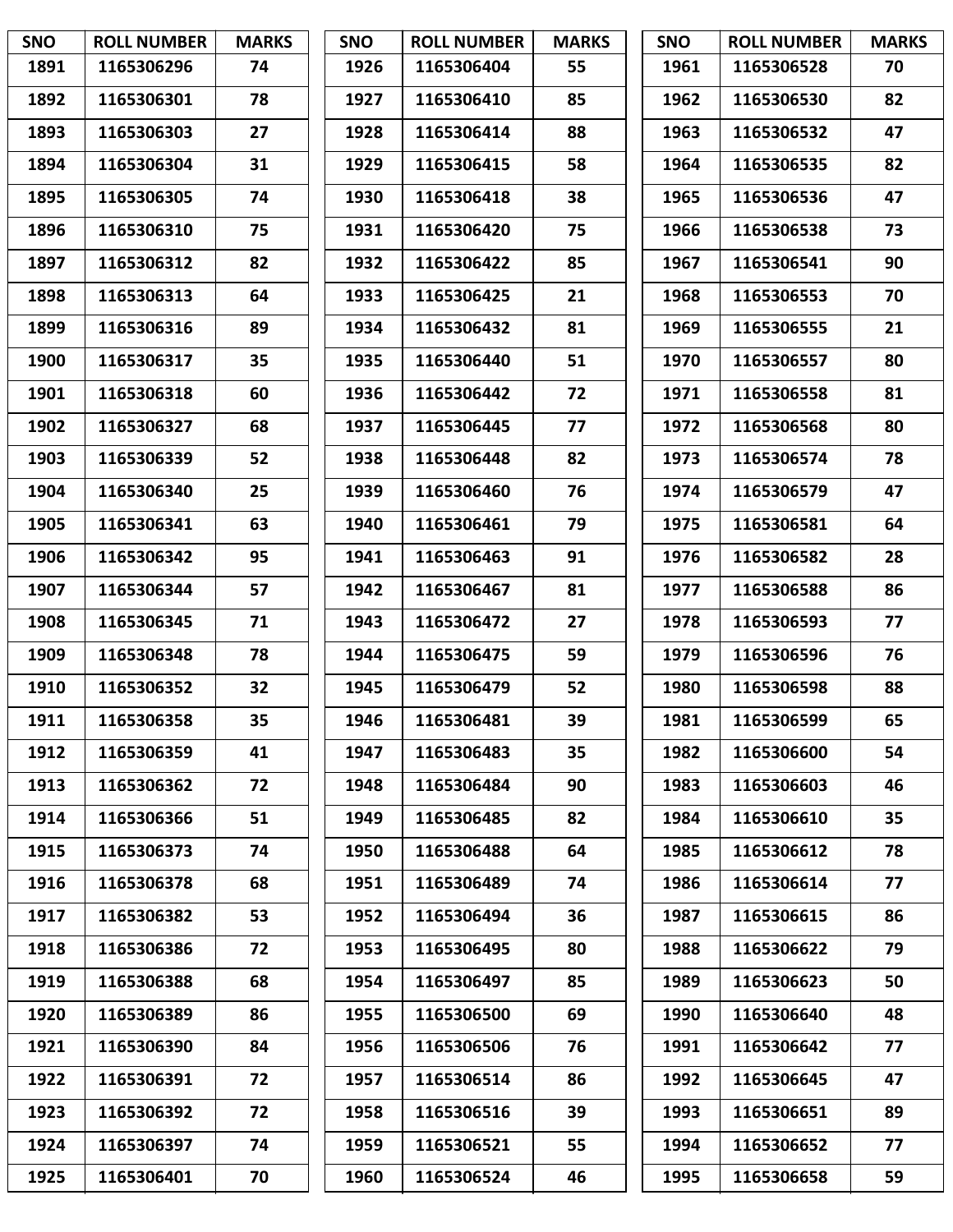| SNO | ROLL NUMBER | MARKS |
|---|---|---|
| 1891 | 1165306296 | 74 |
| 1892 | 1165306301 | 78 |
| 1893 | 1165306303 | 27 |
| 1894 | 1165306304 | 31 |
| 1895 | 1165306305 | 74 |
| 1896 | 1165306310 | 75 |
| 1897 | 1165306312 | 82 |
| 1898 | 1165306313 | 64 |
| 1899 | 1165306316 | 89 |
| 1900 | 1165306317 | 35 |
| 1901 | 1165306318 | 60 |
| 1902 | 1165306327 | 68 |
| 1903 | 1165306339 | 52 |
| 1904 | 1165306340 | 25 |
| 1905 | 1165306341 | 63 |
| 1906 | 1165306342 | 95 |
| 1907 | 1165306344 | 57 |
| 1908 | 1165306345 | 71 |
| 1909 | 1165306348 | 78 |
| 1910 | 1165306352 | 32 |
| 1911 | 1165306358 | 35 |
| 1912 | 1165306359 | 41 |
| 1913 | 1165306362 | 72 |
| 1914 | 1165306366 | 51 |
| 1915 | 1165306373 | 74 |
| 1916 | 1165306378 | 68 |
| 1917 | 1165306382 | 53 |
| 1918 | 1165306386 | 72 |
| 1919 | 1165306388 | 68 |
| 1920 | 1165306389 | 86 |
| 1921 | 1165306390 | 84 |
| 1922 | 1165306391 | 72 |
| 1923 | 1165306392 | 72 |
| 1924 | 1165306397 | 74 |
| 1925 | 1165306401 | 70 |
| 1926 | 1165306404 | 55 |
| 1927 | 1165306410 | 85 |
| 1928 | 1165306414 | 88 |
| 1929 | 1165306415 | 58 |
| 1930 | 1165306418 | 38 |
| 1931 | 1165306420 | 75 |
| 1932 | 1165306422 | 85 |
| 1933 | 1165306425 | 21 |
| 1934 | 1165306432 | 81 |
| 1935 | 1165306440 | 51 |
| 1936 | 1165306442 | 72 |
| 1937 | 1165306445 | 77 |
| 1938 | 1165306448 | 82 |
| 1939 | 1165306460 | 76 |
| 1940 | 1165306461 | 79 |
| 1941 | 1165306463 | 91 |
| 1942 | 1165306467 | 81 |
| 1943 | 1165306472 | 27 |
| 1944 | 1165306475 | 59 |
| 1945 | 1165306479 | 52 |
| 1946 | 1165306481 | 39 |
| 1947 | 1165306483 | 35 |
| 1948 | 1165306484 | 90 |
| 1949 | 1165306485 | 82 |
| 1950 | 1165306488 | 64 |
| 1951 | 1165306489 | 74 |
| 1952 | 1165306494 | 36 |
| 1953 | 1165306495 | 80 |
| 1954 | 1165306497 | 85 |
| 1955 | 1165306500 | 69 |
| 1956 | 1165306506 | 76 |
| 1957 | 1165306514 | 86 |
| 1958 | 1165306516 | 39 |
| 1959 | 1165306521 | 55 |
| 1960 | 1165306524 | 46 |
| 1961 | 1165306528 | 70 |
| 1962 | 1165306530 | 82 |
| 1963 | 1165306532 | 47 |
| 1964 | 1165306535 | 82 |
| 1965 | 1165306536 | 47 |
| 1966 | 1165306538 | 73 |
| 1967 | 1165306541 | 90 |
| 1968 | 1165306553 | 70 |
| 1969 | 1165306555 | 21 |
| 1970 | 1165306557 | 80 |
| 1971 | 1165306558 | 81 |
| 1972 | 1165306568 | 80 |
| 1973 | 1165306574 | 78 |
| 1974 | 1165306579 | 47 |
| 1975 | 1165306581 | 64 |
| 1976 | 1165306582 | 28 |
| 1977 | 1165306588 | 86 |
| 1978 | 1165306593 | 77 |
| 1979 | 1165306596 | 76 |
| 1980 | 1165306598 | 88 |
| 1981 | 1165306599 | 65 |
| 1982 | 1165306600 | 54 |
| 1983 | 1165306603 | 46 |
| 1984 | 1165306610 | 35 |
| 1985 | 1165306612 | 78 |
| 1986 | 1165306614 | 77 |
| 1987 | 1165306615 | 86 |
| 1988 | 1165306622 | 79 |
| 1989 | 1165306623 | 50 |
| 1990 | 1165306640 | 48 |
| 1991 | 1165306642 | 77 |
| 1992 | 1165306645 | 47 |
| 1993 | 1165306651 | 89 |
| 1994 | 1165306652 | 77 |
| 1995 | 1165306658 | 59 |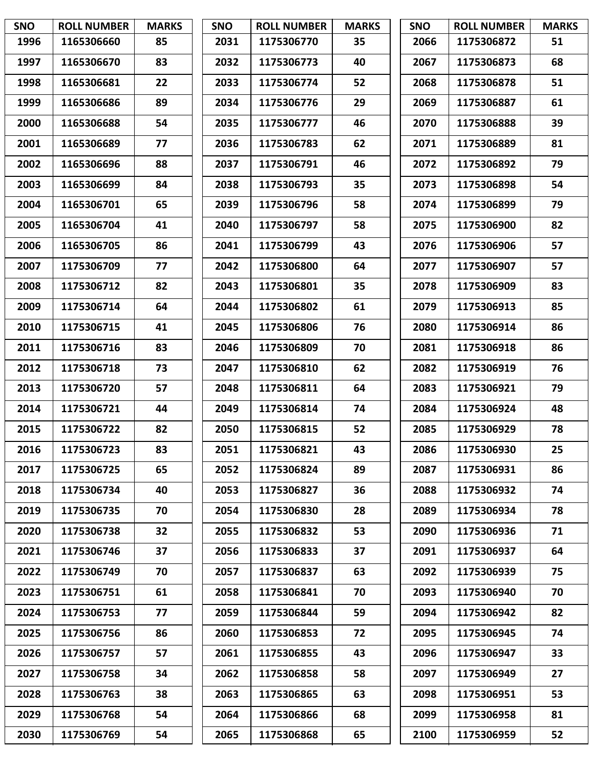| SNO | ROLL NUMBER | MARKS |
|---|---|---|
| 1996 | 1165306660 | 85 |
| 1997 | 1165306670 | 83 |
| 1998 | 1165306681 | 22 |
| 1999 | 1165306686 | 89 |
| 2000 | 1165306688 | 54 |
| 2001 | 1165306689 | 77 |
| 2002 | 1165306696 | 88 |
| 2003 | 1165306699 | 84 |
| 2004 | 1165306701 | 65 |
| 2005 | 1165306704 | 41 |
| 2006 | 1165306705 | 86 |
| 2007 | 1175306709 | 77 |
| 2008 | 1175306712 | 82 |
| 2009 | 1175306714 | 64 |
| 2010 | 1175306715 | 41 |
| 2011 | 1175306716 | 83 |
| 2012 | 1175306718 | 73 |
| 2013 | 1175306720 | 57 |
| 2014 | 1175306721 | 44 |
| 2015 | 1175306722 | 82 |
| 2016 | 1175306723 | 83 |
| 2017 | 1175306725 | 65 |
| 2018 | 1175306734 | 40 |
| 2019 | 1175306735 | 70 |
| 2020 | 1175306738 | 32 |
| 2021 | 1175306746 | 37 |
| 2022 | 1175306749 | 70 |
| 2023 | 1175306751 | 61 |
| 2024 | 1175306753 | 77 |
| 2025 | 1175306756 | 86 |
| 2026 | 1175306757 | 57 |
| 2027 | 1175306758 | 34 |
| 2028 | 1175306763 | 38 |
| 2029 | 1175306768 | 54 |
| 2030 | 1175306769 | 54 |
| 2031 | 1175306770 | 35 |
| 2032 | 1175306773 | 40 |
| 2033 | 1175306774 | 52 |
| 2034 | 1175306776 | 29 |
| 2035 | 1175306777 | 46 |
| 2036 | 1175306783 | 62 |
| 2037 | 1175306791 | 46 |
| 2038 | 1175306793 | 35 |
| 2039 | 1175306796 | 58 |
| 2040 | 1175306797 | 58 |
| 2041 | 1175306799 | 43 |
| 2042 | 1175306800 | 64 |
| 2043 | 1175306801 | 35 |
| 2044 | 1175306802 | 61 |
| 2045 | 1175306806 | 76 |
| 2046 | 1175306809 | 70 |
| 2047 | 1175306810 | 62 |
| 2048 | 1175306811 | 64 |
| 2049 | 1175306814 | 74 |
| 2050 | 1175306815 | 52 |
| 2051 | 1175306821 | 43 |
| 2052 | 1175306824 | 89 |
| 2053 | 1175306827 | 36 |
| 2054 | 1175306830 | 28 |
| 2055 | 1175306832 | 53 |
| 2056 | 1175306833 | 37 |
| 2057 | 1175306837 | 63 |
| 2058 | 1175306841 | 70 |
| 2059 | 1175306844 | 59 |
| 2060 | 1175306853 | 72 |
| 2061 | 1175306855 | 43 |
| 2062 | 1175306858 | 58 |
| 2063 | 1175306865 | 63 |
| 2064 | 1175306866 | 68 |
| 2065 | 1175306868 | 65 |
| 2066 | 1175306872 | 51 |
| 2067 | 1175306873 | 68 |
| 2068 | 1175306878 | 51 |
| 2069 | 1175306887 | 61 |
| 2070 | 1175306888 | 39 |
| 2071 | 1175306889 | 81 |
| 2072 | 1175306892 | 79 |
| 2073 | 1175306898 | 54 |
| 2074 | 1175306899 | 79 |
| 2075 | 1175306900 | 82 |
| 2076 | 1175306906 | 57 |
| 2077 | 1175306907 | 57 |
| 2078 | 1175306909 | 83 |
| 2079 | 1175306913 | 85 |
| 2080 | 1175306914 | 86 |
| 2081 | 1175306918 | 86 |
| 2082 | 1175306919 | 76 |
| 2083 | 1175306921 | 79 |
| 2084 | 1175306924 | 48 |
| 2085 | 1175306929 | 78 |
| 2086 | 1175306930 | 25 |
| 2087 | 1175306931 | 86 |
| 2088 | 1175306932 | 74 |
| 2089 | 1175306934 | 78 |
| 2090 | 1175306936 | 71 |
| 2091 | 1175306937 | 64 |
| 2092 | 1175306939 | 75 |
| 2093 | 1175306940 | 70 |
| 2094 | 1175306942 | 82 |
| 2095 | 1175306945 | 74 |
| 2096 | 1175306947 | 33 |
| 2097 | 1175306949 | 27 |
| 2098 | 1175306951 | 53 |
| 2099 | 1175306958 | 81 |
| 2100 | 1175306959 | 52 |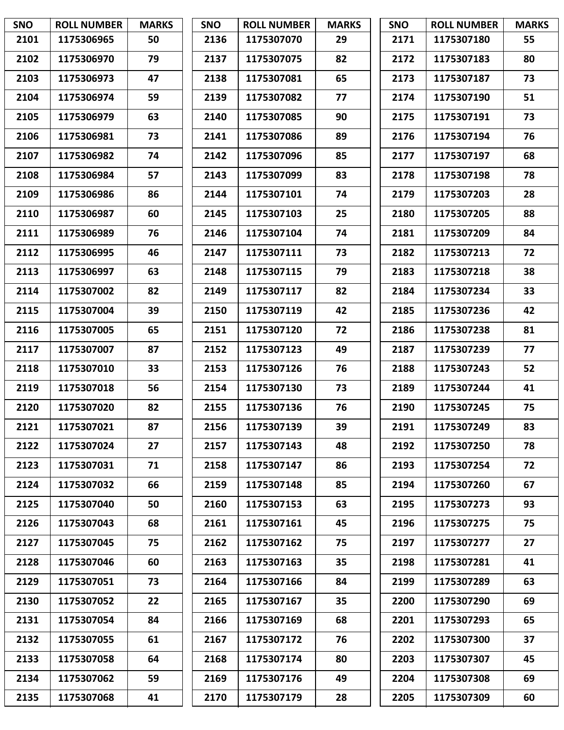| SNO | ROLL NUMBER | MARKS |
|---|---|---|
| 2101 | 1175306965 | 50 |
| 2102 | 1175306970 | 79 |
| 2103 | 1175306973 | 47 |
| 2104 | 1175306974 | 59 |
| 2105 | 1175306979 | 63 |
| 2106 | 1175306981 | 73 |
| 2107 | 1175306982 | 74 |
| 2108 | 1175306984 | 57 |
| 2109 | 1175306986 | 86 |
| 2110 | 1175306987 | 60 |
| 2111 | 1175306989 | 76 |
| 2112 | 1175306995 | 46 |
| 2113 | 1175306997 | 63 |
| 2114 | 1175307002 | 82 |
| 2115 | 1175307004 | 39 |
| 2116 | 1175307005 | 65 |
| 2117 | 1175307007 | 87 |
| 2118 | 1175307010 | 33 |
| 2119 | 1175307018 | 56 |
| 2120 | 1175307020 | 82 |
| 2121 | 1175307021 | 87 |
| 2122 | 1175307024 | 27 |
| 2123 | 1175307031 | 71 |
| 2124 | 1175307032 | 66 |
| 2125 | 1175307040 | 50 |
| 2126 | 1175307043 | 68 |
| 2127 | 1175307045 | 75 |
| 2128 | 1175307046 | 60 |
| 2129 | 1175307051 | 73 |
| 2130 | 1175307052 | 22 |
| 2131 | 1175307054 | 84 |
| 2132 | 1175307055 | 61 |
| 2133 | 1175307058 | 64 |
| 2134 | 1175307062 | 59 |
| 2135 | 1175307068 | 41 |
| 2136 | 1175307070 | 29 |
| 2137 | 1175307075 | 82 |
| 2138 | 1175307081 | 65 |
| 2139 | 1175307082 | 77 |
| 2140 | 1175307085 | 90 |
| 2141 | 1175307086 | 89 |
| 2142 | 1175307096 | 85 |
| 2143 | 1175307099 | 83 |
| 2144 | 1175307101 | 74 |
| 2145 | 1175307103 | 25 |
| 2146 | 1175307104 | 74 |
| 2147 | 1175307111 | 73 |
| 2148 | 1175307115 | 79 |
| 2149 | 1175307117 | 82 |
| 2150 | 1175307119 | 42 |
| 2151 | 1175307120 | 72 |
| 2152 | 1175307123 | 49 |
| 2153 | 1175307126 | 76 |
| 2154 | 1175307130 | 73 |
| 2155 | 1175307136 | 76 |
| 2156 | 1175307139 | 39 |
| 2157 | 1175307143 | 48 |
| 2158 | 1175307147 | 86 |
| 2159 | 1175307148 | 85 |
| 2160 | 1175307153 | 63 |
| 2161 | 1175307161 | 45 |
| 2162 | 1175307162 | 75 |
| 2163 | 1175307163 | 35 |
| 2164 | 1175307166 | 84 |
| 2165 | 1175307167 | 35 |
| 2166 | 1175307169 | 68 |
| 2167 | 1175307172 | 76 |
| 2168 | 1175307174 | 80 |
| 2169 | 1175307176 | 49 |
| 2170 | 1175307179 | 28 |
| 2171 | 1175307180 | 55 |
| 2172 | 1175307183 | 80 |
| 2173 | 1175307187 | 73 |
| 2174 | 1175307190 | 51 |
| 2175 | 1175307191 | 73 |
| 2176 | 1175307194 | 76 |
| 2177 | 1175307197 | 68 |
| 2178 | 1175307198 | 78 |
| 2179 | 1175307203 | 28 |
| 2180 | 1175307205 | 88 |
| 2181 | 1175307209 | 84 |
| 2182 | 1175307213 | 72 |
| 2183 | 1175307218 | 38 |
| 2184 | 1175307234 | 33 |
| 2185 | 1175307236 | 42 |
| 2186 | 1175307238 | 81 |
| 2187 | 1175307239 | 77 |
| 2188 | 1175307243 | 52 |
| 2189 | 1175307244 | 41 |
| 2190 | 1175307245 | 75 |
| 2191 | 1175307249 | 83 |
| 2192 | 1175307250 | 78 |
| 2193 | 1175307254 | 72 |
| 2194 | 1175307260 | 67 |
| 2195 | 1175307273 | 93 |
| 2196 | 1175307275 | 75 |
| 2197 | 1175307277 | 27 |
| 2198 | 1175307281 | 41 |
| 2199 | 1175307289 | 63 |
| 2200 | 1175307290 | 69 |
| 2201 | 1175307293 | 65 |
| 2202 | 1175307300 | 37 |
| 2203 | 1175307307 | 45 |
| 2204 | 1175307308 | 69 |
| 2205 | 1175307309 | 60 |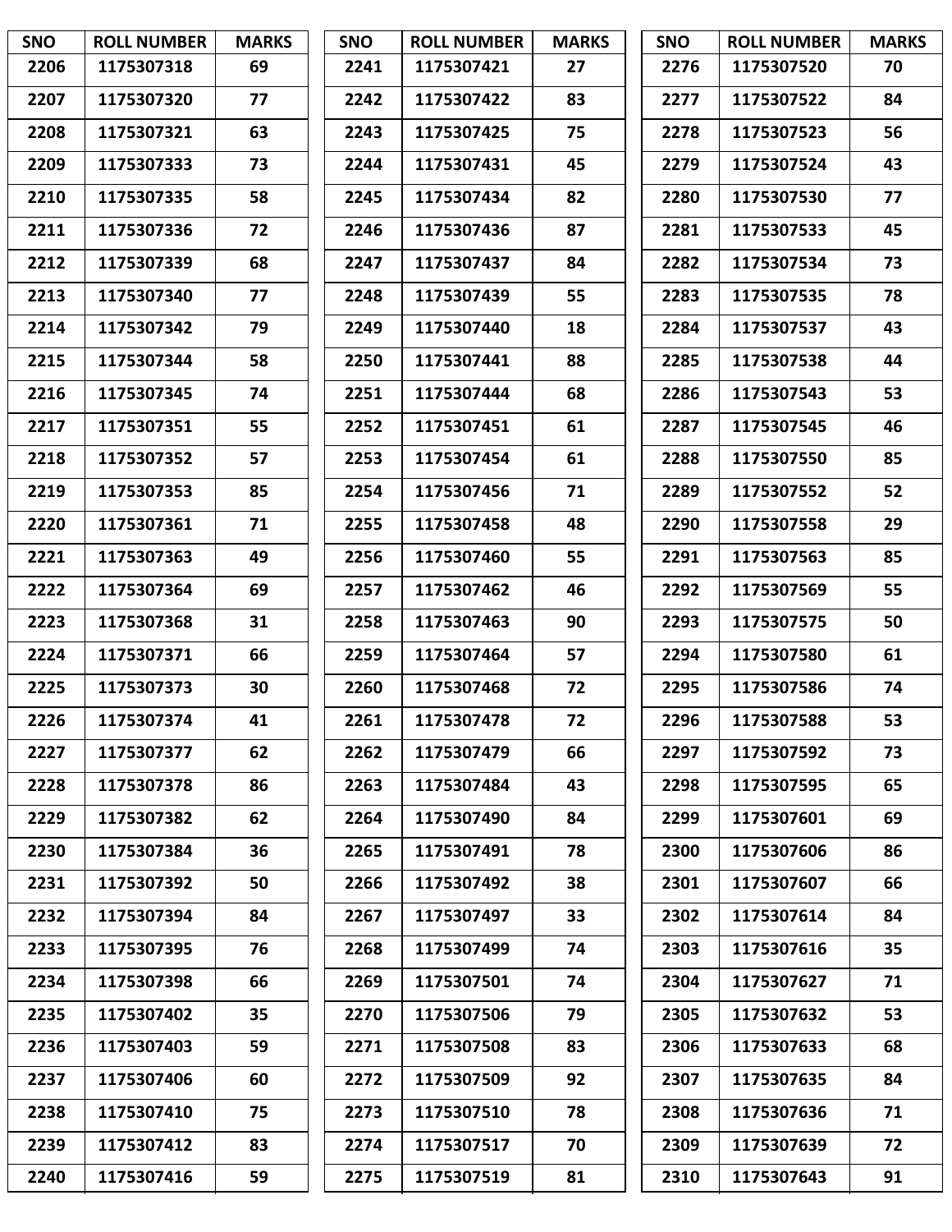| SNO | ROLL NUMBER | MARKS |
|---|---|---|
| 2206 | 1175307318 | 69 |
| 2207 | 1175307320 | 77 |
| 2208 | 1175307321 | 63 |
| 2209 | 1175307333 | 73 |
| 2210 | 1175307335 | 58 |
| 2211 | 1175307336 | 72 |
| 2212 | 1175307339 | 68 |
| 2213 | 1175307340 | 77 |
| 2214 | 1175307342 | 79 |
| 2215 | 1175307344 | 58 |
| 2216 | 1175307345 | 74 |
| 2217 | 1175307351 | 55 |
| 2218 | 1175307352 | 57 |
| 2219 | 1175307353 | 85 |
| 2220 | 1175307361 | 71 |
| 2221 | 1175307363 | 49 |
| 2222 | 1175307364 | 69 |
| 2223 | 1175307368 | 31 |
| 2224 | 1175307371 | 66 |
| 2225 | 1175307373 | 30 |
| 2226 | 1175307374 | 41 |
| 2227 | 1175307377 | 62 |
| 2228 | 1175307378 | 86 |
| 2229 | 1175307382 | 62 |
| 2230 | 1175307384 | 36 |
| 2231 | 1175307392 | 50 |
| 2232 | 1175307394 | 84 |
| 2233 | 1175307395 | 76 |
| 2234 | 1175307398 | 66 |
| 2235 | 1175307402 | 35 |
| 2236 | 1175307403 | 59 |
| 2237 | 1175307406 | 60 |
| 2238 | 1175307410 | 75 |
| 2239 | 1175307412 | 83 |
| 2240 | 1175307416 | 59 |
| 2241 | 1175307421 | 27 |
| 2242 | 1175307422 | 83 |
| 2243 | 1175307425 | 75 |
| 2244 | 1175307431 | 45 |
| 2245 | 1175307434 | 82 |
| 2246 | 1175307436 | 87 |
| 2247 | 1175307437 | 84 |
| 2248 | 1175307439 | 55 |
| 2249 | 1175307440 | 18 |
| 2250 | 1175307441 | 88 |
| 2251 | 1175307444 | 68 |
| 2252 | 1175307451 | 61 |
| 2253 | 1175307454 | 61 |
| 2254 | 1175307456 | 71 |
| 2255 | 1175307458 | 48 |
| 2256 | 1175307460 | 55 |
| 2257 | 1175307462 | 46 |
| 2258 | 1175307463 | 90 |
| 2259 | 1175307464 | 57 |
| 2260 | 1175307468 | 72 |
| 2261 | 1175307478 | 72 |
| 2262 | 1175307479 | 66 |
| 2263 | 1175307484 | 43 |
| 2264 | 1175307490 | 84 |
| 2265 | 1175307491 | 78 |
| 2266 | 1175307492 | 38 |
| 2267 | 1175307497 | 33 |
| 2268 | 1175307499 | 74 |
| 2269 | 1175307501 | 74 |
| 2270 | 1175307506 | 79 |
| 2271 | 1175307508 | 83 |
| 2272 | 1175307509 | 92 |
| 2273 | 1175307510 | 78 |
| 2274 | 1175307517 | 70 |
| 2275 | 1175307519 | 81 |
| 2276 | 1175307520 | 70 |
| 2277 | 1175307522 | 84 |
| 2278 | 1175307523 | 56 |
| 2279 | 1175307524 | 43 |
| 2280 | 1175307530 | 77 |
| 2281 | 1175307533 | 45 |
| 2282 | 1175307534 | 73 |
| 2283 | 1175307535 | 78 |
| 2284 | 1175307537 | 43 |
| 2285 | 1175307538 | 44 |
| 2286 | 1175307543 | 53 |
| 2287 | 1175307545 | 46 |
| 2288 | 1175307550 | 85 |
| 2289 | 1175307552 | 52 |
| 2290 | 1175307558 | 29 |
| 2291 | 1175307563 | 85 |
| 2292 | 1175307569 | 55 |
| 2293 | 1175307575 | 50 |
| 2294 | 1175307580 | 61 |
| 2295 | 1175307586 | 74 |
| 2296 | 1175307588 | 53 |
| 2297 | 1175307592 | 73 |
| 2298 | 1175307595 | 65 |
| 2299 | 1175307601 | 69 |
| 2300 | 1175307606 | 86 |
| 2301 | 1175307607 | 66 |
| 2302 | 1175307614 | 84 |
| 2303 | 1175307616 | 35 |
| 2304 | 1175307627 | 71 |
| 2305 | 1175307632 | 53 |
| 2306 | 1175307633 | 68 |
| 2307 | 1175307635 | 84 |
| 2308 | 1175307636 | 71 |
| 2309 | 1175307639 | 72 |
| 2310 | 1175307643 | 91 |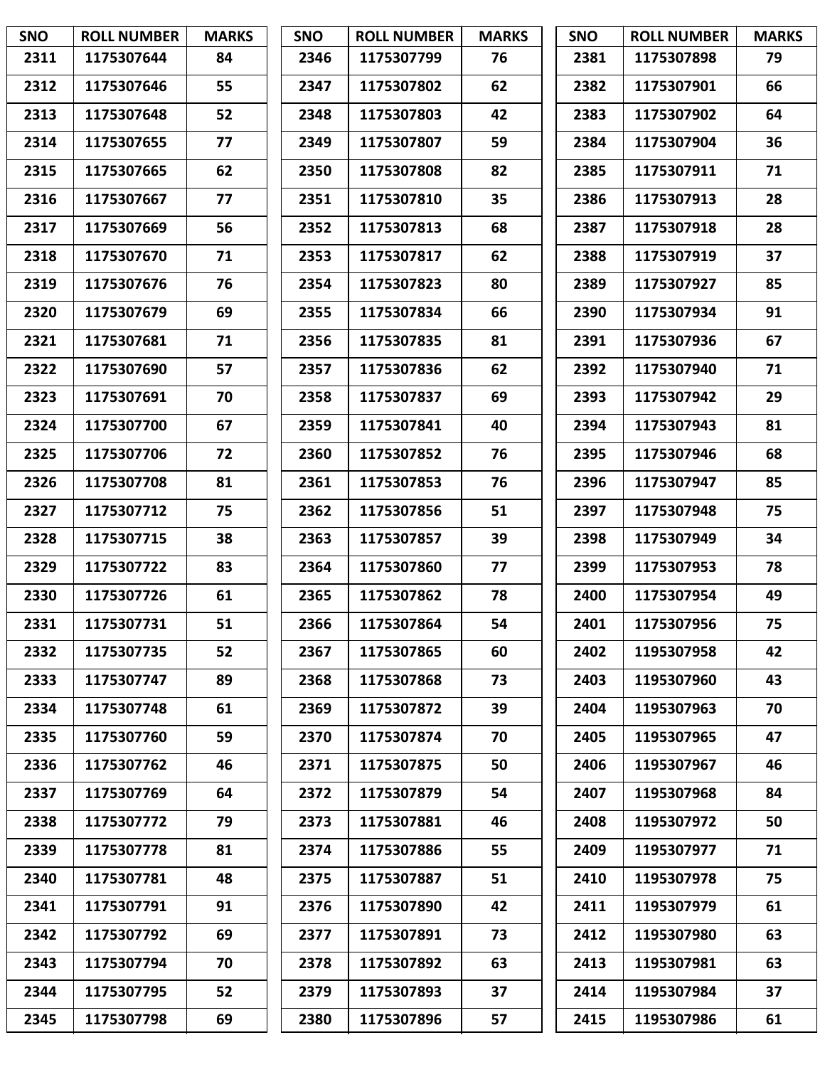| SNO | ROLL NUMBER | MARKS |
|---|---|---|
| 2311 | 1175307644 | 84 |
| 2312 | 1175307646 | 55 |
| 2313 | 1175307648 | 52 |
| 2314 | 1175307655 | 77 |
| 2315 | 1175307665 | 62 |
| 2316 | 1175307667 | 77 |
| 2317 | 1175307669 | 56 |
| 2318 | 1175307670 | 71 |
| 2319 | 1175307676 | 76 |
| 2320 | 1175307679 | 69 |
| 2321 | 1175307681 | 71 |
| 2322 | 1175307690 | 57 |
| 2323 | 1175307691 | 70 |
| 2324 | 1175307700 | 67 |
| 2325 | 1175307706 | 72 |
| 2326 | 1175307708 | 81 |
| 2327 | 1175307712 | 75 |
| 2328 | 1175307715 | 38 |
| 2329 | 1175307722 | 83 |
| 2330 | 1175307726 | 61 |
| 2331 | 1175307731 | 51 |
| 2332 | 1175307735 | 52 |
| 2333 | 1175307747 | 89 |
| 2334 | 1175307748 | 61 |
| 2335 | 1175307760 | 59 |
| 2336 | 1175307762 | 46 |
| 2337 | 1175307769 | 64 |
| 2338 | 1175307772 | 79 |
| 2339 | 1175307778 | 81 |
| 2340 | 1175307781 | 48 |
| 2341 | 1175307791 | 91 |
| 2342 | 1175307792 | 69 |
| 2343 | 1175307794 | 70 |
| 2344 | 1175307795 | 52 |
| 2345 | 1175307798 | 69 |
| 2346 | 1175307799 | 76 |
| 2347 | 1175307802 | 62 |
| 2348 | 1175307803 | 42 |
| 2349 | 1175307807 | 59 |
| 2350 | 1175307808 | 82 |
| 2351 | 1175307810 | 35 |
| 2352 | 1175307813 | 68 |
| 2353 | 1175307817 | 62 |
| 2354 | 1175307823 | 80 |
| 2355 | 1175307834 | 66 |
| 2356 | 1175307835 | 81 |
| 2357 | 1175307836 | 62 |
| 2358 | 1175307837 | 69 |
| 2359 | 1175307841 | 40 |
| 2360 | 1175307852 | 76 |
| 2361 | 1175307853 | 76 |
| 2362 | 1175307856 | 51 |
| 2363 | 1175307857 | 39 |
| 2364 | 1175307860 | 77 |
| 2365 | 1175307862 | 78 |
| 2366 | 1175307864 | 54 |
| 2367 | 1175307865 | 60 |
| 2368 | 1175307868 | 73 |
| 2369 | 1175307872 | 39 |
| 2370 | 1175307874 | 70 |
| 2371 | 1175307875 | 50 |
| 2372 | 1175307879 | 54 |
| 2373 | 1175307881 | 46 |
| 2374 | 1175307886 | 55 |
| 2375 | 1175307887 | 51 |
| 2376 | 1175307890 | 42 |
| 2377 | 1175307891 | 73 |
| 2378 | 1175307892 | 63 |
| 2379 | 1175307893 | 37 |
| 2380 | 1175307896 | 57 |
| 2381 | 1175307898 | 79 |
| 2382 | 1175307901 | 66 |
| 2383 | 1175307902 | 64 |
| 2384 | 1175307904 | 36 |
| 2385 | 1175307911 | 71 |
| 2386 | 1175307913 | 28 |
| 2387 | 1175307918 | 28 |
| 2388 | 1175307919 | 37 |
| 2389 | 1175307927 | 85 |
| 2390 | 1175307934 | 91 |
| 2391 | 1175307936 | 67 |
| 2392 | 1175307940 | 71 |
| 2393 | 1175307942 | 29 |
| 2394 | 1175307943 | 81 |
| 2395 | 1175307946 | 68 |
| 2396 | 1175307947 | 85 |
| 2397 | 1175307948 | 75 |
| 2398 | 1175307949 | 34 |
| 2399 | 1175307953 | 78 |
| 2400 | 1175307954 | 49 |
| 2401 | 1175307956 | 75 |
| 2402 | 1195307958 | 42 |
| 2403 | 1195307960 | 43 |
| 2404 | 1195307963 | 70 |
| 2405 | 1195307965 | 47 |
| 2406 | 1195307967 | 46 |
| 2407 | 1195307968 | 84 |
| 2408 | 1195307972 | 50 |
| 2409 | 1195307977 | 71 |
| 2410 | 1195307978 | 75 |
| 2411 | 1195307979 | 61 |
| 2412 | 1195307980 | 63 |
| 2413 | 1195307981 | 63 |
| 2414 | 1195307984 | 37 |
| 2415 | 1195307986 | 61 |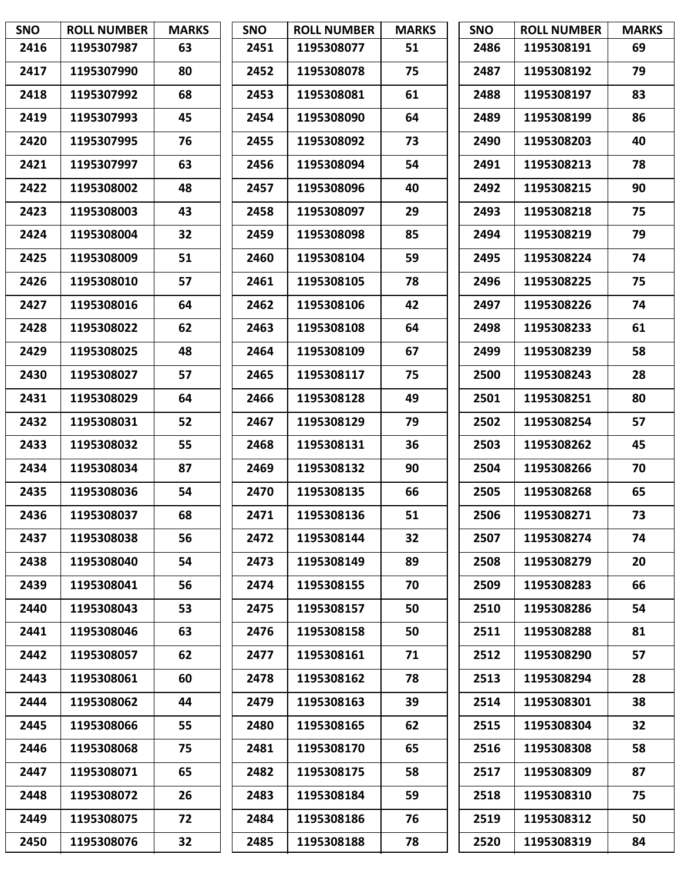| SNO | ROLL NUMBER | MARKS |
|---|---|---|
| 2416 | 1195307987 | 63 |
| 2417 | 1195307990 | 80 |
| 2418 | 1195307992 | 68 |
| 2419 | 1195307993 | 45 |
| 2420 | 1195307995 | 76 |
| 2421 | 1195307997 | 63 |
| 2422 | 1195308002 | 48 |
| 2423 | 1195308003 | 43 |
| 2424 | 1195308004 | 32 |
| 2425 | 1195308009 | 51 |
| 2426 | 1195308010 | 57 |
| 2427 | 1195308016 | 64 |
| 2428 | 1195308022 | 62 |
| 2429 | 1195308025 | 48 |
| 2430 | 1195308027 | 57 |
| 2431 | 1195308029 | 64 |
| 2432 | 1195308031 | 52 |
| 2433 | 1195308032 | 55 |
| 2434 | 1195308034 | 87 |
| 2435 | 1195308036 | 54 |
| 2436 | 1195308037 | 68 |
| 2437 | 1195308038 | 56 |
| 2438 | 1195308040 | 54 |
| 2439 | 1195308041 | 56 |
| 2440 | 1195308043 | 53 |
| 2441 | 1195308046 | 63 |
| 2442 | 1195308057 | 62 |
| 2443 | 1195308061 | 60 |
| 2444 | 1195308062 | 44 |
| 2445 | 1195308066 | 55 |
| 2446 | 1195308068 | 75 |
| 2447 | 1195308071 | 65 |
| 2448 | 1195308072 | 26 |
| 2449 | 1195308075 | 72 |
| 2450 | 1195308076 | 32 |
| 2451 | 1195308077 | 51 |
| 2452 | 1195308078 | 75 |
| 2453 | 1195308081 | 61 |
| 2454 | 1195308090 | 64 |
| 2455 | 1195308092 | 73 |
| 2456 | 1195308094 | 54 |
| 2457 | 1195308096 | 40 |
| 2458 | 1195308097 | 29 |
| 2459 | 1195308098 | 85 |
| 2460 | 1195308104 | 59 |
| 2461 | 1195308105 | 78 |
| 2462 | 1195308106 | 42 |
| 2463 | 1195308108 | 64 |
| 2464 | 1195308109 | 67 |
| 2465 | 1195308117 | 75 |
| 2466 | 1195308128 | 49 |
| 2467 | 1195308129 | 79 |
| 2468 | 1195308131 | 36 |
| 2469 | 1195308132 | 90 |
| 2470 | 1195308135 | 66 |
| 2471 | 1195308136 | 51 |
| 2472 | 1195308144 | 32 |
| 2473 | 1195308149 | 89 |
| 2474 | 1195308155 | 70 |
| 2475 | 1195308157 | 50 |
| 2476 | 1195308158 | 50 |
| 2477 | 1195308161 | 71 |
| 2478 | 1195308162 | 78 |
| 2479 | 1195308163 | 39 |
| 2480 | 1195308165 | 62 |
| 2481 | 1195308170 | 65 |
| 2482 | 1195308175 | 58 |
| 2483 | 1195308184 | 59 |
| 2484 | 1195308186 | 76 |
| 2485 | 1195308188 | 78 |
| 2486 | 1195308191 | 69 |
| 2487 | 1195308192 | 79 |
| 2488 | 1195308197 | 83 |
| 2489 | 1195308199 | 86 |
| 2490 | 1195308203 | 40 |
| 2491 | 1195308213 | 78 |
| 2492 | 1195308215 | 90 |
| 2493 | 1195308218 | 75 |
| 2494 | 1195308219 | 79 |
| 2495 | 1195308224 | 74 |
| 2496 | 1195308225 | 75 |
| 2497 | 1195308226 | 74 |
| 2498 | 1195308233 | 61 |
| 2499 | 1195308239 | 58 |
| 2500 | 1195308243 | 28 |
| 2501 | 1195308251 | 80 |
| 2502 | 1195308254 | 57 |
| 2503 | 1195308262 | 45 |
| 2504 | 1195308266 | 70 |
| 2505 | 1195308268 | 65 |
| 2506 | 1195308271 | 73 |
| 2507 | 1195308274 | 74 |
| 2508 | 1195308279 | 20 |
| 2509 | 1195308283 | 66 |
| 2510 | 1195308286 | 54 |
| 2511 | 1195308288 | 81 |
| 2512 | 1195308290 | 57 |
| 2513 | 1195308294 | 28 |
| 2514 | 1195308301 | 38 |
| 2515 | 1195308304 | 32 |
| 2516 | 1195308308 | 58 |
| 2517 | 1195308309 | 87 |
| 2518 | 1195308310 | 75 |
| 2519 | 1195308312 | 50 |
| 2520 | 1195308319 | 84 |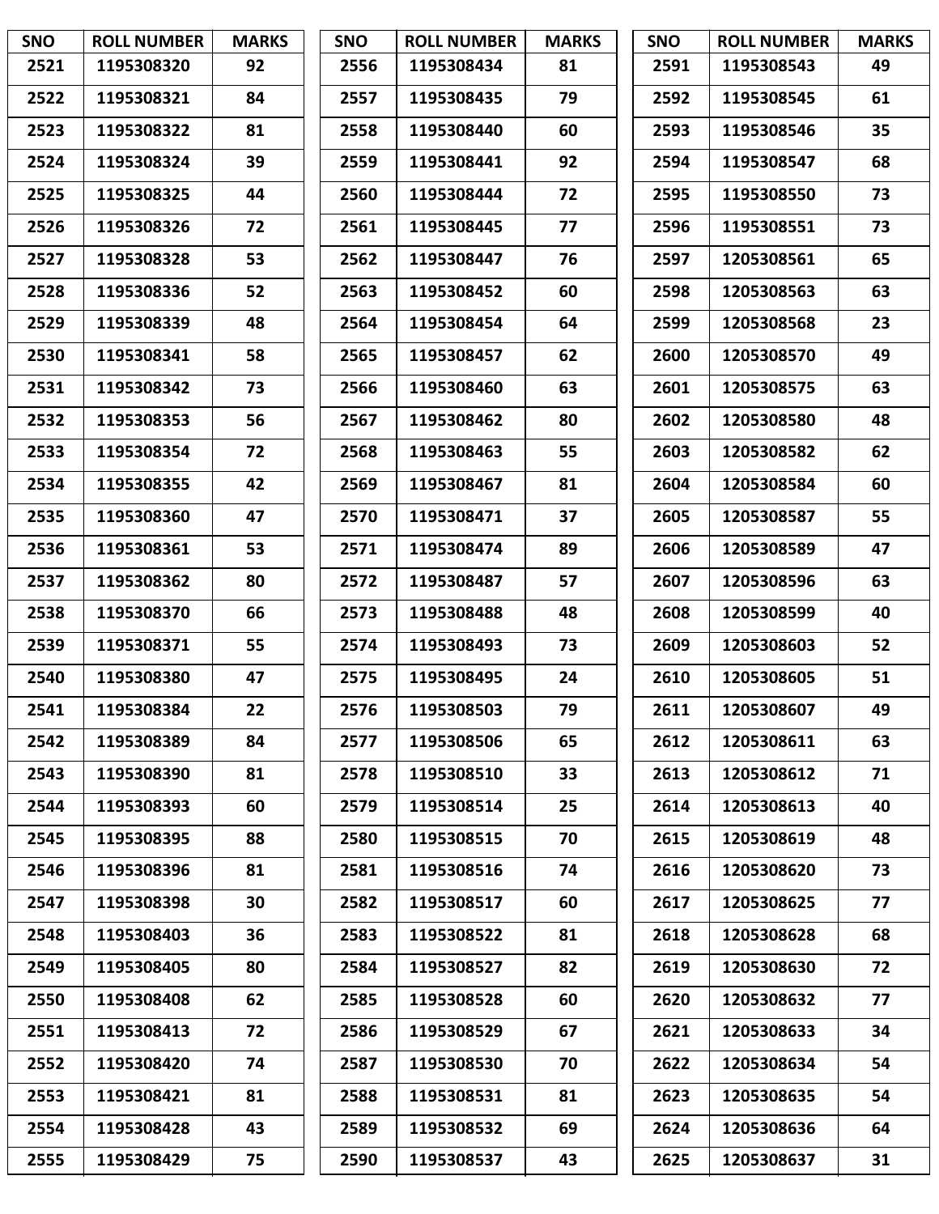| SNO | ROLL NUMBER | MARKS |
|---|---|---|
| 2521 | 1195308320 | 92 |
| 2522 | 1195308321 | 84 |
| 2523 | 1195308322 | 81 |
| 2524 | 1195308324 | 39 |
| 2525 | 1195308325 | 44 |
| 2526 | 1195308326 | 72 |
| 2527 | 1195308328 | 53 |
| 2528 | 1195308336 | 52 |
| 2529 | 1195308339 | 48 |
| 2530 | 1195308341 | 58 |
| 2531 | 1195308342 | 73 |
| 2532 | 1195308353 | 56 |
| 2533 | 1195308354 | 72 |
| 2534 | 1195308355 | 42 |
| 2535 | 1195308360 | 47 |
| 2536 | 1195308361 | 53 |
| 2537 | 1195308362 | 80 |
| 2538 | 1195308370 | 66 |
| 2539 | 1195308371 | 55 |
| 2540 | 1195308380 | 47 |
| 2541 | 1195308384 | 22 |
| 2542 | 1195308389 | 84 |
| 2543 | 1195308390 | 81 |
| 2544 | 1195308393 | 60 |
| 2545 | 1195308395 | 88 |
| 2546 | 1195308396 | 81 |
| 2547 | 1195308398 | 30 |
| 2548 | 1195308403 | 36 |
| 2549 | 1195308405 | 80 |
| 2550 | 1195308408 | 62 |
| 2551 | 1195308413 | 72 |
| 2552 | 1195308420 | 74 |
| 2553 | 1195308421 | 81 |
| 2554 | 1195308428 | 43 |
| 2555 | 1195308429 | 75 |
| 2556 | 1195308434 | 81 |
| 2557 | 1195308435 | 79 |
| 2558 | 1195308440 | 60 |
| 2559 | 1195308441 | 92 |
| 2560 | 1195308444 | 72 |
| 2561 | 1195308445 | 77 |
| 2562 | 1195308447 | 76 |
| 2563 | 1195308452 | 60 |
| 2564 | 1195308454 | 64 |
| 2565 | 1195308457 | 62 |
| 2566 | 1195308460 | 63 |
| 2567 | 1195308462 | 80 |
| 2568 | 1195308463 | 55 |
| 2569 | 1195308467 | 81 |
| 2570 | 1195308471 | 37 |
| 2571 | 1195308474 | 89 |
| 2572 | 1195308487 | 57 |
| 2573 | 1195308488 | 48 |
| 2574 | 1195308493 | 73 |
| 2575 | 1195308495 | 24 |
| 2576 | 1195308503 | 79 |
| 2577 | 1195308506 | 65 |
| 2578 | 1195308510 | 33 |
| 2579 | 1195308514 | 25 |
| 2580 | 1195308515 | 70 |
| 2581 | 1195308516 | 74 |
| 2582 | 1195308517 | 60 |
| 2583 | 1195308522 | 81 |
| 2584 | 1195308527 | 82 |
| 2585 | 1195308528 | 60 |
| 2586 | 1195308529 | 67 |
| 2587 | 1195308530 | 70 |
| 2588 | 1195308531 | 81 |
| 2589 | 1195308532 | 69 |
| 2590 | 1195308537 | 43 |
| 2591 | 1195308543 | 49 |
| 2592 | 1195308545 | 61 |
| 2593 | 1195308546 | 35 |
| 2594 | 1195308547 | 68 |
| 2595 | 1195308550 | 73 |
| 2596 | 1195308551 | 73 |
| 2597 | 1205308561 | 65 |
| 2598 | 1205308563 | 63 |
| 2599 | 1205308568 | 23 |
| 2600 | 1205308570 | 49 |
| 2601 | 1205308575 | 63 |
| 2602 | 1205308580 | 48 |
| 2603 | 1205308582 | 62 |
| 2604 | 1205308584 | 60 |
| 2605 | 1205308587 | 55 |
| 2606 | 1205308589 | 47 |
| 2607 | 1205308596 | 63 |
| 2608 | 1205308599 | 40 |
| 2609 | 1205308603 | 52 |
| 2610 | 1205308605 | 51 |
| 2611 | 1205308607 | 49 |
| 2612 | 1205308611 | 63 |
| 2613 | 1205308612 | 71 |
| 2614 | 1205308613 | 40 |
| 2615 | 1205308619 | 48 |
| 2616 | 1205308620 | 73 |
| 2617 | 1205308625 | 77 |
| 2618 | 1205308628 | 68 |
| 2619 | 1205308630 | 72 |
| 2620 | 1205308632 | 77 |
| 2621 | 1205308633 | 34 |
| 2622 | 1205308634 | 54 |
| 2623 | 1205308635 | 54 |
| 2624 | 1205308636 | 64 |
| 2625 | 1205308637 | 31 |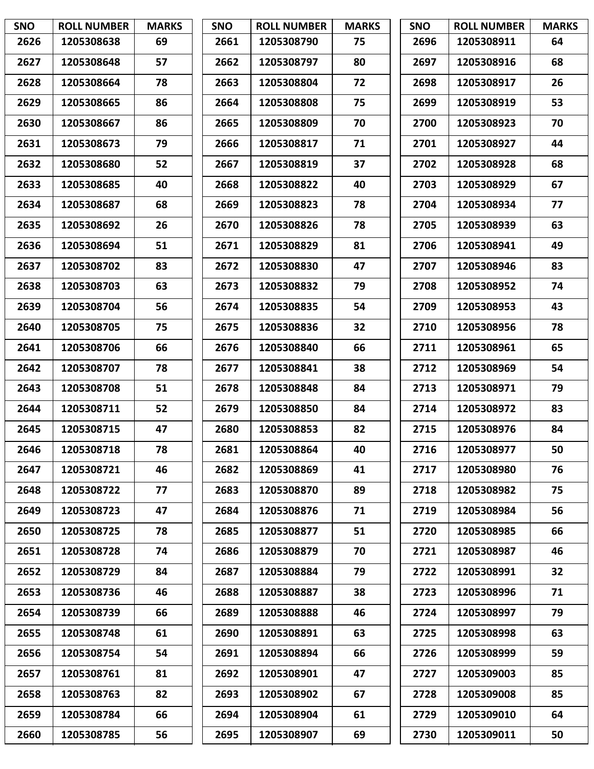| SNO | ROLL NUMBER | MARKS |
|---|---|---|
| 2626 | 1205308638 | 69 |
| 2627 | 1205308648 | 57 |
| 2628 | 1205308664 | 78 |
| 2629 | 1205308665 | 86 |
| 2630 | 1205308667 | 86 |
| 2631 | 1205308673 | 79 |
| 2632 | 1205308680 | 52 |
| 2633 | 1205308685 | 40 |
| 2634 | 1205308687 | 68 |
| 2635 | 1205308692 | 26 |
| 2636 | 1205308694 | 51 |
| 2637 | 1205308702 | 83 |
| 2638 | 1205308703 | 63 |
| 2639 | 1205308704 | 56 |
| 2640 | 1205308705 | 75 |
| 2641 | 1205308706 | 66 |
| 2642 | 1205308707 | 78 |
| 2643 | 1205308708 | 51 |
| 2644 | 1205308711 | 52 |
| 2645 | 1205308715 | 47 |
| 2646 | 1205308718 | 78 |
| 2647 | 1205308721 | 46 |
| 2648 | 1205308722 | 77 |
| 2649 | 1205308723 | 47 |
| 2650 | 1205308725 | 78 |
| 2651 | 1205308728 | 74 |
| 2652 | 1205308729 | 84 |
| 2653 | 1205308736 | 46 |
| 2654 | 1205308739 | 66 |
| 2655 | 1205308748 | 61 |
| 2656 | 1205308754 | 54 |
| 2657 | 1205308761 | 81 |
| 2658 | 1205308763 | 82 |
| 2659 | 1205308784 | 66 |
| 2660 | 1205308785 | 56 |
| 2661 | 1205308790 | 75 |
| 2662 | 1205308797 | 80 |
| 2663 | 1205308804 | 72 |
| 2664 | 1205308808 | 75 |
| 2665 | 1205308809 | 70 |
| 2666 | 1205308817 | 71 |
| 2667 | 1205308819 | 37 |
| 2668 | 1205308822 | 40 |
| 2669 | 1205308823 | 78 |
| 2670 | 1205308826 | 78 |
| 2671 | 1205308829 | 81 |
| 2672 | 1205308830 | 47 |
| 2673 | 1205308832 | 79 |
| 2674 | 1205308835 | 54 |
| 2675 | 1205308836 | 32 |
| 2676 | 1205308840 | 66 |
| 2677 | 1205308841 | 38 |
| 2678 | 1205308848 | 84 |
| 2679 | 1205308850 | 84 |
| 2680 | 1205308853 | 82 |
| 2681 | 1205308864 | 40 |
| 2682 | 1205308869 | 41 |
| 2683 | 1205308870 | 89 |
| 2684 | 1205308876 | 71 |
| 2685 | 1205308877 | 51 |
| 2686 | 1205308879 | 70 |
| 2687 | 1205308884 | 79 |
| 2688 | 1205308887 | 38 |
| 2689 | 1205308888 | 46 |
| 2690 | 1205308891 | 63 |
| 2691 | 1205308894 | 66 |
| 2692 | 1205308901 | 47 |
| 2693 | 1205308902 | 67 |
| 2694 | 1205308904 | 61 |
| 2695 | 1205308907 | 69 |
| 2696 | 1205308911 | 64 |
| 2697 | 1205308916 | 68 |
| 2698 | 1205308917 | 26 |
| 2699 | 1205308919 | 53 |
| 2700 | 1205308923 | 70 |
| 2701 | 1205308927 | 44 |
| 2702 | 1205308928 | 68 |
| 2703 | 1205308929 | 67 |
| 2704 | 1205308934 | 77 |
| 2705 | 1205308939 | 63 |
| 2706 | 1205308941 | 49 |
| 2707 | 1205308946 | 83 |
| 2708 | 1205308952 | 74 |
| 2709 | 1205308953 | 43 |
| 2710 | 1205308956 | 78 |
| 2711 | 1205308961 | 65 |
| 2712 | 1205308969 | 54 |
| 2713 | 1205308971 | 79 |
| 2714 | 1205308972 | 83 |
| 2715 | 1205308976 | 84 |
| 2716 | 1205308977 | 50 |
| 2717 | 1205308980 | 76 |
| 2718 | 1205308982 | 75 |
| 2719 | 1205308984 | 56 |
| 2720 | 1205308985 | 66 |
| 2721 | 1205308987 | 46 |
| 2722 | 1205308991 | 32 |
| 2723 | 1205308996 | 71 |
| 2724 | 1205308997 | 79 |
| 2725 | 1205308998 | 63 |
| 2726 | 1205308999 | 59 |
| 2727 | 1205309003 | 85 |
| 2728 | 1205309008 | 85 |
| 2729 | 1205309010 | 64 |
| 2730 | 1205309011 | 50 |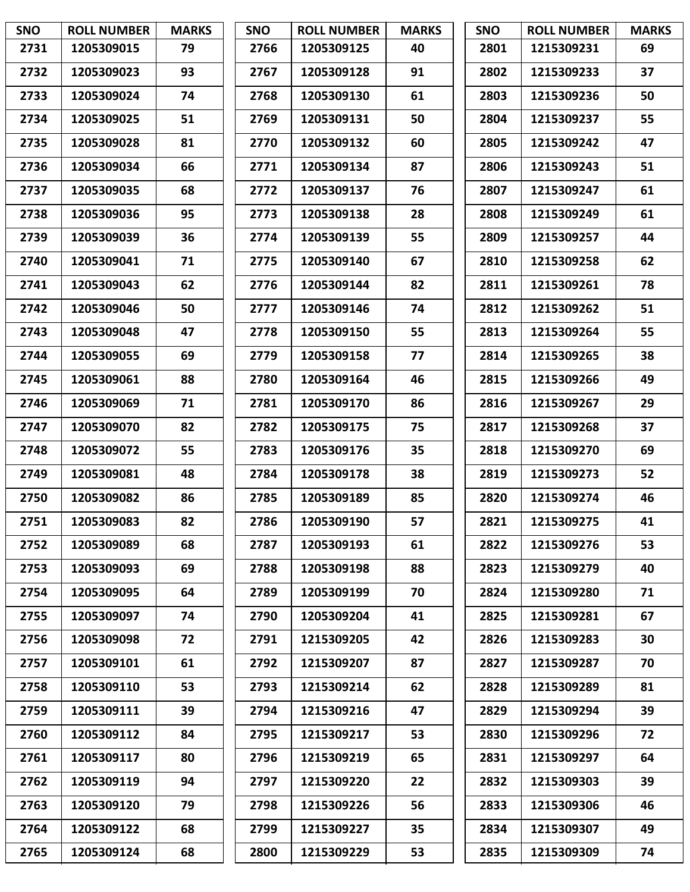| SNO | ROLL NUMBER | MARKS |
|---|---|---|
| 2731 | 1205309015 | 79 |
| 2732 | 1205309023 | 93 |
| 2733 | 1205309024 | 74 |
| 2734 | 1205309025 | 51 |
| 2735 | 1205309028 | 81 |
| 2736 | 1205309034 | 66 |
| 2737 | 1205309035 | 68 |
| 2738 | 1205309036 | 95 |
| 2739 | 1205309039 | 36 |
| 2740 | 1205309041 | 71 |
| 2741 | 1205309043 | 62 |
| 2742 | 1205309046 | 50 |
| 2743 | 1205309048 | 47 |
| 2744 | 1205309055 | 69 |
| 2745 | 1205309061 | 88 |
| 2746 | 1205309069 | 71 |
| 2747 | 1205309070 | 82 |
| 2748 | 1205309072 | 55 |
| 2749 | 1205309081 | 48 |
| 2750 | 1205309082 | 86 |
| 2751 | 1205309083 | 82 |
| 2752 | 1205309089 | 68 |
| 2753 | 1205309093 | 69 |
| 2754 | 1205309095 | 64 |
| 2755 | 1205309097 | 74 |
| 2756 | 1205309098 | 72 |
| 2757 | 1205309101 | 61 |
| 2758 | 1205309110 | 53 |
| 2759 | 1205309111 | 39 |
| 2760 | 1205309112 | 84 |
| 2761 | 1205309117 | 80 |
| 2762 | 1205309119 | 94 |
| 2763 | 1205309120 | 79 |
| 2764 | 1205309122 | 68 |
| 2765 | 1205309124 | 68 |
| 2766 | 1205309125 | 40 |
| 2767 | 1205309128 | 91 |
| 2768 | 1205309130 | 61 |
| 2769 | 1205309131 | 50 |
| 2770 | 1205309132 | 60 |
| 2771 | 1205309134 | 87 |
| 2772 | 1205309137 | 76 |
| 2773 | 1205309138 | 28 |
| 2774 | 1205309139 | 55 |
| 2775 | 1205309140 | 67 |
| 2776 | 1205309144 | 82 |
| 2777 | 1205309146 | 74 |
| 2778 | 1205309150 | 55 |
| 2779 | 1205309158 | 77 |
| 2780 | 1205309164 | 46 |
| 2781 | 1205309170 | 86 |
| 2782 | 1205309175 | 75 |
| 2783 | 1205309176 | 35 |
| 2784 | 1205309178 | 38 |
| 2785 | 1205309189 | 85 |
| 2786 | 1205309190 | 57 |
| 2787 | 1205309193 | 61 |
| 2788 | 1205309198 | 88 |
| 2789 | 1205309199 | 70 |
| 2790 | 1205309204 | 41 |
| 2791 | 1215309205 | 42 |
| 2792 | 1215309207 | 87 |
| 2793 | 1215309214 | 62 |
| 2794 | 1215309216 | 47 |
| 2795 | 1215309217 | 53 |
| 2796 | 1215309219 | 65 |
| 2797 | 1215309220 | 22 |
| 2798 | 1215309226 | 56 |
| 2799 | 1215309227 | 35 |
| 2800 | 1215309229 | 53 |
| 2801 | 1215309231 | 69 |
| 2802 | 1215309233 | 37 |
| 2803 | 1215309236 | 50 |
| 2804 | 1215309237 | 55 |
| 2805 | 1215309242 | 47 |
| 2806 | 1215309243 | 51 |
| 2807 | 1215309247 | 61 |
| 2808 | 1215309249 | 61 |
| 2809 | 1215309257 | 44 |
| 2810 | 1215309258 | 62 |
| 2811 | 1215309261 | 78 |
| 2812 | 1215309262 | 51 |
| 2813 | 1215309264 | 55 |
| 2814 | 1215309265 | 38 |
| 2815 | 1215309266 | 49 |
| 2816 | 1215309267 | 29 |
| 2817 | 1215309268 | 37 |
| 2818 | 1215309270 | 69 |
| 2819 | 1215309273 | 52 |
| 2820 | 1215309274 | 46 |
| 2821 | 1215309275 | 41 |
| 2822 | 1215309276 | 53 |
| 2823 | 1215309279 | 40 |
| 2824 | 1215309280 | 71 |
| 2825 | 1215309281 | 67 |
| 2826 | 1215309283 | 30 |
| 2827 | 1215309287 | 70 |
| 2828 | 1215309289 | 81 |
| 2829 | 1215309294 | 39 |
| 2830 | 1215309296 | 72 |
| 2831 | 1215309297 | 64 |
| 2832 | 1215309303 | 39 |
| 2833 | 1215309306 | 46 |
| 2834 | 1215309307 | 49 |
| 2835 | 1215309309 | 74 |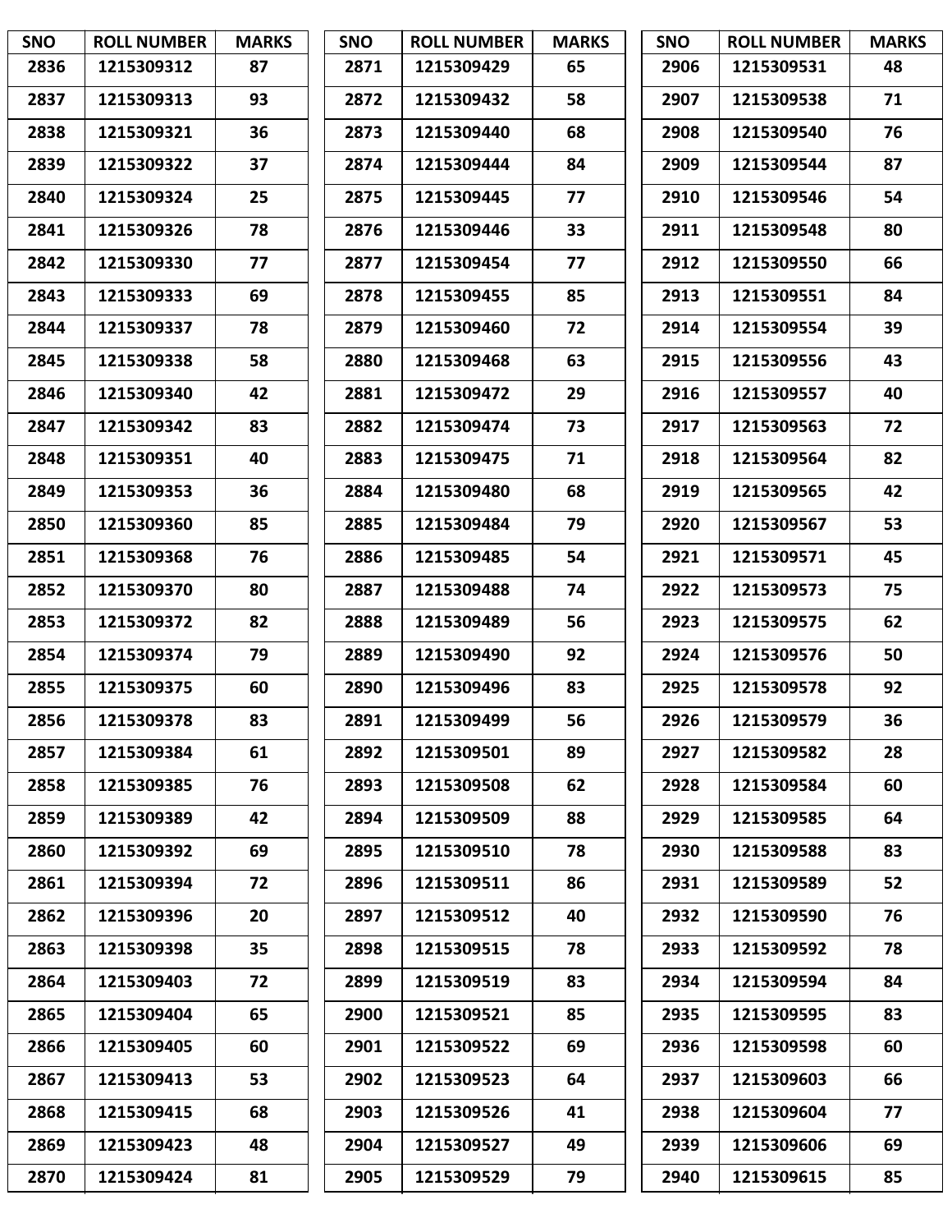| SNO | ROLL NUMBER | MARKS |
|---|---|---|
| 2836 | 1215309312 | 87 |
| 2837 | 1215309313 | 93 |
| 2838 | 1215309321 | 36 |
| 2839 | 1215309322 | 37 |
| 2840 | 1215309324 | 25 |
| 2841 | 1215309326 | 78 |
| 2842 | 1215309330 | 77 |
| 2843 | 1215309333 | 69 |
| 2844 | 1215309337 | 78 |
| 2845 | 1215309338 | 58 |
| 2846 | 1215309340 | 42 |
| 2847 | 1215309342 | 83 |
| 2848 | 1215309351 | 40 |
| 2849 | 1215309353 | 36 |
| 2850 | 1215309360 | 85 |
| 2851 | 1215309368 | 76 |
| 2852 | 1215309370 | 80 |
| 2853 | 1215309372 | 82 |
| 2854 | 1215309374 | 79 |
| 2855 | 1215309375 | 60 |
| 2856 | 1215309378 | 83 |
| 2857 | 1215309384 | 61 |
| 2858 | 1215309385 | 76 |
| 2859 | 1215309389 | 42 |
| 2860 | 1215309392 | 69 |
| 2861 | 1215309394 | 72 |
| 2862 | 1215309396 | 20 |
| 2863 | 1215309398 | 35 |
| 2864 | 1215309403 | 72 |
| 2865 | 1215309404 | 65 |
| 2866 | 1215309405 | 60 |
| 2867 | 1215309413 | 53 |
| 2868 | 1215309415 | 68 |
| 2869 | 1215309423 | 48 |
| 2870 | 1215309424 | 81 |
| 2871 | 1215309429 | 65 |
| 2872 | 1215309432 | 58 |
| 2873 | 1215309440 | 68 |
| 2874 | 1215309444 | 84 |
| 2875 | 1215309445 | 77 |
| 2876 | 1215309446 | 33 |
| 2877 | 1215309454 | 77 |
| 2878 | 1215309455 | 85 |
| 2879 | 1215309460 | 72 |
| 2880 | 1215309468 | 63 |
| 2881 | 1215309472 | 29 |
| 2882 | 1215309474 | 73 |
| 2883 | 1215309475 | 71 |
| 2884 | 1215309480 | 68 |
| 2885 | 1215309484 | 79 |
| 2886 | 1215309485 | 54 |
| 2887 | 1215309488 | 74 |
| 2888 | 1215309489 | 56 |
| 2889 | 1215309490 | 92 |
| 2890 | 1215309496 | 83 |
| 2891 | 1215309499 | 56 |
| 2892 | 1215309501 | 89 |
| 2893 | 1215309508 | 62 |
| 2894 | 1215309509 | 88 |
| 2895 | 1215309510 | 78 |
| 2896 | 1215309511 | 86 |
| 2897 | 1215309512 | 40 |
| 2898 | 1215309515 | 78 |
| 2899 | 1215309519 | 83 |
| 2900 | 1215309521 | 85 |
| 2901 | 1215309522 | 69 |
| 2902 | 1215309523 | 64 |
| 2903 | 1215309526 | 41 |
| 2904 | 1215309527 | 49 |
| 2905 | 1215309529 | 79 |
| 2906 | 1215309531 | 48 |
| 2907 | 1215309538 | 71 |
| 2908 | 1215309540 | 76 |
| 2909 | 1215309544 | 87 |
| 2910 | 1215309546 | 54 |
| 2911 | 1215309548 | 80 |
| 2912 | 1215309550 | 66 |
| 2913 | 1215309551 | 84 |
| 2914 | 1215309554 | 39 |
| 2915 | 1215309556 | 43 |
| 2916 | 1215309557 | 40 |
| 2917 | 1215309563 | 72 |
| 2918 | 1215309564 | 82 |
| 2919 | 1215309565 | 42 |
| 2920 | 1215309567 | 53 |
| 2921 | 1215309571 | 45 |
| 2922 | 1215309573 | 75 |
| 2923 | 1215309575 | 62 |
| 2924 | 1215309576 | 50 |
| 2925 | 1215309578 | 92 |
| 2926 | 1215309579 | 36 |
| 2927 | 1215309582 | 28 |
| 2928 | 1215309584 | 60 |
| 2929 | 1215309585 | 64 |
| 2930 | 1215309588 | 83 |
| 2931 | 1215309589 | 52 |
| 2932 | 1215309590 | 76 |
| 2933 | 1215309592 | 78 |
| 2934 | 1215309594 | 84 |
| 2935 | 1215309595 | 83 |
| 2936 | 1215309598 | 60 |
| 2937 | 1215309603 | 66 |
| 2938 | 1215309604 | 77 |
| 2939 | 1215309606 | 69 |
| 2940 | 1215309615 | 85 |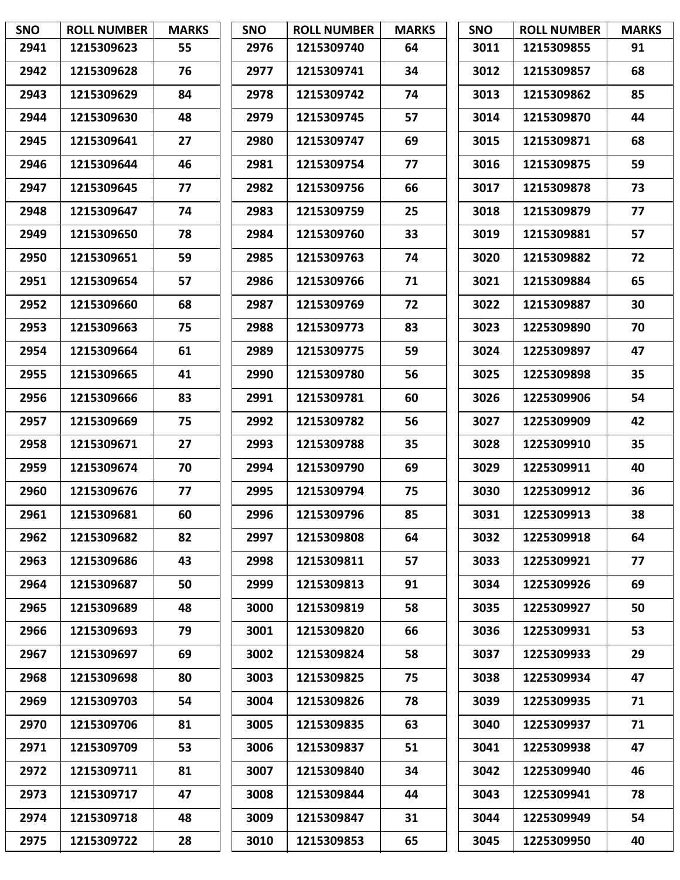| SNO | ROLL NUMBER | MARKS |
|---|---|---|
| 2941 | 1215309623 | 55 |
| 2942 | 1215309628 | 76 |
| 2943 | 1215309629 | 84 |
| 2944 | 1215309630 | 48 |
| 2945 | 1215309641 | 27 |
| 2946 | 1215309644 | 46 |
| 2947 | 1215309645 | 77 |
| 2948 | 1215309647 | 74 |
| 2949 | 1215309650 | 78 |
| 2950 | 1215309651 | 59 |
| 2951 | 1215309654 | 57 |
| 2952 | 1215309660 | 68 |
| 2953 | 1215309663 | 75 |
| 2954 | 1215309664 | 61 |
| 2955 | 1215309665 | 41 |
| 2956 | 1215309666 | 83 |
| 2957 | 1215309669 | 75 |
| 2958 | 1215309671 | 27 |
| 2959 | 1215309674 | 70 |
| 2960 | 1215309676 | 77 |
| 2961 | 1215309681 | 60 |
| 2962 | 1215309682 | 82 |
| 2963 | 1215309686 | 43 |
| 2964 | 1215309687 | 50 |
| 2965 | 1215309689 | 48 |
| 2966 | 1215309693 | 79 |
| 2967 | 1215309697 | 69 |
| 2968 | 1215309698 | 80 |
| 2969 | 1215309703 | 54 |
| 2970 | 1215309706 | 81 |
| 2971 | 1215309709 | 53 |
| 2972 | 1215309711 | 81 |
| 2973 | 1215309717 | 47 |
| 2974 | 1215309718 | 48 |
| 2975 | 1215309722 | 28 |
| 2976 | 1215309740 | 64 |
| 2977 | 1215309741 | 34 |
| 2978 | 1215309742 | 74 |
| 2979 | 1215309745 | 57 |
| 2980 | 1215309747 | 69 |
| 2981 | 1215309754 | 77 |
| 2982 | 1215309756 | 66 |
| 2983 | 1215309759 | 25 |
| 2984 | 1215309760 | 33 |
| 2985 | 1215309763 | 74 |
| 2986 | 1215309766 | 71 |
| 2987 | 1215309769 | 72 |
| 2988 | 1215309773 | 83 |
| 2989 | 1215309775 | 59 |
| 2990 | 1215309780 | 56 |
| 2991 | 1215309781 | 60 |
| 2992 | 1215309782 | 56 |
| 2993 | 1215309788 | 35 |
| 2994 | 1215309790 | 69 |
| 2995 | 1215309794 | 75 |
| 2996 | 1215309796 | 85 |
| 2997 | 1215309808 | 64 |
| 2998 | 1215309811 | 57 |
| 2999 | 1215309813 | 91 |
| 3000 | 1215309819 | 58 |
| 3001 | 1215309820 | 66 |
| 3002 | 1215309824 | 58 |
| 3003 | 1215309825 | 75 |
| 3004 | 1215309826 | 78 |
| 3005 | 1215309835 | 63 |
| 3006 | 1215309837 | 51 |
| 3007 | 1215309840 | 34 |
| 3008 | 1215309844 | 44 |
| 3009 | 1215309847 | 31 |
| 3010 | 1215309853 | 65 |
| 3011 | 1215309855 | 91 |
| 3012 | 1215309857 | 68 |
| 3013 | 1215309862 | 85 |
| 3014 | 1215309870 | 44 |
| 3015 | 1215309871 | 68 |
| 3016 | 1215309875 | 59 |
| 3017 | 1215309878 | 73 |
| 3018 | 1215309879 | 77 |
| 3019 | 1215309881 | 57 |
| 3020 | 1215309882 | 72 |
| 3021 | 1215309884 | 65 |
| 3022 | 1215309887 | 30 |
| 3023 | 1225309890 | 70 |
| 3024 | 1225309897 | 47 |
| 3025 | 1225309898 | 35 |
| 3026 | 1225309906 | 54 |
| 3027 | 1225309909 | 42 |
| 3028 | 1225309910 | 35 |
| 3029 | 1225309911 | 40 |
| 3030 | 1225309912 | 36 |
| 3031 | 1225309913 | 38 |
| 3032 | 1225309918 | 64 |
| 3033 | 1225309921 | 77 |
| 3034 | 1225309926 | 69 |
| 3035 | 1225309927 | 50 |
| 3036 | 1225309931 | 53 |
| 3037 | 1225309933 | 29 |
| 3038 | 1225309934 | 47 |
| 3039 | 1225309935 | 71 |
| 3040 | 1225309937 | 71 |
| 3041 | 1225309938 | 47 |
| 3042 | 1225309940 | 46 |
| 3043 | 1225309941 | 78 |
| 3044 | 1225309949 | 54 |
| 3045 | 1225309950 | 40 |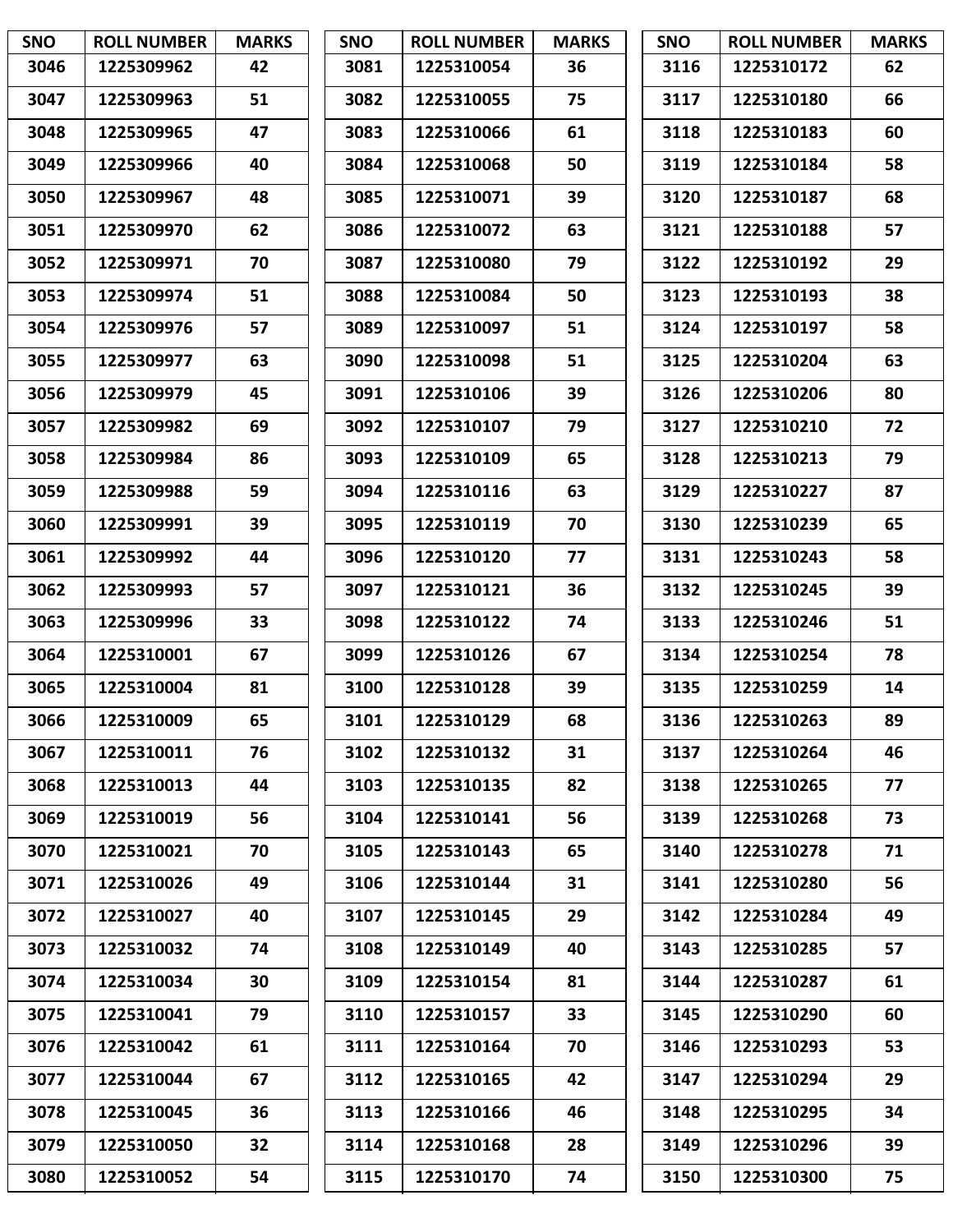| SNO | ROLL NUMBER | MARKS |
|---|---|---|
| 3046 | 1225309962 | 42 |
| 3047 | 1225309963 | 51 |
| 3048 | 1225309965 | 47 |
| 3049 | 1225309966 | 40 |
| 3050 | 1225309967 | 48 |
| 3051 | 1225309970 | 62 |
| 3052 | 1225309971 | 70 |
| 3053 | 1225309974 | 51 |
| 3054 | 1225309976 | 57 |
| 3055 | 1225309977 | 63 |
| 3056 | 1225309979 | 45 |
| 3057 | 1225309982 | 69 |
| 3058 | 1225309984 | 86 |
| 3059 | 1225309988 | 59 |
| 3060 | 1225309991 | 39 |
| 3061 | 1225309992 | 44 |
| 3062 | 1225309993 | 57 |
| 3063 | 1225309996 | 33 |
| 3064 | 1225310001 | 67 |
| 3065 | 1225310004 | 81 |
| 3066 | 1225310009 | 65 |
| 3067 | 1225310011 | 76 |
| 3068 | 1225310013 | 44 |
| 3069 | 1225310019 | 56 |
| 3070 | 1225310021 | 70 |
| 3071 | 1225310026 | 49 |
| 3072 | 1225310027 | 40 |
| 3073 | 1225310032 | 74 |
| 3074 | 1225310034 | 30 |
| 3075 | 1225310041 | 79 |
| 3076 | 1225310042 | 61 |
| 3077 | 1225310044 | 67 |
| 3078 | 1225310045 | 36 |
| 3079 | 1225310050 | 32 |
| 3080 | 1225310052 | 54 |
| 3081 | 1225310054 | 36 |
| 3082 | 1225310055 | 75 |
| 3083 | 1225310066 | 61 |
| 3084 | 1225310068 | 50 |
| 3085 | 1225310071 | 39 |
| 3086 | 1225310072 | 63 |
| 3087 | 1225310080 | 79 |
| 3088 | 1225310084 | 50 |
| 3089 | 1225310097 | 51 |
| 3090 | 1225310098 | 51 |
| 3091 | 1225310106 | 39 |
| 3092 | 1225310107 | 79 |
| 3093 | 1225310109 | 65 |
| 3094 | 1225310116 | 63 |
| 3095 | 1225310119 | 70 |
| 3096 | 1225310120 | 77 |
| 3097 | 1225310121 | 36 |
| 3098 | 1225310122 | 74 |
| 3099 | 1225310126 | 67 |
| 3100 | 1225310128 | 39 |
| 3101 | 1225310129 | 68 |
| 3102 | 1225310132 | 31 |
| 3103 | 1225310135 | 82 |
| 3104 | 1225310141 | 56 |
| 3105 | 1225310143 | 65 |
| 3106 | 1225310144 | 31 |
| 3107 | 1225310145 | 29 |
| 3108 | 1225310149 | 40 |
| 3109 | 1225310154 | 81 |
| 3110 | 1225310157 | 33 |
| 3111 | 1225310164 | 70 |
| 3112 | 1225310165 | 42 |
| 3113 | 1225310166 | 46 |
| 3114 | 1225310168 | 28 |
| 3115 | 1225310170 | 74 |
| 3116 | 1225310172 | 62 |
| 3117 | 1225310180 | 66 |
| 3118 | 1225310183 | 60 |
| 3119 | 1225310184 | 58 |
| 3120 | 1225310187 | 68 |
| 3121 | 1225310188 | 57 |
| 3122 | 1225310192 | 29 |
| 3123 | 1225310193 | 38 |
| 3124 | 1225310197 | 58 |
| 3125 | 1225310204 | 63 |
| 3126 | 1225310206 | 80 |
| 3127 | 1225310210 | 72 |
| 3128 | 1225310213 | 79 |
| 3129 | 1225310227 | 87 |
| 3130 | 1225310239 | 65 |
| 3131 | 1225310243 | 58 |
| 3132 | 1225310245 | 39 |
| 3133 | 1225310246 | 51 |
| 3134 | 1225310254 | 78 |
| 3135 | 1225310259 | 14 |
| 3136 | 1225310263 | 89 |
| 3137 | 1225310264 | 46 |
| 3138 | 1225310265 | 77 |
| 3139 | 1225310268 | 73 |
| 3140 | 1225310278 | 71 |
| 3141 | 1225310280 | 56 |
| 3142 | 1225310284 | 49 |
| 3143 | 1225310285 | 57 |
| 3144 | 1225310287 | 61 |
| 3145 | 1225310290 | 60 |
| 3146 | 1225310293 | 53 |
| 3147 | 1225310294 | 29 |
| 3148 | 1225310295 | 34 |
| 3149 | 1225310296 | 39 |
| 3150 | 1225310300 | 75 |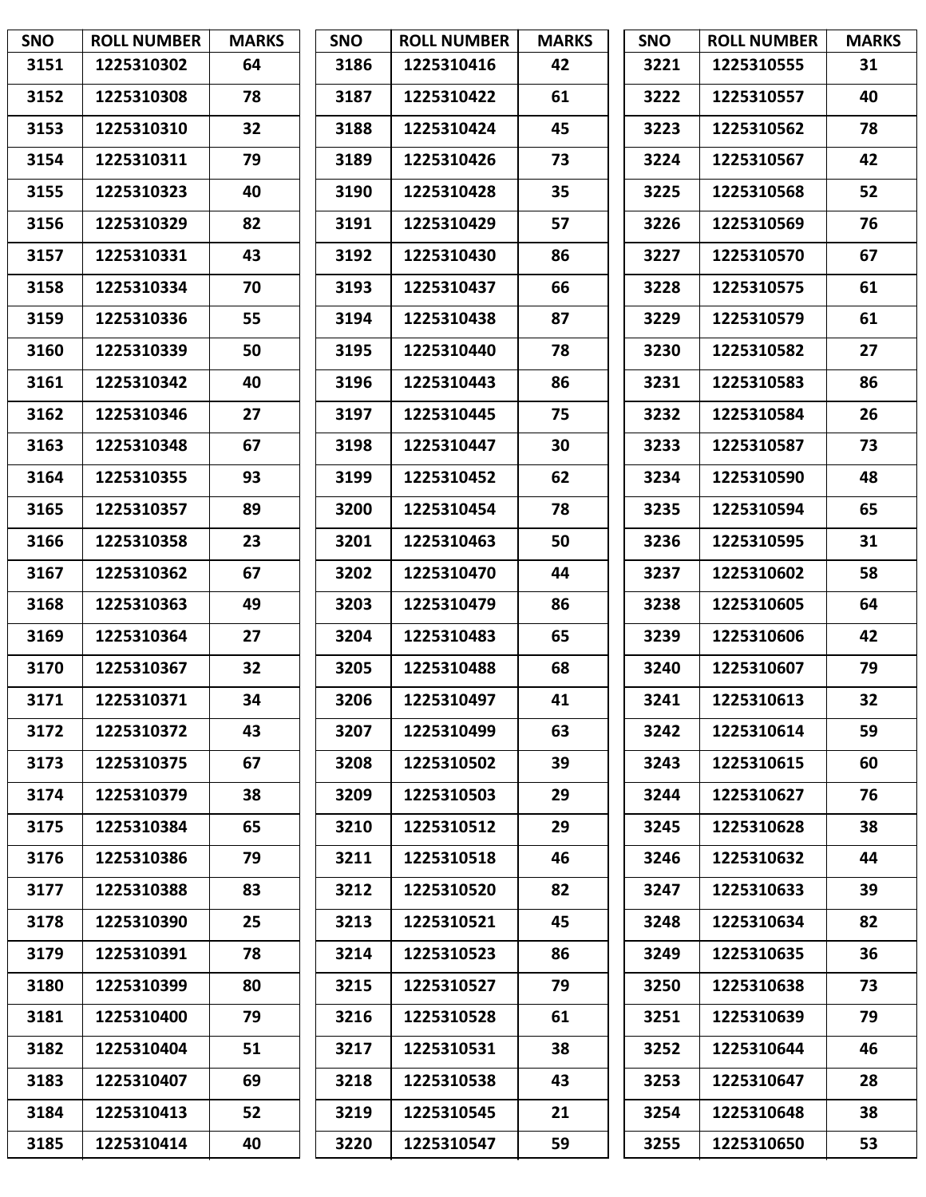| SNO | ROLL NUMBER | MARKS |
|---|---|---|
| 3151 | 1225310302 | 64 |
| 3152 | 1225310308 | 78 |
| 3153 | 1225310310 | 32 |
| 3154 | 1225310311 | 79 |
| 3155 | 1225310323 | 40 |
| 3156 | 1225310329 | 82 |
| 3157 | 1225310331 | 43 |
| 3158 | 1225310334 | 70 |
| 3159 | 1225310336 | 55 |
| 3160 | 1225310339 | 50 |
| 3161 | 1225310342 | 40 |
| 3162 | 1225310346 | 27 |
| 3163 | 1225310348 | 67 |
| 3164 | 1225310355 | 93 |
| 3165 | 1225310357 | 89 |
| 3166 | 1225310358 | 23 |
| 3167 | 1225310362 | 67 |
| 3168 | 1225310363 | 49 |
| 3169 | 1225310364 | 27 |
| 3170 | 1225310367 | 32 |
| 3171 | 1225310371 | 34 |
| 3172 | 1225310372 | 43 |
| 3173 | 1225310375 | 67 |
| 3174 | 1225310379 | 38 |
| 3175 | 1225310384 | 65 |
| 3176 | 1225310386 | 79 |
| 3177 | 1225310388 | 83 |
| 3178 | 1225310390 | 25 |
| 3179 | 1225310391 | 78 |
| 3180 | 1225310399 | 80 |
| 3181 | 1225310400 | 79 |
| 3182 | 1225310404 | 51 |
| 3183 | 1225310407 | 69 |
| 3184 | 1225310413 | 52 |
| 3185 | 1225310414 | 40 |
| 3186 | 1225310416 | 42 |
| 3187 | 1225310422 | 61 |
| 3188 | 1225310424 | 45 |
| 3189 | 1225310426 | 73 |
| 3190 | 1225310428 | 35 |
| 3191 | 1225310429 | 57 |
| 3192 | 1225310430 | 86 |
| 3193 | 1225310437 | 66 |
| 3194 | 1225310438 | 87 |
| 3195 | 1225310440 | 78 |
| 3196 | 1225310443 | 86 |
| 3197 | 1225310445 | 75 |
| 3198 | 1225310447 | 30 |
| 3199 | 1225310452 | 62 |
| 3200 | 1225310454 | 78 |
| 3201 | 1225310463 | 50 |
| 3202 | 1225310470 | 44 |
| 3203 | 1225310479 | 86 |
| 3204 | 1225310483 | 65 |
| 3205 | 1225310488 | 68 |
| 3206 | 1225310497 | 41 |
| 3207 | 1225310499 | 63 |
| 3208 | 1225310502 | 39 |
| 3209 | 1225310503 | 29 |
| 3210 | 1225310512 | 29 |
| 3211 | 1225310518 | 46 |
| 3212 | 1225310520 | 82 |
| 3213 | 1225310521 | 45 |
| 3214 | 1225310523 | 86 |
| 3215 | 1225310527 | 79 |
| 3216 | 1225310528 | 61 |
| 3217 | 1225310531 | 38 |
| 3218 | 1225310538 | 43 |
| 3219 | 1225310545 | 21 |
| 3220 | 1225310547 | 59 |
| 3221 | 1225310555 | 31 |
| 3222 | 1225310557 | 40 |
| 3223 | 1225310562 | 78 |
| 3224 | 1225310567 | 42 |
| 3225 | 1225310568 | 52 |
| 3226 | 1225310569 | 76 |
| 3227 | 1225310570 | 67 |
| 3228 | 1225310575 | 61 |
| 3229 | 1225310579 | 61 |
| 3230 | 1225310582 | 27 |
| 3231 | 1225310583 | 86 |
| 3232 | 1225310584 | 26 |
| 3233 | 1225310587 | 73 |
| 3234 | 1225310590 | 48 |
| 3235 | 1225310594 | 65 |
| 3236 | 1225310595 | 31 |
| 3237 | 1225310602 | 58 |
| 3238 | 1225310605 | 64 |
| 3239 | 1225310606 | 42 |
| 3240 | 1225310607 | 79 |
| 3241 | 1225310613 | 32 |
| 3242 | 1225310614 | 59 |
| 3243 | 1225310615 | 60 |
| 3244 | 1225310627 | 76 |
| 3245 | 1225310628 | 38 |
| 3246 | 1225310632 | 44 |
| 3247 | 1225310633 | 39 |
| 3248 | 1225310634 | 82 |
| 3249 | 1225310635 | 36 |
| 3250 | 1225310638 | 73 |
| 3251 | 1225310639 | 79 |
| 3252 | 1225310644 | 46 |
| 3253 | 1225310647 | 28 |
| 3254 | 1225310648 | 38 |
| 3255 | 1225310650 | 53 |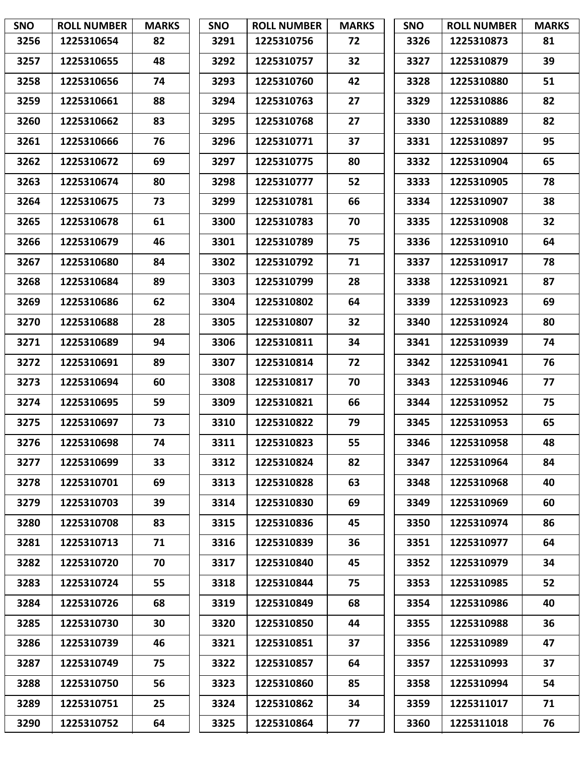| SNO | ROLL NUMBER | MARKS |
|---|---|---|
| 3256 | 1225310654 | 82 |
| 3257 | 1225310655 | 48 |
| 3258 | 1225310656 | 74 |
| 3259 | 1225310661 | 88 |
| 3260 | 1225310662 | 83 |
| 3261 | 1225310666 | 76 |
| 3262 | 1225310672 | 69 |
| 3263 | 1225310674 | 80 |
| 3264 | 1225310675 | 73 |
| 3265 | 1225310678 | 61 |
| 3266 | 1225310679 | 46 |
| 3267 | 1225310680 | 84 |
| 3268 | 1225310684 | 89 |
| 3269 | 1225310686 | 62 |
| 3270 | 1225310688 | 28 |
| 3271 | 1225310689 | 94 |
| 3272 | 1225310691 | 89 |
| 3273 | 1225310694 | 60 |
| 3274 | 1225310695 | 59 |
| 3275 | 1225310697 | 73 |
| 3276 | 1225310698 | 74 |
| 3277 | 1225310699 | 33 |
| 3278 | 1225310701 | 69 |
| 3279 | 1225310703 | 39 |
| 3280 | 1225310708 | 83 |
| 3281 | 1225310713 | 71 |
| 3282 | 1225310720 | 70 |
| 3283 | 1225310724 | 55 |
| 3284 | 1225310726 | 68 |
| 3285 | 1225310730 | 30 |
| 3286 | 1225310739 | 46 |
| 3287 | 1225310749 | 75 |
| 3288 | 1225310750 | 56 |
| 3289 | 1225310751 | 25 |
| 3290 | 1225310752 | 64 |
| 3291 | 1225310756 | 72 |
| 3292 | 1225310757 | 32 |
| 3293 | 1225310760 | 42 |
| 3294 | 1225310763 | 27 |
| 3295 | 1225310768 | 27 |
| 3296 | 1225310771 | 37 |
| 3297 | 1225310775 | 80 |
| 3298 | 1225310777 | 52 |
| 3299 | 1225310781 | 66 |
| 3300 | 1225310783 | 70 |
| 3301 | 1225310789 | 75 |
| 3302 | 1225310792 | 71 |
| 3303 | 1225310799 | 28 |
| 3304 | 1225310802 | 64 |
| 3305 | 1225310807 | 32 |
| 3306 | 1225310811 | 34 |
| 3307 | 1225310814 | 72 |
| 3308 | 1225310817 | 70 |
| 3309 | 1225310821 | 66 |
| 3310 | 1225310822 | 79 |
| 3311 | 1225310823 | 55 |
| 3312 | 1225310824 | 82 |
| 3313 | 1225310828 | 63 |
| 3314 | 1225310830 | 69 |
| 3315 | 1225310836 | 45 |
| 3316 | 1225310839 | 36 |
| 3317 | 1225310840 | 45 |
| 3318 | 1225310844 | 75 |
| 3319 | 1225310849 | 68 |
| 3320 | 1225310850 | 44 |
| 3321 | 1225310851 | 37 |
| 3322 | 1225310857 | 64 |
| 3323 | 1225310860 | 85 |
| 3324 | 1225310862 | 34 |
| 3325 | 1225310864 | 77 |
| 3326 | 1225310873 | 81 |
| 3327 | 1225310879 | 39 |
| 3328 | 1225310880 | 51 |
| 3329 | 1225310886 | 82 |
| 3330 | 1225310889 | 82 |
| 3331 | 1225310897 | 95 |
| 3332 | 1225310904 | 65 |
| 3333 | 1225310905 | 78 |
| 3334 | 1225310907 | 38 |
| 3335 | 1225310908 | 32 |
| 3336 | 1225310910 | 64 |
| 3337 | 1225310917 | 78 |
| 3338 | 1225310921 | 87 |
| 3339 | 1225310923 | 69 |
| 3340 | 1225310924 | 80 |
| 3341 | 1225310939 | 74 |
| 3342 | 1225310941 | 76 |
| 3343 | 1225310946 | 77 |
| 3344 | 1225310952 | 75 |
| 3345 | 1225310953 | 65 |
| 3346 | 1225310958 | 48 |
| 3347 | 1225310964 | 84 |
| 3348 | 1225310968 | 40 |
| 3349 | 1225310969 | 60 |
| 3350 | 1225310974 | 86 |
| 3351 | 1225310977 | 64 |
| 3352 | 1225310979 | 34 |
| 3353 | 1225310985 | 52 |
| 3354 | 1225310986 | 40 |
| 3355 | 1225310988 | 36 |
| 3356 | 1225310989 | 47 |
| 3357 | 1225310993 | 37 |
| 3358 | 1225310994 | 54 |
| 3359 | 1225311017 | 71 |
| 3360 | 1225311018 | 76 |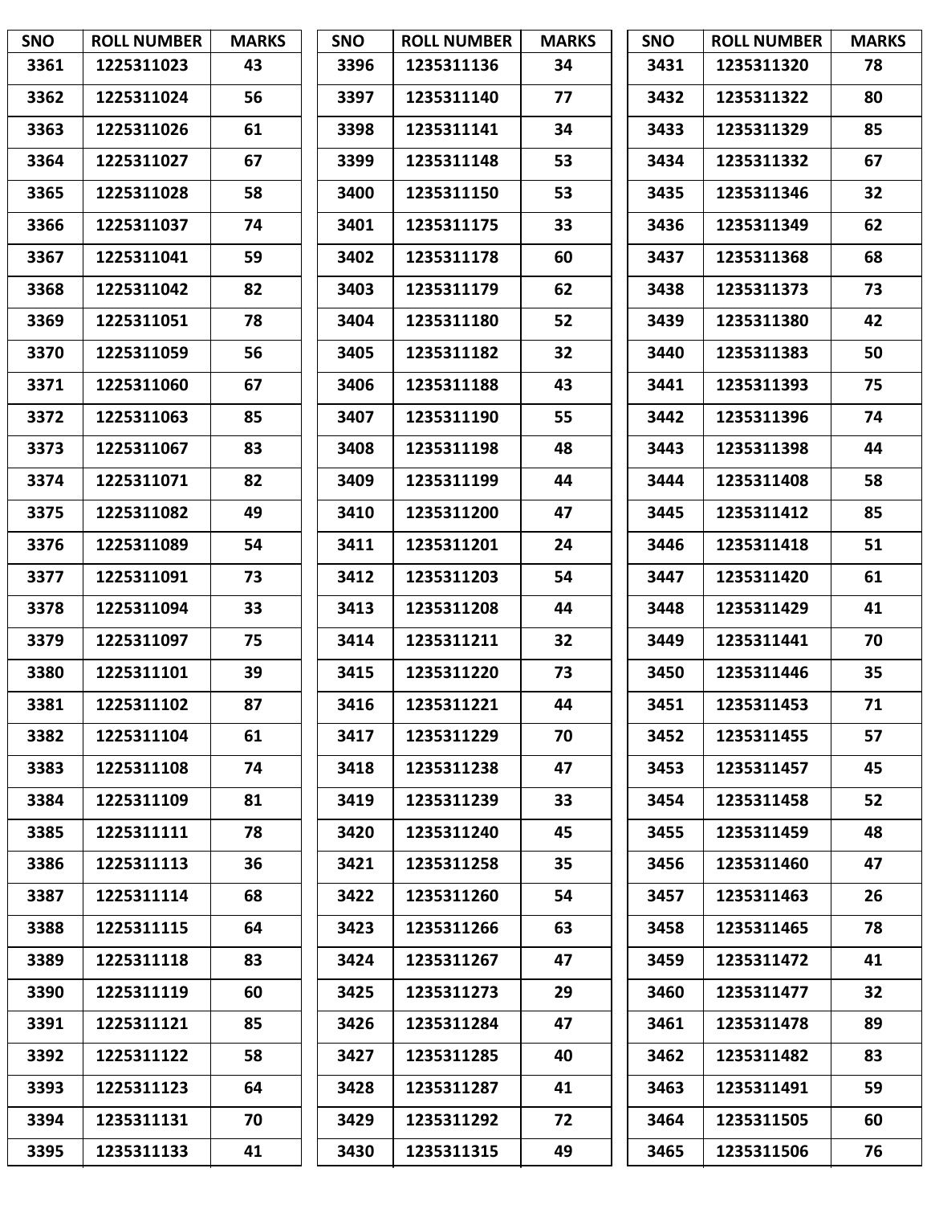| SNO | ROLL NUMBER | MARKS |
|---|---|---|
| 3361 | 1225311023 | 43 |
| 3362 | 1225311024 | 56 |
| 3363 | 1225311026 | 61 |
| 3364 | 1225311027 | 67 |
| 3365 | 1225311028 | 58 |
| 3366 | 1225311037 | 74 |
| 3367 | 1225311041 | 59 |
| 3368 | 1225311042 | 82 |
| 3369 | 1225311051 | 78 |
| 3370 | 1225311059 | 56 |
| 3371 | 1225311060 | 67 |
| 3372 | 1225311063 | 85 |
| 3373 | 1225311067 | 83 |
| 3374 | 1225311071 | 82 |
| 3375 | 1225311082 | 49 |
| 3376 | 1225311089 | 54 |
| 3377 | 1225311091 | 73 |
| 3378 | 1225311094 | 33 |
| 3379 | 1225311097 | 75 |
| 3380 | 1225311101 | 39 |
| 3381 | 1225311102 | 87 |
| 3382 | 1225311104 | 61 |
| 3383 | 1225311108 | 74 |
| 3384 | 1225311109 | 81 |
| 3385 | 1225311111 | 78 |
| 3386 | 1225311113 | 36 |
| 3387 | 1225311114 | 68 |
| 3388 | 1225311115 | 64 |
| 3389 | 1225311118 | 83 |
| 3390 | 1225311119 | 60 |
| 3391 | 1225311121 | 85 |
| 3392 | 1225311122 | 58 |
| 3393 | 1225311123 | 64 |
| 3394 | 1235311131 | 70 |
| 3395 | 1235311133 | 41 |
| 3396 | 1235311136 | 34 |
| 3397 | 1235311140 | 77 |
| 3398 | 1235311141 | 34 |
| 3399 | 1235311148 | 53 |
| 3400 | 1235311150 | 53 |
| 3401 | 1235311175 | 33 |
| 3402 | 1235311178 | 60 |
| 3403 | 1235311179 | 62 |
| 3404 | 1235311180 | 52 |
| 3405 | 1235311182 | 32 |
| 3406 | 1235311188 | 43 |
| 3407 | 1235311190 | 55 |
| 3408 | 1235311198 | 48 |
| 3409 | 1235311199 | 44 |
| 3410 | 1235311200 | 47 |
| 3411 | 1235311201 | 24 |
| 3412 | 1235311203 | 54 |
| 3413 | 1235311208 | 44 |
| 3414 | 1235311211 | 32 |
| 3415 | 1235311220 | 73 |
| 3416 | 1235311221 | 44 |
| 3417 | 1235311229 | 70 |
| 3418 | 1235311238 | 47 |
| 3419 | 1235311239 | 33 |
| 3420 | 1235311240 | 45 |
| 3421 | 1235311258 | 35 |
| 3422 | 1235311260 | 54 |
| 3423 | 1235311266 | 63 |
| 3424 | 1235311267 | 47 |
| 3425 | 1235311273 | 29 |
| 3426 | 1235311284 | 47 |
| 3427 | 1235311285 | 40 |
| 3428 | 1235311287 | 41 |
| 3429 | 1235311292 | 72 |
| 3430 | 1235311315 | 49 |
| 3431 | 1235311320 | 78 |
| 3432 | 1235311322 | 80 |
| 3433 | 1235311329 | 85 |
| 3434 | 1235311332 | 67 |
| 3435 | 1235311346 | 32 |
| 3436 | 1235311349 | 62 |
| 3437 | 1235311368 | 68 |
| 3438 | 1235311373 | 73 |
| 3439 | 1235311380 | 42 |
| 3440 | 1235311383 | 50 |
| 3441 | 1235311393 | 75 |
| 3442 | 1235311396 | 74 |
| 3443 | 1235311398 | 44 |
| 3444 | 1235311408 | 58 |
| 3445 | 1235311412 | 85 |
| 3446 | 1235311418 | 51 |
| 3447 | 1235311420 | 61 |
| 3448 | 1235311429 | 41 |
| 3449 | 1235311441 | 70 |
| 3450 | 1235311446 | 35 |
| 3451 | 1235311453 | 71 |
| 3452 | 1235311455 | 57 |
| 3453 | 1235311457 | 45 |
| 3454 | 1235311458 | 52 |
| 3455 | 1235311459 | 48 |
| 3456 | 1235311460 | 47 |
| 3457 | 1235311463 | 26 |
| 3458 | 1235311465 | 78 |
| 3459 | 1235311472 | 41 |
| 3460 | 1235311477 | 32 |
| 3461 | 1235311478 | 89 |
| 3462 | 1235311482 | 83 |
| 3463 | 1235311491 | 59 |
| 3464 | 1235311505 | 60 |
| 3465 | 1235311506 | 76 |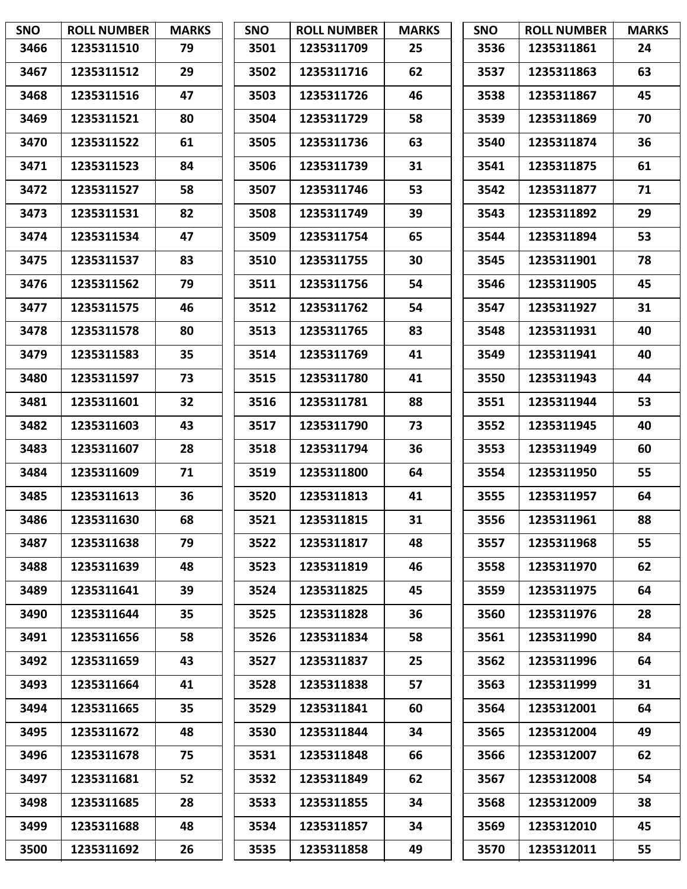| SNO | ROLL NUMBER | MARKS |
|---|---|---|
| 3466 | 1235311510 | 79 |
| 3467 | 1235311512 | 29 |
| 3468 | 1235311516 | 47 |
| 3469 | 1235311521 | 80 |
| 3470 | 1235311522 | 61 |
| 3471 | 1235311523 | 84 |
| 3472 | 1235311527 | 58 |
| 3473 | 1235311531 | 82 |
| 3474 | 1235311534 | 47 |
| 3475 | 1235311537 | 83 |
| 3476 | 1235311562 | 79 |
| 3477 | 1235311575 | 46 |
| 3478 | 1235311578 | 80 |
| 3479 | 1235311583 | 35 |
| 3480 | 1235311597 | 73 |
| 3481 | 1235311601 | 32 |
| 3482 | 1235311603 | 43 |
| 3483 | 1235311607 | 28 |
| 3484 | 1235311609 | 71 |
| 3485 | 1235311613 | 36 |
| 3486 | 1235311630 | 68 |
| 3487 | 1235311638 | 79 |
| 3488 | 1235311639 | 48 |
| 3489 | 1235311641 | 39 |
| 3490 | 1235311644 | 35 |
| 3491 | 1235311656 | 58 |
| 3492 | 1235311659 | 43 |
| 3493 | 1235311664 | 41 |
| 3494 | 1235311665 | 35 |
| 3495 | 1235311672 | 48 |
| 3496 | 1235311678 | 75 |
| 3497 | 1235311681 | 52 |
| 3498 | 1235311685 | 28 |
| 3499 | 1235311688 | 48 |
| 3500 | 1235311692 | 26 |
| 3501 | 1235311709 | 25 |
| 3502 | 1235311716 | 62 |
| 3503 | 1235311726 | 46 |
| 3504 | 1235311729 | 58 |
| 3505 | 1235311736 | 63 |
| 3506 | 1235311739 | 31 |
| 3507 | 1235311746 | 53 |
| 3508 | 1235311749 | 39 |
| 3509 | 1235311754 | 65 |
| 3510 | 1235311755 | 30 |
| 3511 | 1235311756 | 54 |
| 3512 | 1235311762 | 54 |
| 3513 | 1235311765 | 83 |
| 3514 | 1235311769 | 41 |
| 3515 | 1235311780 | 41 |
| 3516 | 1235311781 | 88 |
| 3517 | 1235311790 | 73 |
| 3518 | 1235311794 | 36 |
| 3519 | 1235311800 | 64 |
| 3520 | 1235311813 | 41 |
| 3521 | 1235311815 | 31 |
| 3522 | 1235311817 | 48 |
| 3523 | 1235311819 | 46 |
| 3524 | 1235311825 | 45 |
| 3525 | 1235311828 | 36 |
| 3526 | 1235311834 | 58 |
| 3527 | 1235311837 | 25 |
| 3528 | 1235311838 | 57 |
| 3529 | 1235311841 | 60 |
| 3530 | 1235311844 | 34 |
| 3531 | 1235311848 | 66 |
| 3532 | 1235311849 | 62 |
| 3533 | 1235311855 | 34 |
| 3534 | 1235311857 | 34 |
| 3535 | 1235311858 | 49 |
| 3536 | 1235311861 | 24 |
| 3537 | 1235311863 | 63 |
| 3538 | 1235311867 | 45 |
| 3539 | 1235311869 | 70 |
| 3540 | 1235311874 | 36 |
| 3541 | 1235311875 | 61 |
| 3542 | 1235311877 | 71 |
| 3543 | 1235311892 | 29 |
| 3544 | 1235311894 | 53 |
| 3545 | 1235311901 | 78 |
| 3546 | 1235311905 | 45 |
| 3547 | 1235311927 | 31 |
| 3548 | 1235311931 | 40 |
| 3549 | 1235311941 | 40 |
| 3550 | 1235311943 | 44 |
| 3551 | 1235311944 | 53 |
| 3552 | 1235311945 | 40 |
| 3553 | 1235311949 | 60 |
| 3554 | 1235311950 | 55 |
| 3555 | 1235311957 | 64 |
| 3556 | 1235311961 | 88 |
| 3557 | 1235311968 | 55 |
| 3558 | 1235311970 | 62 |
| 3559 | 1235311975 | 64 |
| 3560 | 1235311976 | 28 |
| 3561 | 1235311990 | 84 |
| 3562 | 1235311996 | 64 |
| 3563 | 1235311999 | 31 |
| 3564 | 1235312001 | 64 |
| 3565 | 1235312004 | 49 |
| 3566 | 1235312007 | 62 |
| 3567 | 1235312008 | 54 |
| 3568 | 1235312009 | 38 |
| 3569 | 1235312010 | 45 |
| 3570 | 1235312011 | 55 |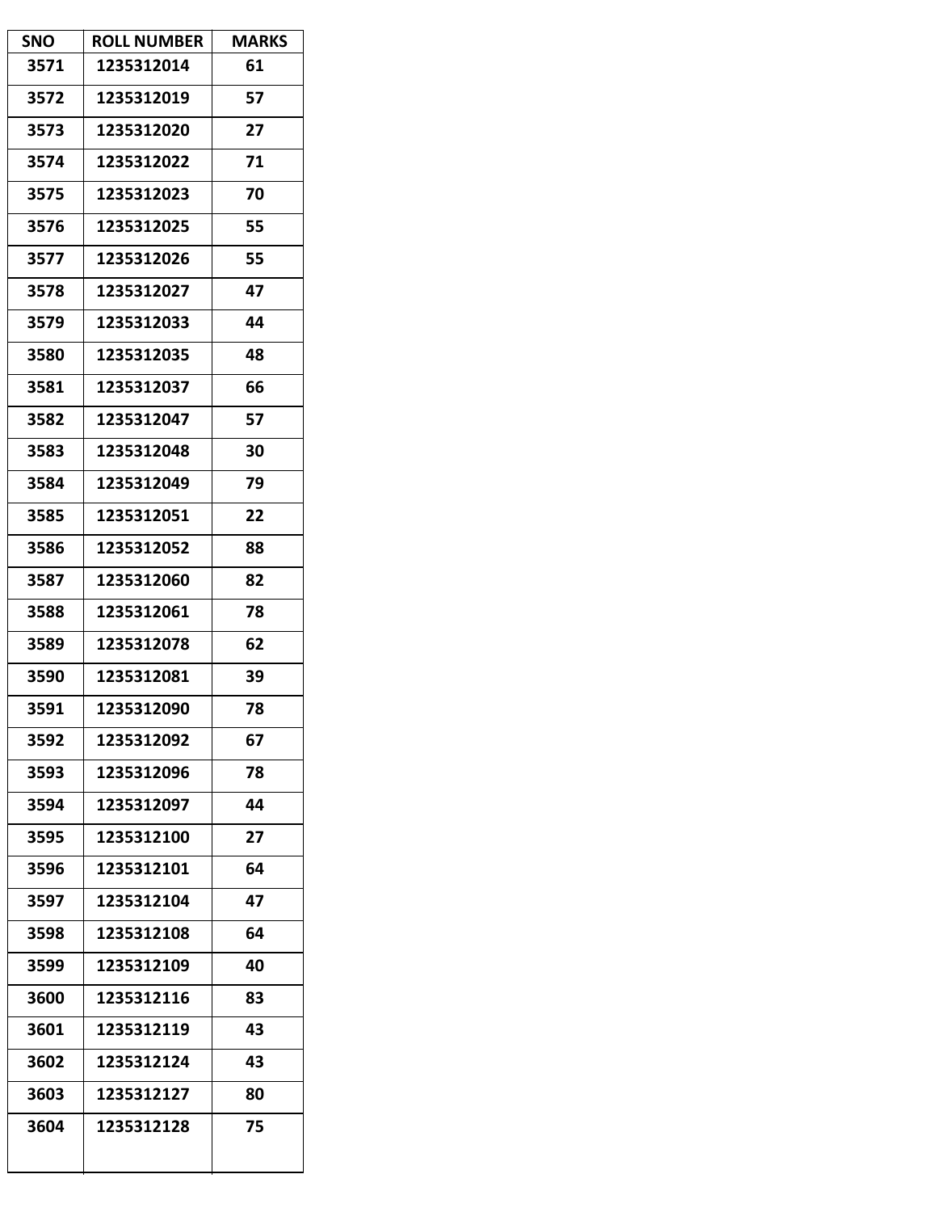| SNO | ROLL NUMBER | MARKS |
|---|---|---|
| 3571 | 1235312014 | 61 |
| 3572 | 1235312019 | 57 |
| 3573 | 1235312020 | 27 |
| 3574 | 1235312022 | 71 |
| 3575 | 1235312023 | 70 |
| 3576 | 1235312025 | 55 |
| 3577 | 1235312026 | 55 |
| 3578 | 1235312027 | 47 |
| 3579 | 1235312033 | 44 |
| 3580 | 1235312035 | 48 |
| 3581 | 1235312037 | 66 |
| 3582 | 1235312047 | 57 |
| 3583 | 1235312048 | 30 |
| 3584 | 1235312049 | 79 |
| 3585 | 1235312051 | 22 |
| 3586 | 1235312052 | 88 |
| 3587 | 1235312060 | 82 |
| 3588 | 1235312061 | 78 |
| 3589 | 1235312078 | 62 |
| 3590 | 1235312081 | 39 |
| 3591 | 1235312090 | 78 |
| 3592 | 1235312092 | 67 |
| 3593 | 1235312096 | 78 |
| 3594 | 1235312097 | 44 |
| 3595 | 1235312100 | 27 |
| 3596 | 1235312101 | 64 |
| 3597 | 1235312104 | 47 |
| 3598 | 1235312108 | 64 |
| 3599 | 1235312109 | 40 |
| 3600 | 1235312116 | 83 |
| 3601 | 1235312119 | 43 |
| 3602 | 1235312124 | 43 |
| 3603 | 1235312127 | 80 |
| 3604 | 1235312128 | 75 |